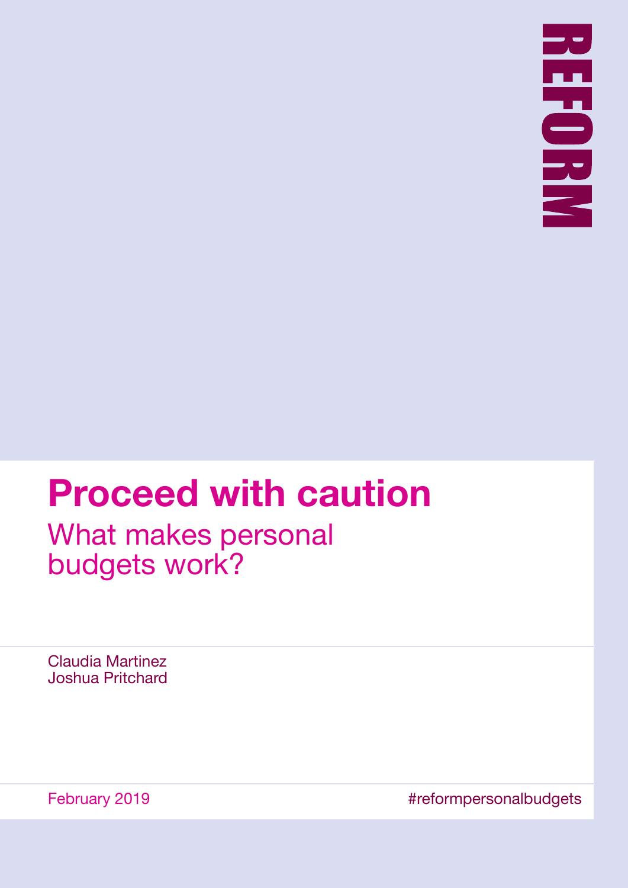REFORM

# Proceed with caution

## What makes personal budgets work?

Claudia Martinez
Joshua Pritchard

February 2019

#reformpersonalbudgets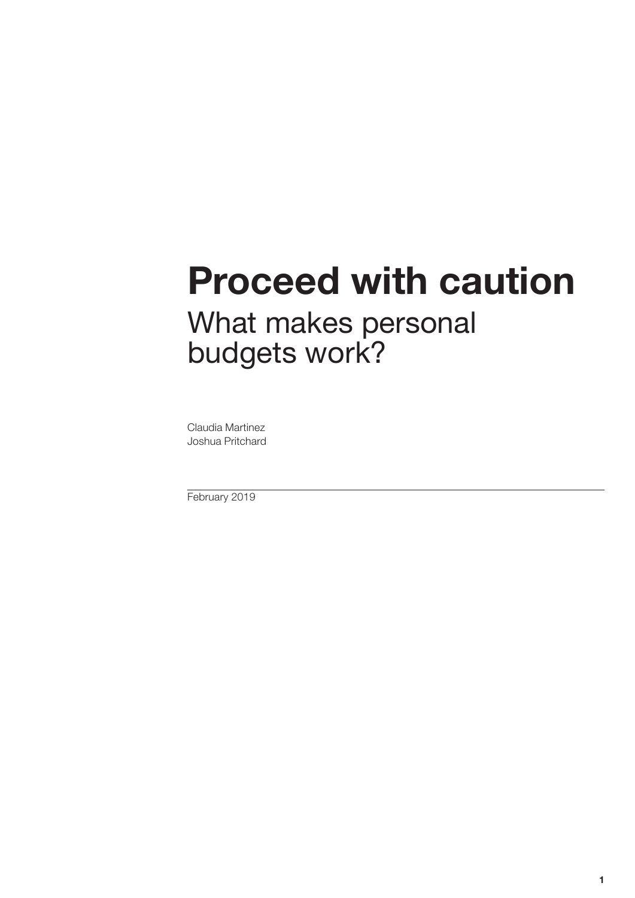# Proceed with caution

## What makes personal budgets work?

Claudia Martinez
Joshua Pritchard

February 2019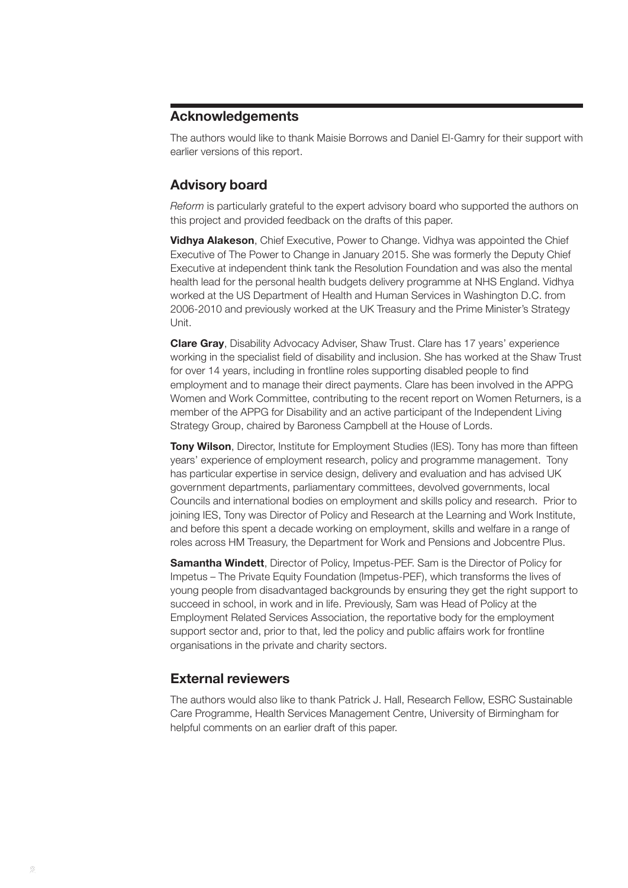## Acknowledgements

The authors would like to thank Maisie Borrows and Daniel El-Gamry for their support with earlier versions of this report.

## Advisory board

*Reform* is particularly grateful to the expert advisory board who supported the authors on this project and provided feedback on the drafts of this paper.

**Vidhya Alakeson**, Chief Executive, Power to Change. Vidhya was appointed the Chief Executive of The Power to Change in January 2015. She was formerly the Deputy Chief Executive at independent think tank the Resolution Foundation and was also the mental health lead for the personal health budgets delivery programme at NHS England. Vidhya worked at the US Department of Health and Human Services in Washington D.C. from 2006-2010 and previously worked at the UK Treasury and the Prime Minister's Strategy Unit.

**Clare Gray**, Disability Advocacy Adviser, Shaw Trust. Clare has 17 years' experience working in the specialist field of disability and inclusion. She has worked at the Shaw Trust for over 14 years, including in frontline roles supporting disabled people to find employment and to manage their direct payments. Clare has been involved in the APPG Women and Work Committee, contributing to the recent report on Women Returners, is a member of the APPG for Disability and an active participant of the Independent Living Strategy Group, chaired by Baroness Campbell at the House of Lords.

**Tony Wilson**, Director, Institute for Employment Studies (IES). Tony has more than fifteen years' experience of employment research, policy and programme management. Tony has particular expertise in service design, delivery and evaluation and has advised UK government departments, parliamentary committees, devolved governments, local Councils and international bodies on employment and skills policy and research. Prior to joining IES, Tony was Director of Policy and Research at the Learning and Work Institute, and before this spent a decade working on employment, skills and welfare in a range of roles across HM Treasury, the Department for Work and Pensions and Jobcentre Plus.

**Samantha Windett**, Director of Policy, Impetus-PEF. Sam is the Director of Policy for Impetus – The Private Equity Foundation (Impetus-PEF), which transforms the lives of young people from disadvantaged backgrounds by ensuring they get the right support to succeed in school, in work and in life. Previously, Sam was Head of Policy at the Employment Related Services Association, the reportative body for the employment support sector and, prior to that, led the policy and public affairs work for frontline organisations in the private and charity sectors.

## External reviewers

The authors would also like to thank Patrick J. Hall, Research Fellow, ESRC Sustainable Care Programme, Health Services Management Centre, University of Birmingham for helpful comments on an earlier draft of this paper.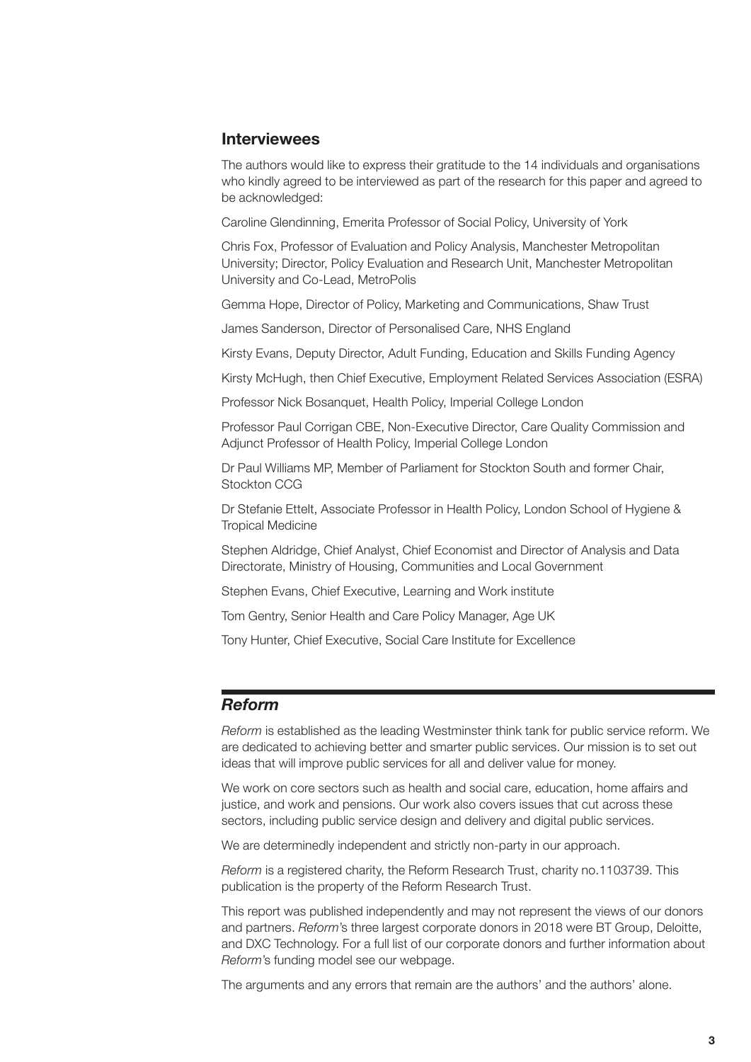## Interviewees

The authors would like to express their gratitude to the 14 individuals and organisations who kindly agreed to be interviewed as part of the research for this paper and agreed to be acknowledged:

Caroline Glendinning, Emerita Professor of Social Policy, University of York

Chris Fox, Professor of Evaluation and Policy Analysis, Manchester Metropolitan University; Director, Policy Evaluation and Research Unit, Manchester Metropolitan University and Co-Lead, MetroPolis

Gemma Hope, Director of Policy, Marketing and Communications, Shaw Trust

James Sanderson, Director of Personalised Care, NHS England

Kirsty Evans, Deputy Director, Adult Funding, Education and Skills Funding Agency

Kirsty McHugh, then Chief Executive, Employment Related Services Association (ESRA)

Professor Nick Bosanquet, Health Policy, Imperial College London

Professor Paul Corrigan CBE, Non-Executive Director, Care Quality Commission and Adjunct Professor of Health Policy, Imperial College London

Dr Paul Williams MP, Member of Parliament for Stockton South and former Chair, Stockton CCG

Dr Stefanie Ettelt, Associate Professor in Health Policy, London School of Hygiene & Tropical Medicine

Stephen Aldridge, Chief Analyst, Chief Economist and Director of Analysis and Data Directorate, Ministry of Housing, Communities and Local Government

Stephen Evans, Chief Executive, Learning and Work institute

Tom Gentry, Senior Health and Care Policy Manager, Age UK

Tony Hunter, Chief Executive, Social Care Institute for Excellence

## *Reform*

*Reform* is established as the leading Westminster think tank for public service reform. We are dedicated to achieving better and smarter public services. Our mission is to set out ideas that will improve public services for all and deliver value for money.

We work on core sectors such as health and social care, education, home affairs and justice, and work and pensions. Our work also covers issues that cut across these sectors, including public service design and delivery and digital public services.

We are determinedly independent and strictly non-party in our approach.

*Reform* is a registered charity, the Reform Research Trust, charity no.1103739. This publication is the property of the Reform Research Trust.

This report was published independently and may not represent the views of our donors and partners. *Reform*'s three largest corporate donors in 2018 were BT Group, Deloitte, and DXC Technology. For a full list of our corporate donors and further information about *Reform*'s funding model see our webpage.

The arguments and any errors that remain are the authors' and the authors' alone.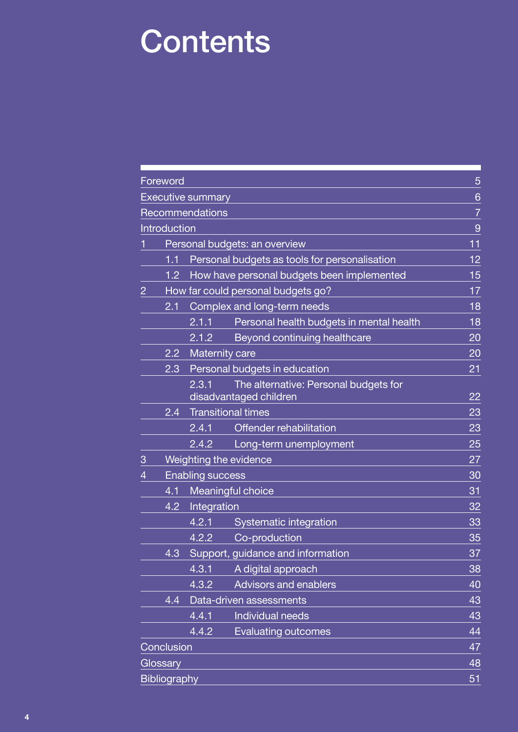# Contents

| | |
|---|---|
| Foreword | 5 |
| Executive summary | 6 |
| Recommendations | 7 |
| Introduction | 9 |
| 1 Personal budgets: an overview | 11 |
| 1.1 Personal budgets as tools for personalisation | 12 |
| 1.2 How have personal budgets been implemented | 15 |
| 2 How far could personal budgets go? | 17 |
| 2.1 Complex and long-term needs | 18 |
| 2.1.1 Personal health budgets in mental health | 18 |
| 2.1.2 Beyond continuing healthcare | 20 |
| 2.2 Maternity care | 20 |
| 2.3 Personal budgets in education | 21 |
| 2.3.1 The alternative: Personal budgets for disadvantaged children | 22 |
| 2.4 Transitional times | 23 |
| 2.4.1 Offender rehabilitation | 23 |
| 2.4.2 Long-term unemployment | 25 |
| 3 Weighting the evidence | 27 |
| 4 Enabling success | 30 |
| 4.1 Meaningful choice | 31 |
| 4.2 Integration | 32 |
| 4.2.1 Systematic integration | 33 |
| 4.2.2 Co-production | 35 |
| 4.3 Support, guidance and information | 37 |
| 4.3.1 A digital approach | 38 |
| 4.3.2 Advisors and enablers | 40 |
| 4.4 Data-driven assessments | 43 |
| 4.4.1 Individual needs | 43 |
| 4.4.2 Evaluating outcomes | 44 |
| Conclusion | 47 |
| Glossary | 48 |
| Bibliography | 51 |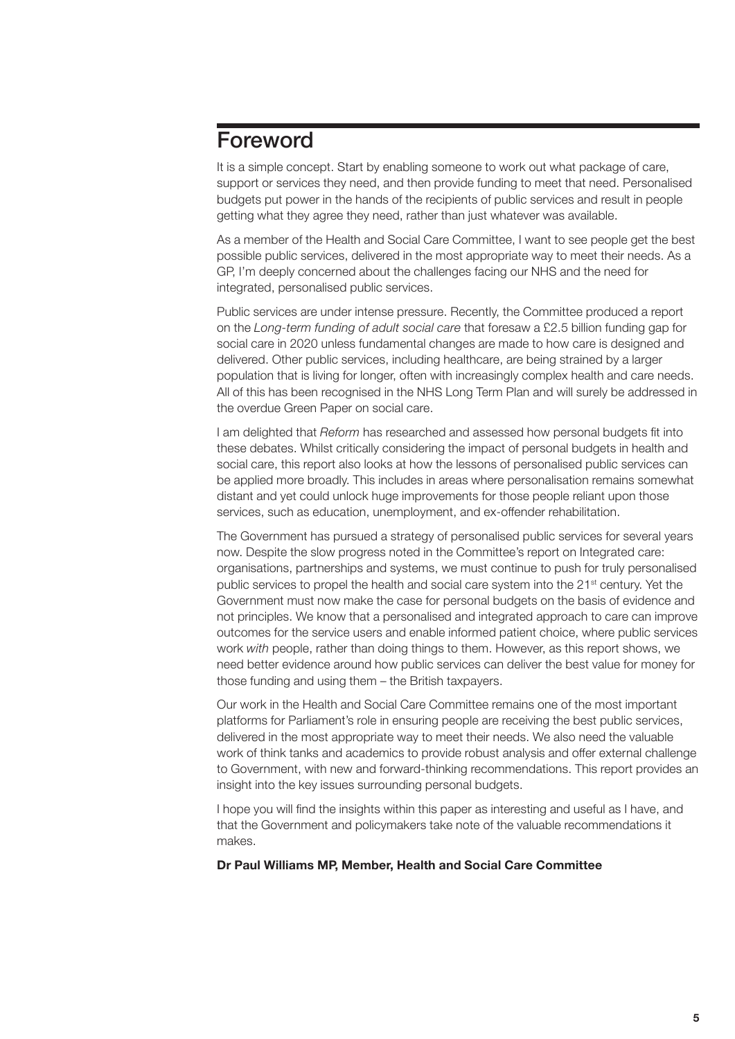# Foreword

It is a simple concept. Start by enabling someone to work out what package of care, support or services they need, and then provide funding to meet that need. Personalised budgets put power in the hands of the recipients of public services and result in people getting what they agree they need, rather than just whatever was available.

As a member of the Health and Social Care Committee, I want to see people get the best possible public services, delivered in the most appropriate way to meet their needs. As a GP, I'm deeply concerned about the challenges facing our NHS and the need for integrated, personalised public services.

Public services are under intense pressure. Recently, the Committee produced a report on the *Long-term funding of adult social care* that foresaw a £2.5 billion funding gap for social care in 2020 unless fundamental changes are made to how care is designed and delivered. Other public services, including healthcare, are being strained by a larger population that is living for longer, often with increasingly complex health and care needs. All of this has been recognised in the NHS Long Term Plan and will surely be addressed in the overdue Green Paper on social care.

I am delighted that *Reform* has researched and assessed how personal budgets fit into these debates. Whilst critically considering the impact of personal budgets in health and social care, this report also looks at how the lessons of personalised public services can be applied more broadly. This includes in areas where personalisation remains somewhat distant and yet could unlock huge improvements for those people reliant upon those services, such as education, unemployment, and ex-offender rehabilitation.

The Government has pursued a strategy of personalised public services for several years now. Despite the slow progress noted in the Committee's report on Integrated care: organisations, partnerships and systems, we must continue to push for truly personalised public services to propel the health and social care system into the 21st century. Yet the Government must now make the case for personal budgets on the basis of evidence and not principles. We know that a personalised and integrated approach to care can improve outcomes for the service users and enable informed patient choice, where public services work *with* people, rather than doing things to them. However, as this report shows, we need better evidence around how public services can deliver the best value for money for those funding and using them – the British taxpayers.

Our work in the Health and Social Care Committee remains one of the most important platforms for Parliament's role in ensuring people are receiving the best public services, delivered in the most appropriate way to meet their needs. We also need the valuable work of think tanks and academics to provide robust analysis and offer external challenge to Government, with new and forward-thinking recommendations. This report provides an insight into the key issues surrounding personal budgets.

I hope you will find the insights within this paper as interesting and useful as I have, and that the Government and policymakers take note of the valuable recommendations it makes.

**Dr Paul Williams MP, Member, Health and Social Care Committee**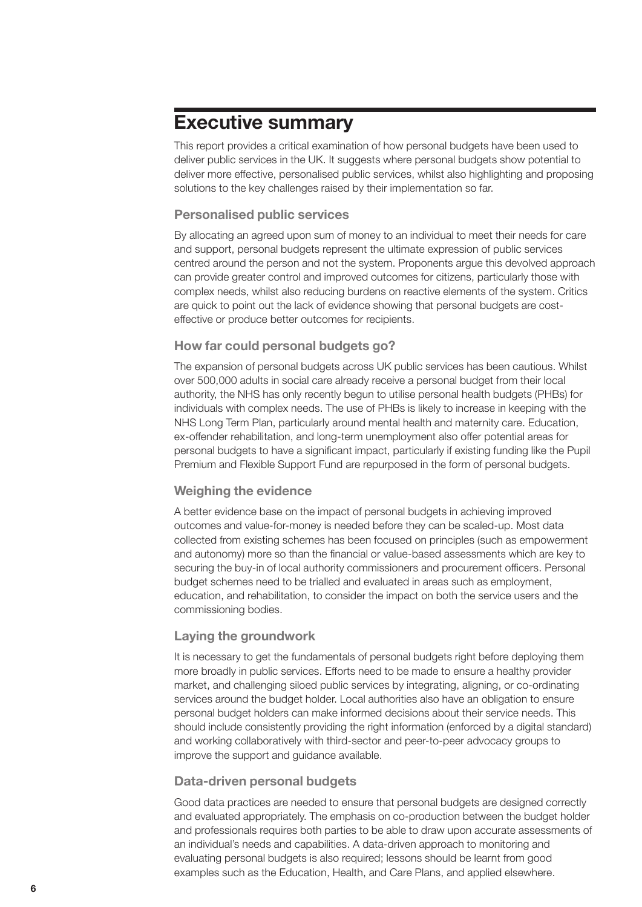# Executive summary

This report provides a critical examination of how personal budgets have been used to deliver public services in the UK. It suggests where personal budgets show potential to deliver more effective, personalised public services, whilst also highlighting and proposing solutions to the key challenges raised by their implementation so far.

## Personalised public services

By allocating an agreed upon sum of money to an individual to meet their needs for care and support, personal budgets represent the ultimate expression of public services centred around the person and not the system. Proponents argue this devolved approach can provide greater control and improved outcomes for citizens, particularly those with complex needs, whilst also reducing burdens on reactive elements of the system. Critics are quick to point out the lack of evidence showing that personal budgets are cost-effective or produce better outcomes for recipients.

## How far could personal budgets go?

The expansion of personal budgets across UK public services has been cautious. Whilst over 500,000 adults in social care already receive a personal budget from their local authority, the NHS has only recently begun to utilise personal health budgets (PHBs) for individuals with complex needs. The use of PHBs is likely to increase in keeping with the NHS Long Term Plan, particularly around mental health and maternity care. Education, ex-offender rehabilitation, and long-term unemployment also offer potential areas for personal budgets to have a significant impact, particularly if existing funding like the Pupil Premium and Flexible Support Fund are repurposed in the form of personal budgets.

## Weighing the evidence

A better evidence base on the impact of personal budgets in achieving improved outcomes and value-for-money is needed before they can be scaled-up. Most data collected from existing schemes has been focused on principles (such as empowerment and autonomy) more so than the financial or value-based assessments which are key to securing the buy-in of local authority commissioners and procurement officers. Personal budget schemes need to be trialled and evaluated in areas such as employment, education, and rehabilitation, to consider the impact on both the service users and the commissioning bodies.

## Laying the groundwork

It is necessary to get the fundamentals of personal budgets right before deploying them more broadly in public services. Efforts need to be made to ensure a healthy provider market, and challenging siloed public services by integrating, aligning, or co-ordinating services around the budget holder. Local authorities also have an obligation to ensure personal budget holders can make informed decisions about their service needs. This should include consistently providing the right information (enforced by a digital standard) and working collaboratively with third-sector and peer-to-peer advocacy groups to improve the support and guidance available.

## Data-driven personal budgets

Good data practices are needed to ensure that personal budgets are designed correctly and evaluated appropriately. The emphasis on co-production between the budget holder and professionals requires both parties to be able to draw upon accurate assessments of an individual's needs and capabilities. A data-driven approach to monitoring and evaluating personal budgets is also required; lessons should be learnt from good examples such as the Education, Health, and Care Plans, and applied elsewhere.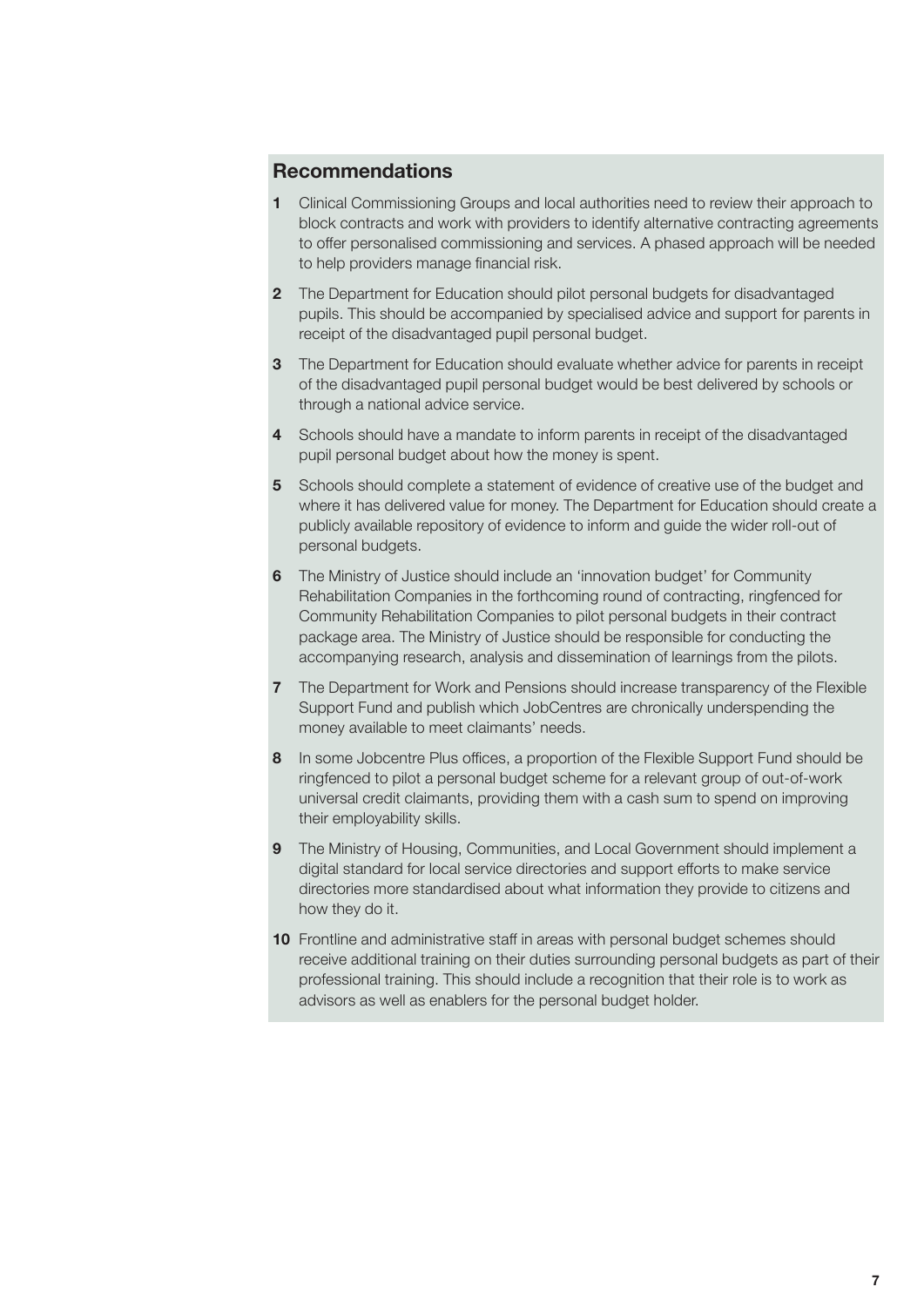## Recommendations

1. Clinical Commissioning Groups and local authorities need to review their approach to block contracts and work with providers to identify alternative contracting agreements to offer personalised commissioning and services. A phased approach will be needed to help providers manage financial risk.

2. The Department for Education should pilot personal budgets for disadvantaged pupils. This should be accompanied by specialised advice and support for parents in receipt of the disadvantaged pupil personal budget.

3. The Department for Education should evaluate whether advice for parents in receipt of the disadvantaged pupil personal budget would be best delivered by schools or through a national advice service.

4. Schools should have a mandate to inform parents in receipt of the disadvantaged pupil personal budget about how the money is spent.

5. Schools should complete a statement of evidence of creative use of the budget and where it has delivered value for money. The Department for Education should create a publicly available repository of evidence to inform and guide the wider roll-out of personal budgets.

6. The Ministry of Justice should include an 'innovation budget' for Community Rehabilitation Companies in the forthcoming round of contracting, ringfenced for Community Rehabilitation Companies to pilot personal budgets in their contract package area. The Ministry of Justice should be responsible for conducting the accompanying research, analysis and dissemination of learnings from the pilots.

7. The Department for Work and Pensions should increase transparency of the Flexible Support Fund and publish which JobCentres are chronically underspending the money available to meet claimants' needs.

8. In some Jobcentre Plus offices, a proportion of the Flexible Support Fund should be ringfenced to pilot a personal budget scheme for a relevant group of out-of-work universal credit claimants, providing them with a cash sum to spend on improving their employability skills.

9. The Ministry of Housing, Communities, and Local Government should implement a digital standard for local service directories and support efforts to make service directories more standardised about what information they provide to citizens and how they do it.

10. Frontline and administrative staff in areas with personal budget schemes should receive additional training on their duties surrounding personal budgets as part of their professional training. This should include a recognition that their role is to work as advisors as well as enablers for the personal budget holder.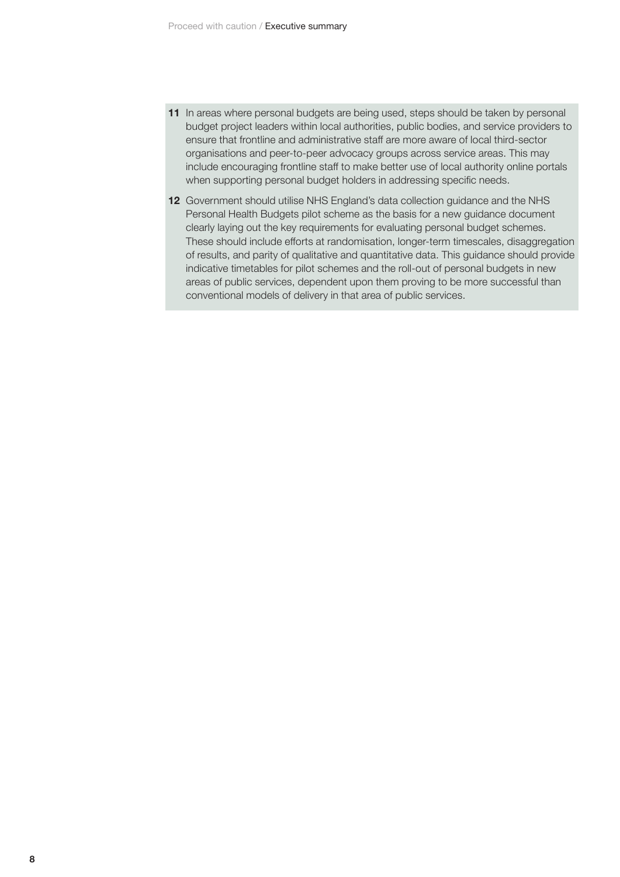**11** In areas where personal budgets are being used, steps should be taken by personal budget project leaders within local authorities, public bodies, and service providers to ensure that frontline and administrative staff are more aware of local third-sector organisations and peer-to-peer advocacy groups across service areas. This may include encouraging frontline staff to make better use of local authority online portals when supporting personal budget holders in addressing specific needs.

**12** Government should utilise NHS England's data collection guidance and the NHS Personal Health Budgets pilot scheme as the basis for a new guidance document clearly laying out the key requirements for evaluating personal budget schemes. These should include efforts at randomisation, longer-term timescales, disaggregation of results, and parity of qualitative and quantitative data. This guidance should provide indicative timetables for pilot schemes and the roll-out of personal budgets in new areas of public services, dependent upon them proving to be more successful than conventional models of delivery in that area of public services.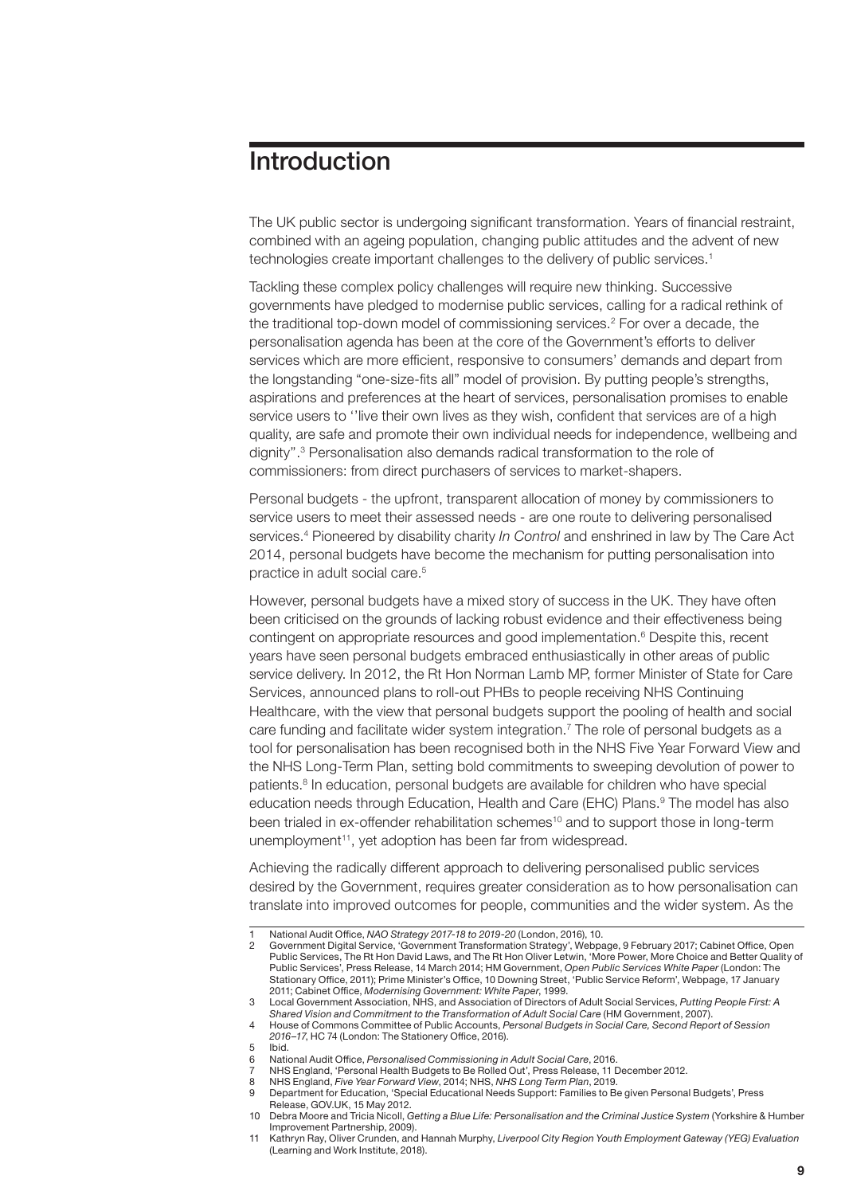# Introduction

The UK public sector is undergoing significant transformation. Years of financial restraint, combined with an ageing population, changing public attitudes and the advent of new technologies create important challenges to the delivery of public services.[1]

Tackling these complex policy challenges will require new thinking. Successive governments have pledged to modernise public services, calling for a radical rethink of the traditional top-down model of commissioning services.[2] For over a decade, the personalisation agenda has been at the core of the Government's efforts to deliver services which are more efficient, responsive to consumers' demands and depart from the longstanding "one-size-fits all" model of provision. By putting people's strengths, aspirations and preferences at the heart of services, personalisation promises to enable service users to ''live their own lives as they wish, confident that services are of a high quality, are safe and promote their own individual needs for independence, wellbeing and dignity".[3] Personalisation also demands radical transformation to the role of commissioners: from direct purchasers of services to market-shapers.

Personal budgets - the upfront, transparent allocation of money by commissioners to service users to meet their assessed needs - are one route to delivering personalised services.[4] Pioneered by disability charity *In Control* and enshrined in law by The Care Act 2014, personal budgets have become the mechanism for putting personalisation into practice in adult social care.[5]

However, personal budgets have a mixed story of success in the UK. They have often been criticised on the grounds of lacking robust evidence and their effectiveness being contingent on appropriate resources and good implementation.[6] Despite this, recent years have seen personal budgets embraced enthusiastically in other areas of public service delivery. In 2012, the Rt Hon Norman Lamb MP, former Minister of State for Care Services, announced plans to roll-out PHBs to people receiving NHS Continuing Healthcare, with the view that personal budgets support the pooling of health and social care funding and facilitate wider system integration.[7] The role of personal budgets as a tool for personalisation has been recognised both in the NHS Five Year Forward View and the NHS Long-Term Plan, setting bold commitments to sweeping devolution of power to patients.[8] In education, personal budgets are available for children who have special education needs through Education, Health and Care (EHC) Plans.[9] The model has also been trialed in ex-offender rehabilitation schemes[10] and to support those in long-term unemployment[11], yet adoption has been far from widespread.

Achieving the radically different approach to delivering personalised public services desired by the Government, requires greater consideration as to how personalisation can translate into improved outcomes for people, communities and the wider system. As the

---

1 National Audit Office, *NAO Strategy 2017-18 to 2019-20* (London, 2016), 10.

2 Government Digital Service, 'Government Transformation Strategy', Webpage, 9 February 2017; Cabinet Office, Open Public Services, The Rt Hon David Laws, and The Rt Hon Oliver Letwin, 'More Power, More Choice and Better Quality of Public Services', Press Release, 14 March 2014; HM Government, *Open Public Services White Paper* (London: The Stationary Office, 2011); Prime Minister's Office, 10 Downing Street, 'Public Service Reform', Webpage, 17 January 2011; Cabinet Office, *Modernising Government: White Paper*, 1999.

3 Local Government Association, NHS, and Association of Directors of Adult Social Services, *Putting People First: A Shared Vision and Commitment to the Transformation of Adult Social Care* (HM Government, 2007).

4 House of Commons Committee of Public Accounts, *Personal Budgets in Social Care, Second Report of Session 2016–17*, HC 74 (London: The Stationery Office, 2016).

5 Ibid.

6 National Audit Office, *Personalised Commissioning in Adult Social Care*, 2016.

7 NHS England, 'Personal Health Budgets to Be Rolled Out', Press Release, 11 December 2012.

8 NHS England, *Five Year Forward View*, 2014; NHS, *NHS Long Term Plan*, 2019.

9 Department for Education, 'Special Educational Needs Support: Families to Be given Personal Budgets', Press Release, GOV.UK, 15 May 2012.

10 Debra Moore and Tricia Nicoll, *Getting a Blue Life: Personalisation and the Criminal Justice System* (Yorkshire & Humber Improvement Partnership, 2009).

11 Kathryn Ray, Oliver Crunden, and Hannah Murphy, *Liverpool City Region Youth Employment Gateway (YEG) Evaluation* (Learning and Work Institute, 2018).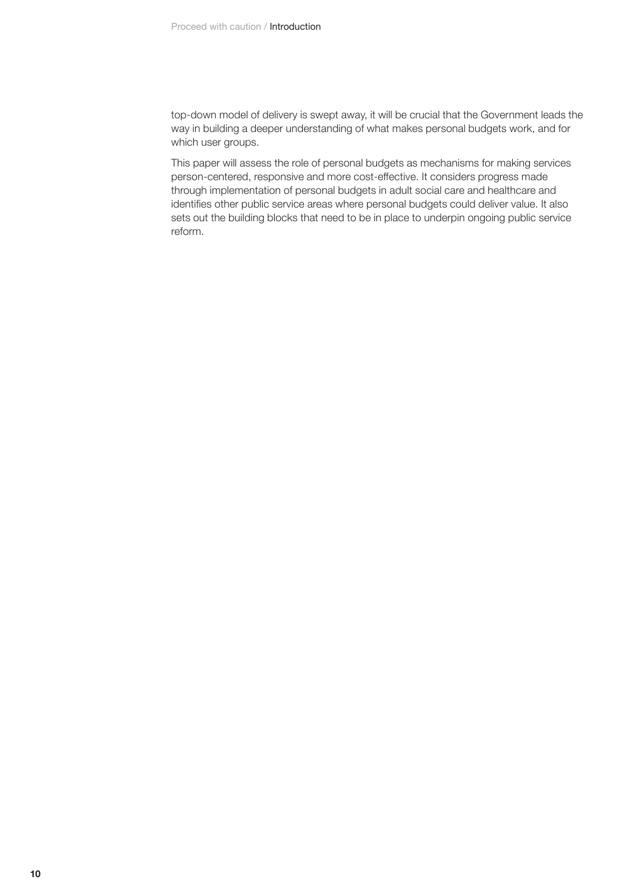top-down model of delivery is swept away, it will be crucial that the Government leads the way in building a deeper understanding of what makes personal budgets work, and for which user groups.

This paper will assess the role of personal budgets as mechanisms for making services person-centered, responsive and more cost-effective. It considers progress made through implementation of personal budgets in adult social care and healthcare and identifies other public service areas where personal budgets could deliver value. It also sets out the building blocks that need to be in place to underpin ongoing public service reform.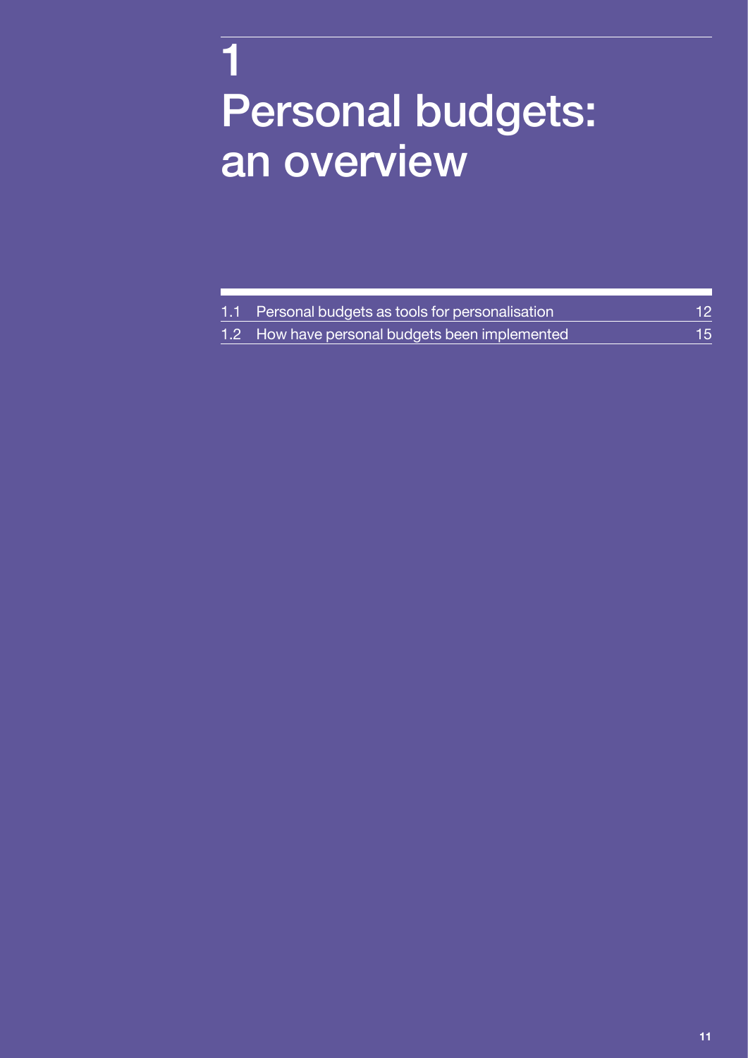# 1 Personal budgets: an overview

| | | |
|---|---|---|
| 1.1 | Personal budgets as tools for personalisation | 12 |
| 1.2 | How have personal budgets been implemented | 15 |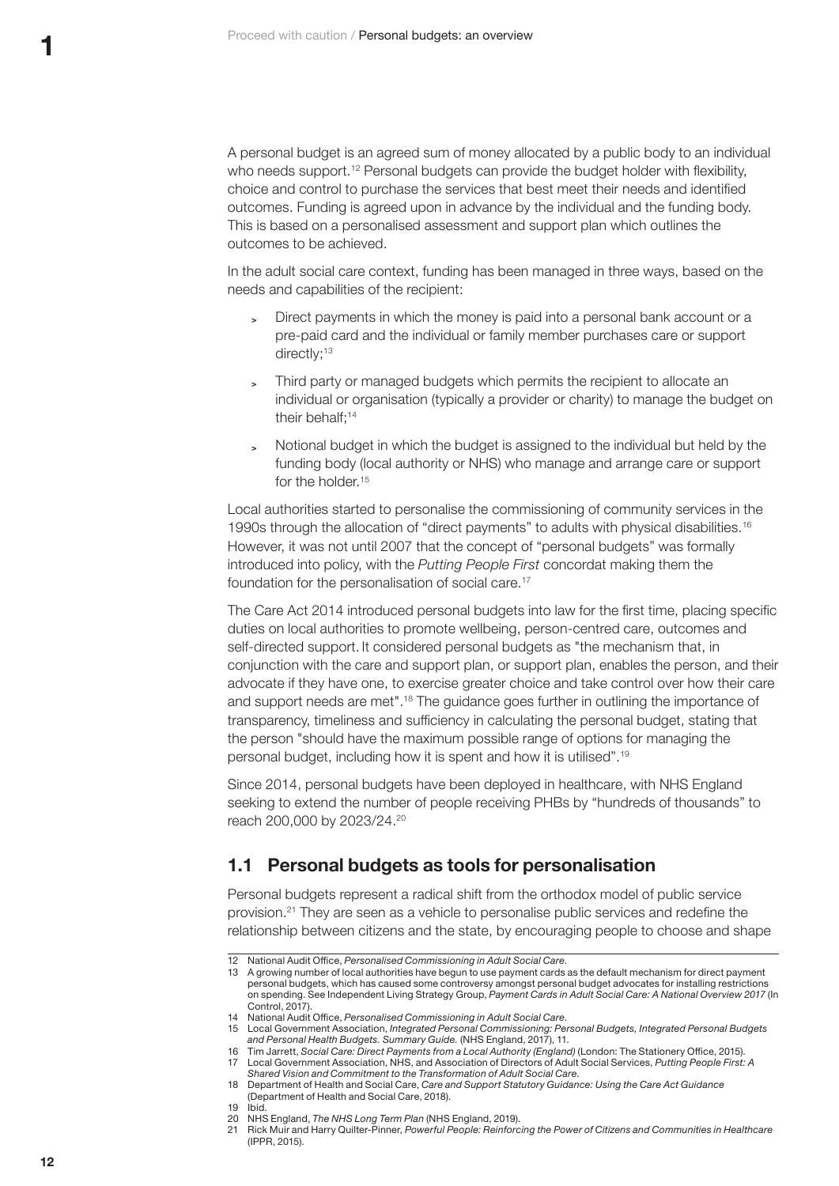A personal budget is an agreed sum of money allocated by a public body to an individual who needs support.[12] Personal budgets can provide the budget holder with flexibility, choice and control to purchase the services that best meet their needs and identified outcomes. Funding is agreed upon in advance by the individual and the funding body. This is based on a personalised assessment and support plan which outlines the outcomes to be achieved.

In the adult social care context, funding has been managed in three ways, based on the needs and capabilities of the recipient:

- Direct payments in which the money is paid into a personal bank account or a pre-paid card and the individual or family member purchases care or support directly;[13]
- Third party or managed budgets which permits the recipient to allocate an individual or organisation (typically a provider or charity) to manage the budget on their behalf;[14]
- Notional budget in which the budget is assigned to the individual but held by the funding body (local authority or NHS) who manage and arrange care or support for the holder.[15]

Local authorities started to personalise the commissioning of community services in the 1990s through the allocation of "direct payments" to adults with physical disabilities.[16] However, it was not until 2007 that the concept of "personal budgets" was formally introduced into policy, with the *Putting People First* concordat making them the foundation for the personalisation of social care.[17]

The Care Act 2014 introduced personal budgets into law for the first time, placing specific duties on local authorities to promote wellbeing, person-centred care, outcomes and self-directed support. It considered personal budgets as "the mechanism that, in conjunction with the care and support plan, or support plan, enables the person, and their advocate if they have one, to exercise greater choice and take control over how their care and support needs are met".[18] The guidance goes further in outlining the importance of transparency, timeliness and sufficiency in calculating the personal budget, stating that the person "should have the maximum possible range of options for managing the personal budget, including how it is spent and how it is utilised".[19]

Since 2014, personal budgets have been deployed in healthcare, with NHS England seeking to extend the number of people receiving PHBs by "hundreds of thousands" to reach 200,000 by 2023/24.[20]

## 1.1 Personal budgets as tools for personalisation

Personal budgets represent a radical shift from the orthodox model of public service provision.[21] They are seen as a vehicle to personalise public services and redefine the relationship between citizens and the state, by encouraging people to choose and shape

---

12 National Audit Office, *Personalised Commissioning in Adult Social Care*.

13 A growing number of local authorities have begun to use payment cards as the default mechanism for direct payment personal budgets, which has caused some controversy amongst personal budget advocates for installing restrictions on spending. See Independent Living Strategy Group, *Payment Cards in Adult Social Care: A National Overview 2017* (In Control, 2017).

14 National Audit Office, *Personalised Commissioning in Adult Social Care*.

15 Local Government Association, *Integrated Personal Commissioning: Personal Budgets, Integrated Personal Budgets and Personal Health Budgets. Summary Guide.* (NHS England, 2017), 11.

16 Tim Jarrett, *Social Care: Direct Payments from a Local Authority (England)* (London: The Stationery Office, 2015).

17 Local Government Association, NHS, and Association of Directors of Adult Social Services, *Putting People First: A Shared Vision and Commitment to the Transformation of Adult Social Care*.

18 Department of Health and Social Care, *Care and Support Statutory Guidance: Using the Care Act Guidance* (Department of Health and Social Care, 2018).

19 Ibid.

20 NHS England, *The NHS Long Term Plan* (NHS England, 2019).

21 Rick Muir and Harry Quilter-Pinner, *Powerful People: Reinforcing the Power of Citizens and Communities in Healthcare* (IPPR, 2015).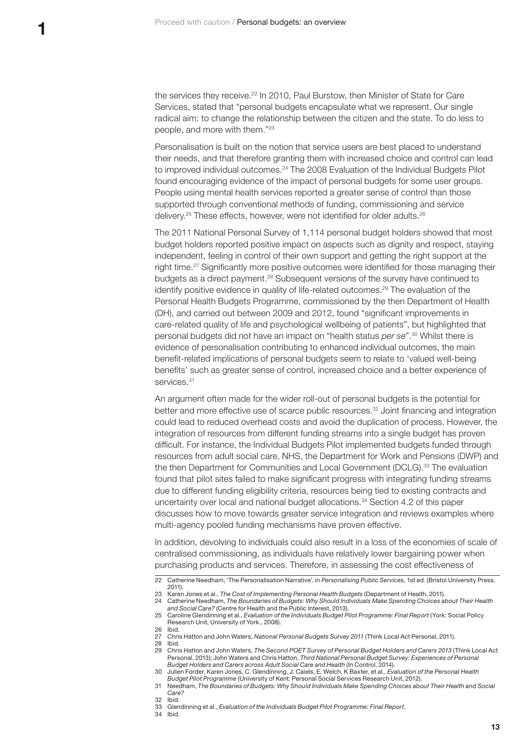the services they receive.[22] In 2010, Paul Burstow, then Minister of State for Care Services, stated that "personal budgets encapsulate what we represent. Our single radical aim: to change the relationship between the citizen and the state. To do less to people, and more with them."[23]

Personalisation is built on the notion that service users are best placed to understand their needs, and that therefore granting them with increased choice and control can lead to improved individual outcomes.[24] The 2008 Evaluation of the Individual Budgets Pilot found encouraging evidence of the impact of personal budgets for some user groups. People using mental health services reported a greater sense of control than those supported through conventional methods of funding, commissioning and service delivery.[25] These effects, however, were not identified for older adults.[26]

The 2011 National Personal Survey of 1,114 personal budget holders showed that most budget holders reported positive impact on aspects such as dignity and respect, staying independent, feeling in control of their own support and getting the right support at the right time.[27] Significantly more positive outcomes were identified for those managing their budgets as a direct payment.[28] Subsequent versions of the survey have continued to identify positive evidence in quality of life-related outcomes.[29] The evaluation of the Personal Health Budgets Programme, commissioned by the then Department of Health (DH), and carried out between 2009 and 2012, found "significant improvements in care-related quality of life and psychological wellbeing of patients", but highlighted that personal budgets did not have an impact on "health status *per se*".[30] Whilst there is evidence of personalisation contributing to enhanced individual outcomes, the main benefit-related implications of personal budgets seem to relate to 'valued well-being benefits' such as greater sense of control, increased choice and a better experience of services.[31]

An argument often made for the wider roll-out of personal budgets is the potential for better and more effective use of scarce public resources.[32] Joint financing and integration could lead to reduced overhead costs and avoid the duplication of process. However, the integration of resources from different funding streams into a single budget has proven difficult. For instance, the Individual Budgets Pilot implemented budgets funded through resources from adult social care, NHS, the Department for Work and Pensions (DWP) and the then Department for Communities and Local Government (DCLG).[33] The evaluation found that pilot sites failed to make significant progress with integrating funding streams due to different funding eligibility criteria, resources being tied to existing contracts and uncertainty over local and national budget allocations.[34] Section 4.2 of this paper discusses how to move towards greater service integration and reviews examples where multi-agency pooled funding mechanisms have proven effective.

In addition, devolving to individuals could also result in a loss of the economies of scale of centralised commissioning, as individuals have relatively lower bargaining power when purchasing products and services. Therefore, in assessing the cost effectiveness of

---

22 Catherine Needham, 'The Personalisation Narrative', in *Personalising Public Services*, 1st ed. (Bristol University Press, 2011).
23 Karen Jones et al., *The Cost of Implementing Personal Health Budgets* (Department of Health, 2011).
24 Catherine Needham, *The Boundaries of Budgets: Why Should Individuals Make Spending Choices about Their Health and Social Care?* (Centre for Health and the Public Interest, 2013).
25 Caroline Glendinning et al., *Evaluation of the Individuals Budget Pilot Programme: Final Report* (York: Social Policy Research Unit, University of York., 2008).
26 Ibid.
27 Chris Hatton and John Waters, *National Personal Budgets Survey 2011* (Think Local Act Personal, 2011).
28 Ibid.
29 Chris Hatton and John Waters, *The Second POET Survey of Personal Budget Holders and Carers 2013* (Think Local Act Personal, 2013); John Waters and Chris Hatton, *Third National Personal Budget Survey: Experiences of Personal Budget Holders and Carers across Adult Social Care and Health* (In Control, 2014).
30 Julien Forder, Karen Jones, C. Glendinning, J. Caiels, E. Welch, K Baxter, et al., *Evaluation of the Personal Health Budget Pilot Programme* (University of Kent: Personal Social Services Research Unit, 2012).
31 Needham, *The Boundaries of Budgets: Why Should Individuals Make Spending Choices about Their Health and Social Care?*
32 Ibid.
33 Glendinning et al., *Evaluation of the Individuals Budget Pilot Programme: Final Report*.
34 Ibid.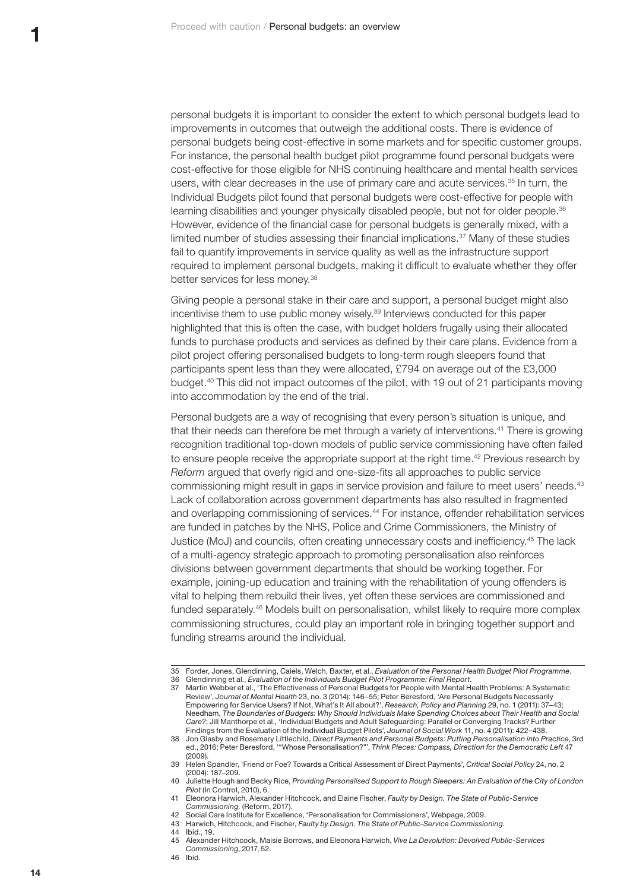personal budgets it is important to consider the extent to which personal budgets lead to improvements in outcomes that outweigh the additional costs. There is evidence of personal budgets being cost-effective in some markets and for specific customer groups. For instance, the personal health budget pilot programme found personal budgets were cost-effective for those eligible for NHS continuing healthcare and mental health services users, with clear decreases in the use of primary care and acute services.[35] In turn, the Individual Budgets pilot found that personal budgets were cost-effective for people with learning disabilities and younger physically disabled people, but not for older people.[36] However, evidence of the financial case for personal budgets is generally mixed, with a limited number of studies assessing their financial implications.[37] Many of these studies fail to quantify improvements in service quality as well as the infrastructure support required to implement personal budgets, making it difficult to evaluate whether they offer better services for less money.[38]

Giving people a personal stake in their care and support, a personal budget might also incentivise them to use public money wisely.[39] Interviews conducted for this paper highlighted that this is often the case, with budget holders frugally using their allocated funds to purchase products and services as defined by their care plans. Evidence from a pilot project offering personalised budgets to long-term rough sleepers found that participants spent less than they were allocated, £794 on average out of the £3,000 budget.[40] This did not impact outcomes of the pilot, with 19 out of 21 participants moving into accommodation by the end of the trial.

Personal budgets are a way of recognising that every person's situation is unique, and that their needs can therefore be met through a variety of interventions.[41] There is growing recognition traditional top-down models of public service commissioning have often failed to ensure people receive the appropriate support at the right time.[42] Previous research by *Reform* argued that overly rigid and one-size-fits all approaches to public service commissioning might result in gaps in service provision and failure to meet users' needs.[43] Lack of collaboration across government departments has also resulted in fragmented and overlapping commissioning of services.[44] For instance, offender rehabilitation services are funded in patches by the NHS, Police and Crime Commissioners, the Ministry of Justice (MoJ) and councils, often creating unnecessary costs and inefficiency.[45] The lack of a multi-agency strategic approach to promoting personalisation also reinforces divisions between government departments that should be working together. For example, joining-up education and training with the rehabilitation of young offenders is vital to helping them rebuild their lives, yet often these services are commissioned and funded separately.[46] Models built on personalisation, whilst likely to require more complex commissioning structures, could play an important role in bringing together support and funding streams around the individual.

---

35 Forder, Jones, Glendinning, Caiels, Welch, Baxter, et al., *Evaluation of the Personal Health Budget Pilot Programme*.

36 Glendinning et al., *Evaluation of the Individuals Budget Pilot Programme: Final Report*.

37 Martin Webber et al., 'The Effectiveness of Personal Budgets for People with Mental Health Problems: A Systematic Review', *Journal of Mental Health* 23, no. 3 (2014): 146–55; Peter Beresford, 'Are Personal Budgets Necessarily Empowering for Service Users? If Not, What's It All about?', *Research, Policy and Planning* 29, no. 1 (2011): 37–43; Needham, *The Boundaries of Budgets: Why Should Individuals Make Spending Choices about Their Health and Social Care?*; Jill Manthorpe et al., 'Individual Budgets and Adult Safeguarding: Parallel or Converging Tracks? Further Findings from the Evaluation of the Individual Budget Pilots', *Journal of Social Work* 11, no. 4 (2011): 422–438.

38 Jon Glasby and Rosemary Littlechild, *Direct Payments and Personal Budgets: Putting Personalisation into Practice*, 3rd ed., 2016; Peter Beresford, '"Whose Personalisation?"', *Think Pieces: Compass, Direction for the Democratic Left* 47 (2009).

39 Helen Spandler, 'Friend or Foe? Towards a Critical Assessment of Direct Payments', *Critical Social Policy* 24, no. 2 (2004): 187–209.

40 Juliette Hough and Becky Rice, *Providing Personalised Support to Rough Sleepers: An Evaluation of the City of London Pilot* (In Control, 2010), 6.

41 Eleonora Harwich, Alexander Hitchcock, and Elaine Fischer, *Faulty by Design. The State of Public-Service Commissioning.* (Reform, 2017).

42 Social Care Institute for Excellence, 'Personalisation for Commissioners', Webpage, 2009.

43 Harwich, Hitchcock, and Fischer, *Faulty by Design. The State of Public-Service Commissioning.*

44 Ibid., 19.

45 Alexander Hitchcock, Maisie Borrows, and Eleonora Harwich, *Vive La Devolution: Devolved Public-Services Commissioning*, 2017, 52.

46 Ibid.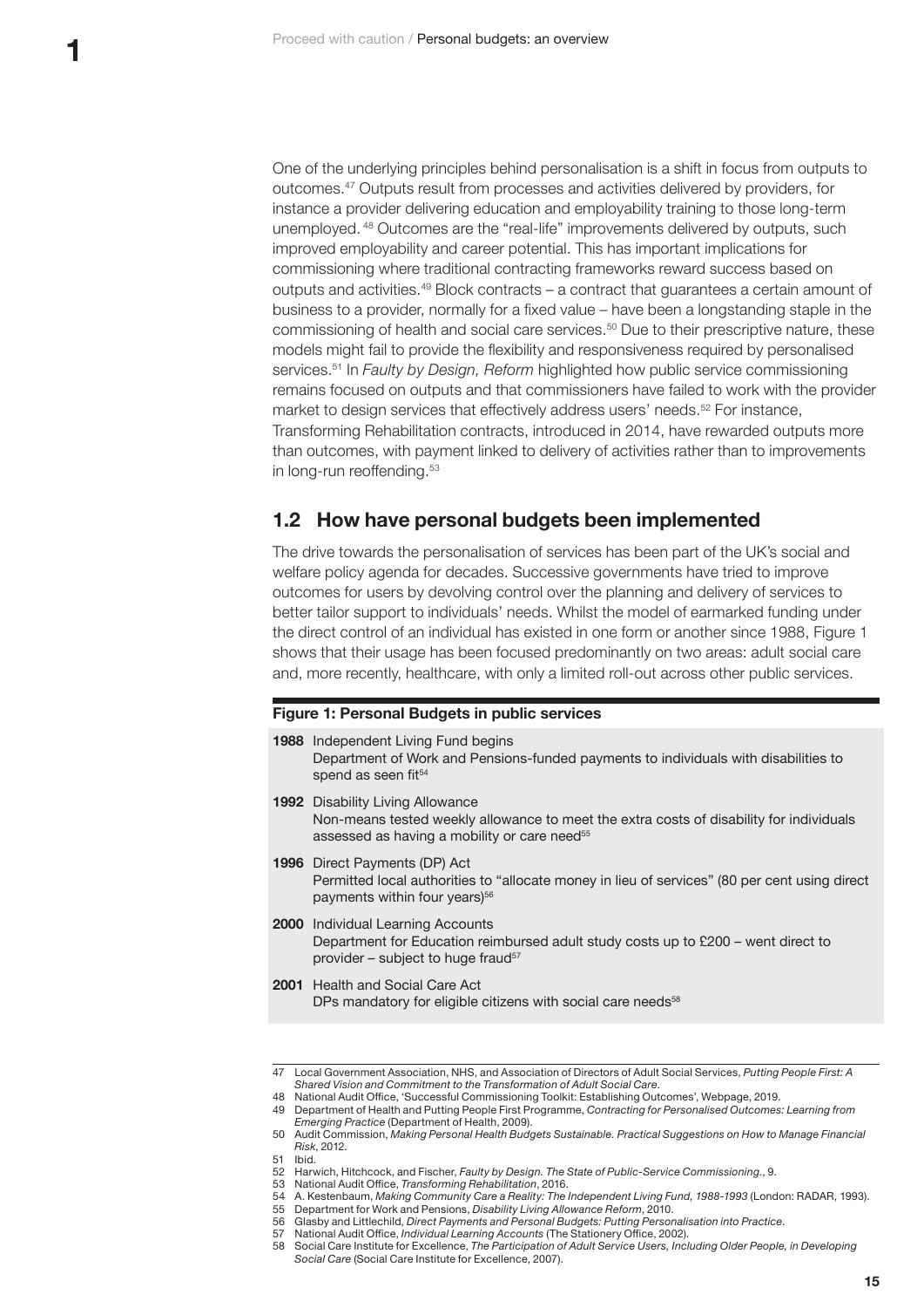One of the underlying principles behind personalisation is a shift in focus from outputs to outcomes.[47] Outputs result from processes and activities delivered by providers, for instance a provider delivering education and employability training to those long-term unemployed.[48] Outcomes are the "real-life" improvements delivered by outputs, such improved employability and career potential. This has important implications for commissioning where traditional contracting frameworks reward success based on outputs and activities.[49] Block contracts – a contract that guarantees a certain amount of business to a provider, normally for a fixed value – have been a longstanding staple in the commissioning of health and social care services.[50] Due to their prescriptive nature, these models might fail to provide the flexibility and responsiveness required by personalised services.[51] In *Faulty by Design, Reform* highlighted how public service commissioning remains focused on outputs and that commissioners have failed to work with the provider market to design services that effectively address users' needs.[52] For instance, Transforming Rehabilitation contracts, introduced in 2014, have rewarded outputs more than outcomes, with payment linked to delivery of activities rather than to improvements in long-run reoffending.[53]

## 1.2 How have personal budgets been implemented

The drive towards the personalisation of services has been part of the UK's social and welfare policy agenda for decades. Successive governments have tried to improve outcomes for users by devolving control over the planning and delivery of services to better tailor support to individuals' needs. Whilst the model of earmarked funding under the direct control of an individual has existed in one form or another since 1988, Figure 1 shows that their usage has been focused predominantly on two areas: adult social care and, more recently, healthcare, with only a limited roll-out across other public services.

**Figure 1: Personal Budgets in public services**

**1988** Independent Living Fund begins
Department of Work and Pensions-funded payments to individuals with disabilities to spend as seen fit[54]

**1992** Disability Living Allowance
Non-means tested weekly allowance to meet the extra costs of disability for individuals assessed as having a mobility or care need[55]

**1996** Direct Payments (DP) Act
Permitted local authorities to "allocate money in lieu of services" (80 per cent using direct payments within four years)[56]

**2000** Individual Learning Accounts
Department for Education reimbursed adult study costs up to £200 – went direct to provider – subject to huge fraud[57]

**2001** Health and Social Care Act
DPs mandatory for eligible citizens with social care needs[58]

---

47 Local Government Association, NHS, and Association of Directors of Adult Social Services, *Putting People First: A Shared Vision and Commitment to the Transformation of Adult Social Care*.
48 National Audit Office, 'Successful Commissioning Toolkit: Establishing Outcomes', Webpage, 2019.
49 Department of Health and Putting People First Programme, *Contracting for Personalised Outcomes: Learning from Emerging Practice* (Department of Health, 2009).
50 Audit Commission, *Making Personal Health Budgets Sustainable. Practical Suggestions on How to Manage Financial Risk*, 2012.
51 Ibid.
52 Harwich, Hitchcock, and Fischer, *Faulty by Design. The State of Public-Service Commissioning.*, 9.
53 National Audit Office, *Transforming Rehabilitation*, 2016.
54 A. Kestenbaum, *Making Community Care a Reality: The Independent Living Fund, 1988-1993* (London: RADAR, 1993).
55 Department for Work and Pensions, *Disability Living Allowance Reform*, 2010.
56 Glasby and Littlechild, *Direct Payments and Personal Budgets: Putting Personalisation into Practice*.
57 National Audit Office, *Individual Learning Accounts* (The Stationery Office, 2002).
58 Social Care Institute for Excellence, *The Participation of Adult Service Users, Including Older People, in Developing Social Care* (Social Care Institute for Excellence, 2007).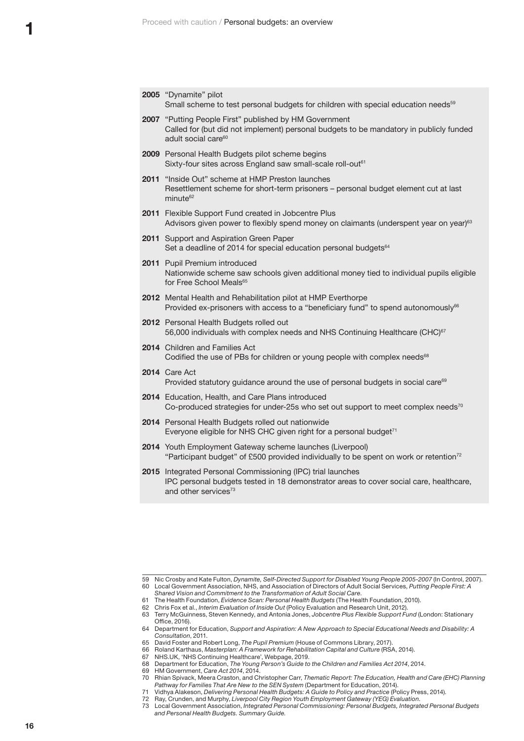**2005** "Dynamite" pilot
Small scheme to test personal budgets for children with special education needs[59]

**2007** "Putting People First" published by HM Government
Called for (but did not implement) personal budgets to be mandatory in publicly funded adult social care[60]

**2009** Personal Health Budgets pilot scheme begins
Sixty-four sites across England saw small-scale roll-out[61]

**2011** "Inside Out" scheme at HMP Preston launches
Resettlement scheme for short-term prisoners – personal budget element cut at last minute[62]

**2011** Flexible Support Fund created in Jobcentre Plus
Advisors given power to flexibly spend money on claimants (underspent year on year)[63]

**2011** Support and Aspiration Green Paper
Set a deadline of 2014 for special education personal budgets[64]

**2011** Pupil Premium introduced
Nationwide scheme saw schools given additional money tied to individual pupils eligible for Free School Meals[65]

**2012** Mental Health and Rehabilitation pilot at HMP Everthorpe
Provided ex-prisoners with access to a "beneficiary fund" to spend autonomously[66]

**2012** Personal Health Budgets rolled out
56,000 individuals with complex needs and NHS Continuing Healthcare (CHC)[67]

**2014** Children and Families Act
Codified the use of PBs for children or young people with complex needs[68]

**2014** Care Act
Provided statutory guidance around the use of personal budgets in social care[69]

**2014** Education, Health, and Care Plans introduced
Co-produced strategies for under-25s who set out support to meet complex needs[70]

**2014** Personal Health Budgets rolled out nationwide
Everyone eligible for NHS CHC given right for a personal budget[71]

**2014** Youth Employment Gateway scheme launches (Liverpool)
"Participant budget" of £500 provided individually to be spent on work or retention[72]

**2015** Integrated Personal Commissioning (IPC) trial launches
IPC personal budgets tested in 18 demonstrator areas to cover social care, healthcare, and other services[73]

---

59 Nic Crosby and Kate Fulton, *Dynamite, Self-Directed Support for Disabled Young People 2005-2007* (In Control, 2007).
60 Local Government Association, NHS, and Association of Directors of Adult Social Services, *Putting People First: A Shared Vision and Commitment to the Transformation of Adult Social Care*.
61 The Health Foundation, *Evidence Scan: Personal Health Budgets* (The Health Foundation, 2010).
62 Chris Fox et al., *Interim Evaluation of Inside Out* (Policy Evaluation and Research Unit, 2012).
63 Terry McGuinness, Steven Kennedy, and Antonia Jones, *Jobcentre Plus Flexible Support Fund* (London: Stationary Office, 2016).
64 Department for Education, *Support and Aspiration: A New Approach to Special Educational Needs and Disability: A Consultation*, 2011.
65 David Foster and Robert Long, *The Pupil Premium* (House of Commons Library, 2017).
66 Roland Karthaus, *Masterplan: A Framework for Rehabilitation Capital and Culture* (RSA, 2014).
67 NHS.UK, 'NHS Continuing Healthcare', Webpage, 2019.
68 Department for Education, *The Young Person's Guide to the Children and Families Act 2014*, 2014.
69 HM Government, *Care Act 2014*, 2014.
70 Rhian Spivack, Meera Craston, and Christopher Carr, *Thematic Report: The Education, Health and Care (EHC) Planning Pathway for Families That Are New to the SEN System* (Department for Education, 2014).
71 Vidhya Alakeson, *Delivering Personal Health Budgets: A Guide to Policy and Practice* (Policy Press, 2014).
72 Ray, Crunden, and Murphy, *Liverpool City Region Youth Employment Gateway (YEG) Evaluation*.
73 Local Government Association, *Integrated Personal Commissioning: Personal Budgets, Integrated Personal Budgets and Personal Health Budgets. Summary Guide.*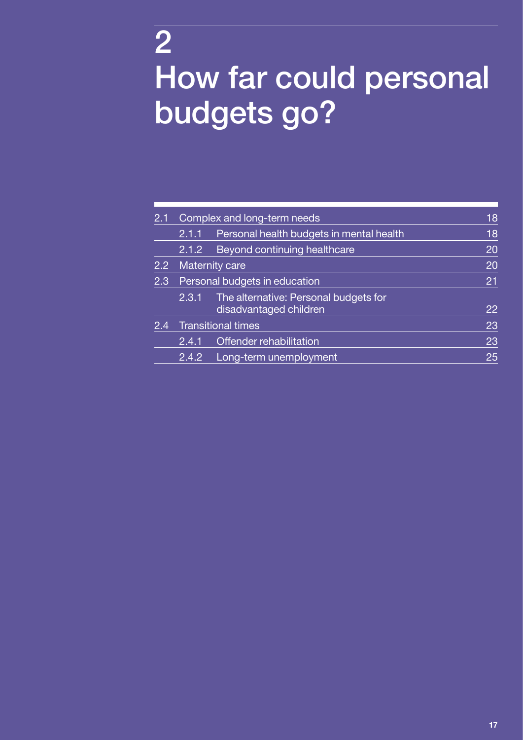# 2 How far could personal budgets go?

| | | | |
|---|---|---|---|
| 2.1 | Complex and long-term needs | | 18 |
| | 2.1.1 | Personal health budgets in mental health | 18 |
| | 2.1.2 | Beyond continuing healthcare | 20 |
| 2.2 | Maternity care | | 20 |
| 2.3 | Personal budgets in education | | 21 |
| | 2.3.1 | The alternative: Personal budgets for disadvantaged children | 22 |
| 2.4 | Transitional times | | 23 |
| | 2.4.1 | Offender rehabilitation | 23 |
| | 2.4.2 | Long-term unemployment | 25 |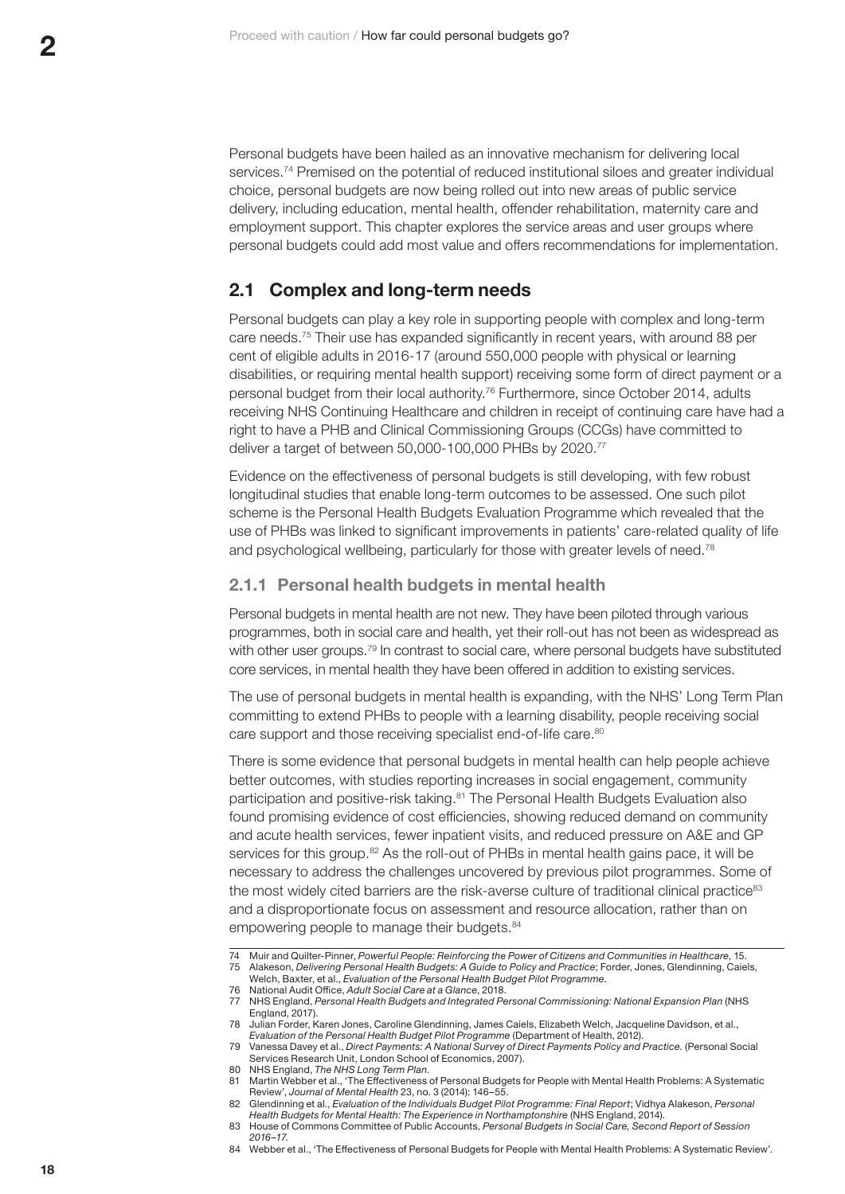Personal budgets have been hailed as an innovative mechanism for delivering local services.[74] Premised on the potential of reduced institutional siloes and greater individual choice, personal budgets are now being rolled out into new areas of public service delivery, including education, mental health, offender rehabilitation, maternity care and employment support. This chapter explores the service areas and user groups where personal budgets could add most value and offers recommendations for implementation.

## 2.1 Complex and long-term needs

Personal budgets can play a key role in supporting people with complex and long-term care needs.[75] Their use has expanded significantly in recent years, with around 88 per cent of eligible adults in 2016-17 (around 550,000 people with physical or learning disabilities, or requiring mental health support) receiving some form of direct payment or a personal budget from their local authority.[76] Furthermore, since October 2014, adults receiving NHS Continuing Healthcare and children in receipt of continuing care have had a right to have a PHB and Clinical Commissioning Groups (CCGs) have committed to deliver a target of between 50,000-100,000 PHBs by 2020.[77]

Evidence on the effectiveness of personal budgets is still developing, with few robust longitudinal studies that enable long-term outcomes to be assessed. One such pilot scheme is the Personal Health Budgets Evaluation Programme which revealed that the use of PHBs was linked to significant improvements in patients' care-related quality of life and psychological wellbeing, particularly for those with greater levels of need.[78]

### 2.1.1 Personal health budgets in mental health

Personal budgets in mental health are not new. They have been piloted through various programmes, both in social care and health, yet their roll-out has not been as widespread as with other user groups.[79] In contrast to social care, where personal budgets have substituted core services, in mental health they have been offered in addition to existing services.

The use of personal budgets in mental health is expanding, with the NHS' Long Term Plan committing to extend PHBs to people with a learning disability, people receiving social care support and those receiving specialist end-of-life care.[80]

There is some evidence that personal budgets in mental health can help people achieve better outcomes, with studies reporting increases in social engagement, community participation and positive-risk taking.[81] The Personal Health Budgets Evaluation also found promising evidence of cost efficiencies, showing reduced demand on community and acute health services, fewer inpatient visits, and reduced pressure on A&E and GP services for this group.[82] As the roll-out of PHBs in mental health gains pace, it will be necessary to address the challenges uncovered by previous pilot programmes. Some of the most widely cited barriers are the risk-averse culture of traditional clinical practice[83] and a disproportionate focus on assessment and resource allocation, rather than on empowering people to manage their budgets.[84]

---

74 Muir and Quilter-Pinner, *Powerful People: Reinforcing the Power of Citizens and Communities in Healthcare*, 15.

75 Alakeson, *Delivering Personal Health Budgets: A Guide to Policy and Practice*; Forder, Jones, Glendinning, Caiels, Welch, Baxter, et al., *Evaluation of the Personal Health Budget Pilot Programme*.

76 National Audit Office, *Adult Social Care at a Glance*, 2018.

77 NHS England, *Personal Health Budgets and Integrated Personal Commissioning: National Expansion Plan* (NHS England, 2017).

78 Julian Forder, Karen Jones, Caroline Glendinning, James Caiels, Elizabeth Welch, Jacqueline Davidson, et al., *Evaluation of the Personal Health Budget Pilot Programme* (Department of Health, 2012).

79 Vanessa Davey et al., *Direct Payments: A National Survey of Direct Payments Policy and Practice.* (Personal Social Services Research Unit, London School of Economics, 2007).

80 NHS England, *The NHS Long Term Plan*.

81 Martin Webber et al., 'The Effectiveness of Personal Budgets for People with Mental Health Problems: A Systematic Review', *Journal of Mental Health* 23, no. 3 (2014): 146–55.

82 Glendinning et al., *Evaluation of the Individuals Budget Pilot Programme: Final Report*; Vidhya Alakeson, *Personal Health Budgets for Mental Health: The Experience in Northamptonshire* (NHS England, 2014).

83 House of Commons Committee of Public Accounts, *Personal Budgets in Social Care, Second Report of Session 2016–17*.

84 Webber et al., 'The Effectiveness of Personal Budgets for People with Mental Health Problems: A Systematic Review'.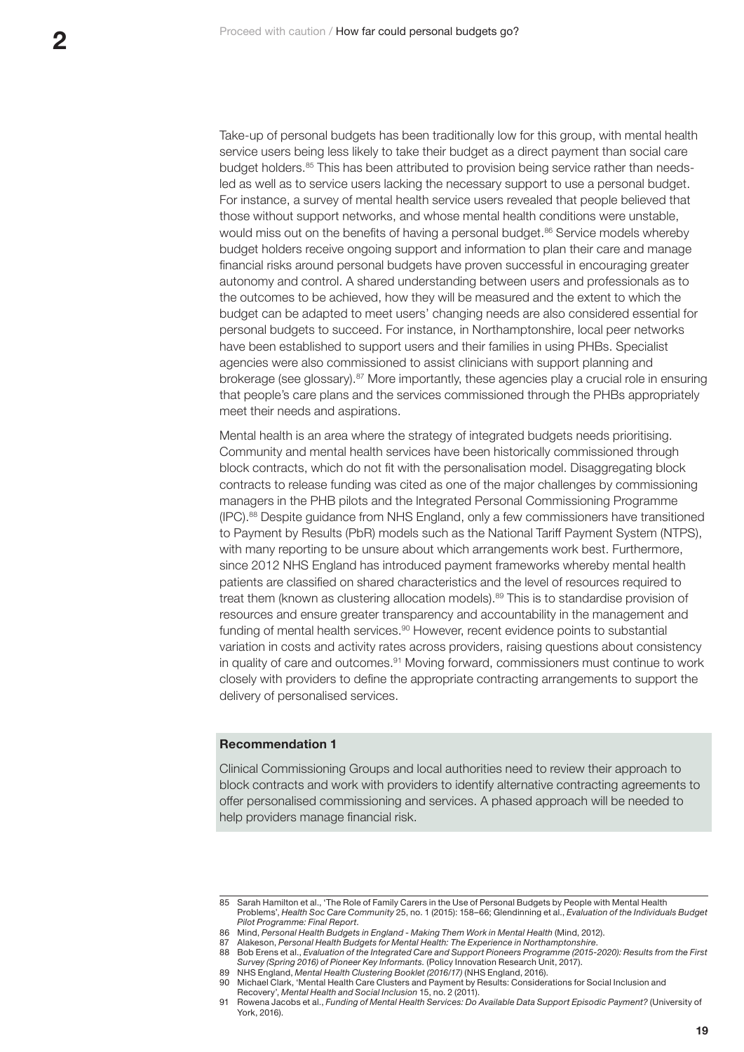Take-up of personal budgets has been traditionally low for this group, with mental health service users being less likely to take their budget as a direct payment than social care budget holders.[85] This has been attributed to provision being service rather than needs-led as well as to service users lacking the necessary support to use a personal budget. For instance, a survey of mental health service users revealed that people believed that those without support networks, and whose mental health conditions were unstable, would miss out on the benefits of having a personal budget.[86] Service models whereby budget holders receive ongoing support and information to plan their care and manage financial risks around personal budgets have proven successful in encouraging greater autonomy and control. A shared understanding between users and professionals as to the outcomes to be achieved, how they will be measured and the extent to which the budget can be adapted to meet users' changing needs are also considered essential for personal budgets to succeed. For instance, in Northamptonshire, local peer networks have been established to support users and their families in using PHBs. Specialist agencies were also commissioned to assist clinicians with support planning and brokerage (see glossary).[87] More importantly, these agencies play a crucial role in ensuring that people's care plans and the services commissioned through the PHBs appropriately meet their needs and aspirations.

Mental health is an area where the strategy of integrated budgets needs prioritising. Community and mental health services have been historically commissioned through block contracts, which do not fit with the personalisation model. Disaggregating block contracts to release funding was cited as one of the major challenges by commissioning managers in the PHB pilots and the Integrated Personal Commissioning Programme (IPC).[88] Despite guidance from NHS England, only a few commissioners have transitioned to Payment by Results (PbR) models such as the National Tariff Payment System (NTPS), with many reporting to be unsure about which arrangements work best. Furthermore, since 2012 NHS England has introduced payment frameworks whereby mental health patients are classified on shared characteristics and the level of resources required to treat them (known as clustering allocation models).[89] This is to standardise provision of resources and ensure greater transparency and accountability in the management and funding of mental health services.[90] However, recent evidence points to substantial variation in costs and activity rates across providers, raising questions about consistency in quality of care and outcomes.[91] Moving forward, commissioners must continue to work closely with providers to define the appropriate contracting arrangements to support the delivery of personalised services.

**Recommendation 1**

Clinical Commissioning Groups and local authorities need to review their approach to block contracts and work with providers to identify alternative contracting agreements to offer personalised commissioning and services. A phased approach will be needed to help providers manage financial risk.

---

85 Sarah Hamilton et al., 'The Role of Family Carers in the Use of Personal Budgets by People with Mental Health Problems', *Health Soc Care Community* 25, no. 1 (2015): 158–66; Glendinning et al., *Evaluation of the Individuals Budget Pilot Programme: Final Report*.

86 Mind, *Personal Health Budgets in England - Making Them Work in Mental Health* (Mind, 2012).

87 Alakeson, *Personal Health Budgets for Mental Health: The Experience in Northamptonshire.*

88 Bob Erens et al., *Evaluation of the Integrated Care and Support Pioneers Programme (2015-2020): Results from the First Survey (Spring 2016) of Pioneer Key Informants.* (Policy Innovation Research Unit, 2017).

89 NHS England, *Mental Health Clustering Booklet (2016/17)* (NHS England, 2016).

90 Michael Clark, 'Mental Health Care Clusters and Payment by Results: Considerations for Social Inclusion and Recovery', *Mental Health and Social Inclusion* 15, no. 2 (2011).

91 Rowena Jacobs et al., *Funding of Mental Health Services: Do Available Data Support Episodic Payment?* (University of York, 2016).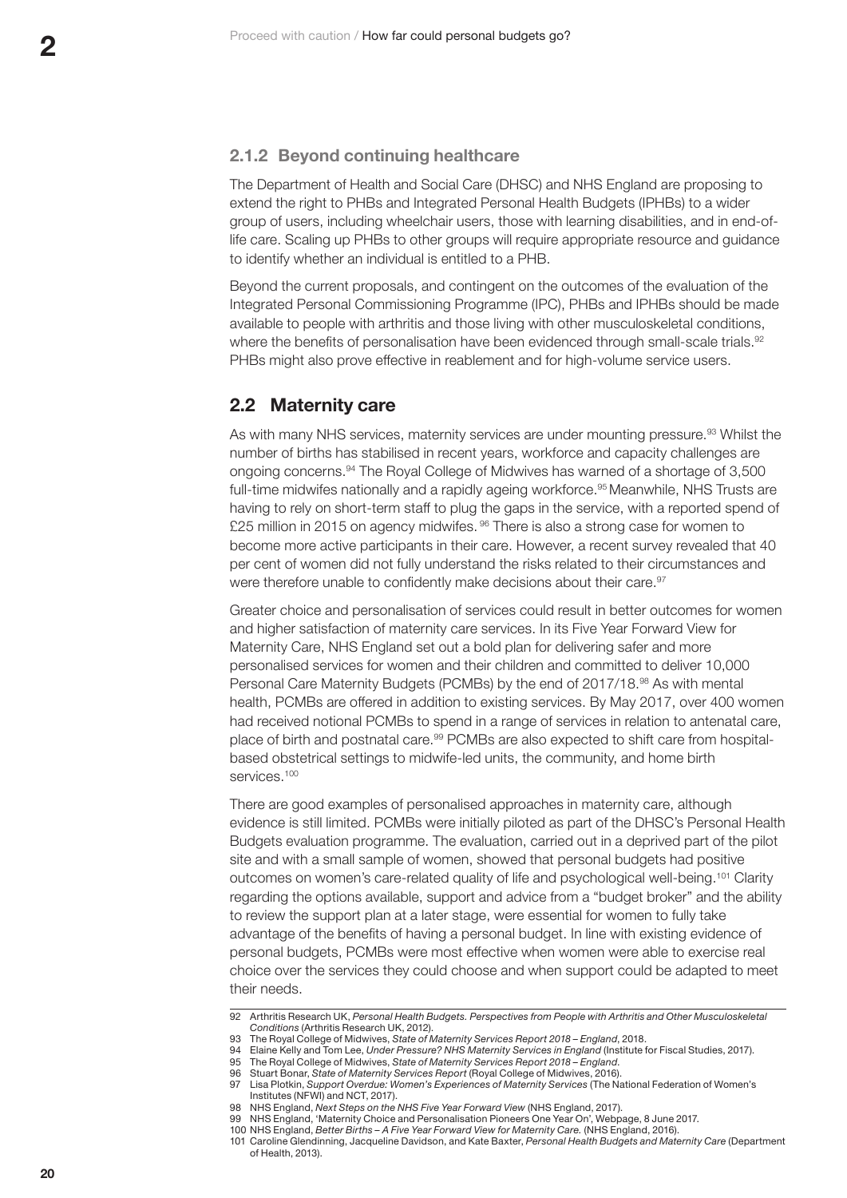### 2.1.2 Beyond continuing healthcare

The Department of Health and Social Care (DHSC) and NHS England are proposing to extend the right to PHBs and Integrated Personal Health Budgets (IPHBs) to a wider group of users, including wheelchair users, those with learning disabilities, and in end-of-life care. Scaling up PHBs to other groups will require appropriate resource and guidance to identify whether an individual is entitled to a PHB.

Beyond the current proposals, and contingent on the outcomes of the evaluation of the Integrated Personal Commissioning Programme (IPC), PHBs and IPHBs should be made available to people with arthritis and those living with other musculoskeletal conditions, where the benefits of personalisation have been evidenced through small-scale trials.[92] PHBs might also prove effective in reablement and for high-volume service users.

## 2.2 Maternity care

As with many NHS services, maternity services are under mounting pressure.[93] Whilst the number of births has stabilised in recent years, workforce and capacity challenges are ongoing concerns.[94] The Royal College of Midwives has warned of a shortage of 3,500 full-time midwifes nationally and a rapidly ageing workforce.[95] Meanwhile, NHS Trusts are having to rely on short-term staff to plug the gaps in the service, with a reported spend of £25 million in 2015 on agency midwifes.[96] There is also a strong case for women to become more active participants in their care. However, a recent survey revealed that 40 per cent of women did not fully understand the risks related to their circumstances and were therefore unable to confidently make decisions about their care.[97]

Greater choice and personalisation of services could result in better outcomes for women and higher satisfaction of maternity care services. In its Five Year Forward View for Maternity Care, NHS England set out a bold plan for delivering safer and more personalised services for women and their children and committed to deliver 10,000 Personal Care Maternity Budgets (PCMBs) by the end of 2017/18.[98] As with mental health, PCMBs are offered in addition to existing services. By May 2017, over 400 women had received notional PCMBs to spend in a range of services in relation to antenatal care, place of birth and postnatal care.[99] PCMBs are also expected to shift care from hospital-based obstetrical settings to midwife-led units, the community, and home birth services.[100]

There are good examples of personalised approaches in maternity care, although evidence is still limited. PCMBs were initially piloted as part of the DHSC's Personal Health Budgets evaluation programme. The evaluation, carried out in a deprived part of the pilot site and with a small sample of women, showed that personal budgets had positive outcomes on women's care-related quality of life and psychological well-being.[101] Clarity regarding the options available, support and advice from a "budget broker" and the ability to review the support plan at a later stage, were essential for women to fully take advantage of the benefits of having a personal budget. In line with existing evidence of personal budgets, PCMBs were most effective when women were able to exercise real choice over the services they could choose and when support could be adapted to meet their needs.

---

92 Arthritis Research UK, *Personal Health Budgets. Perspectives from People with Arthritis and Other Musculoskeletal Conditions* (Arthritis Research UK, 2012).

93 The Royal College of Midwives, *State of Maternity Services Report 2018 – England*, 2018.

94 Elaine Kelly and Tom Lee, *Under Pressure? NHS Maternity Services in England* (Institute for Fiscal Studies, 2017).

95 The Royal College of Midwives, *State of Maternity Services Report 2018 – England*.

96 Stuart Bonar, *State of Maternity Services Report* (Royal College of Midwives, 2016).

97 Lisa Plotkin, *Support Overdue: Women's Experiences of Maternity Services* (The National Federation of Women's Institutes (NFWI) and NCT, 2017).

98 NHS England, *Next Steps on the NHS Five Year Forward View* (NHS England, 2017).

99 NHS England, 'Maternity Choice and Personalisation Pioneers One Year On', Webpage, 8 June 2017.

100 NHS England, *Better Births – A Five Year Forward View for Maternity Care.* (NHS England, 2016).

101 Caroline Glendinning, Jacqueline Davidson, and Kate Baxter, *Personal Health Budgets and Maternity Care* (Department of Health, 2013).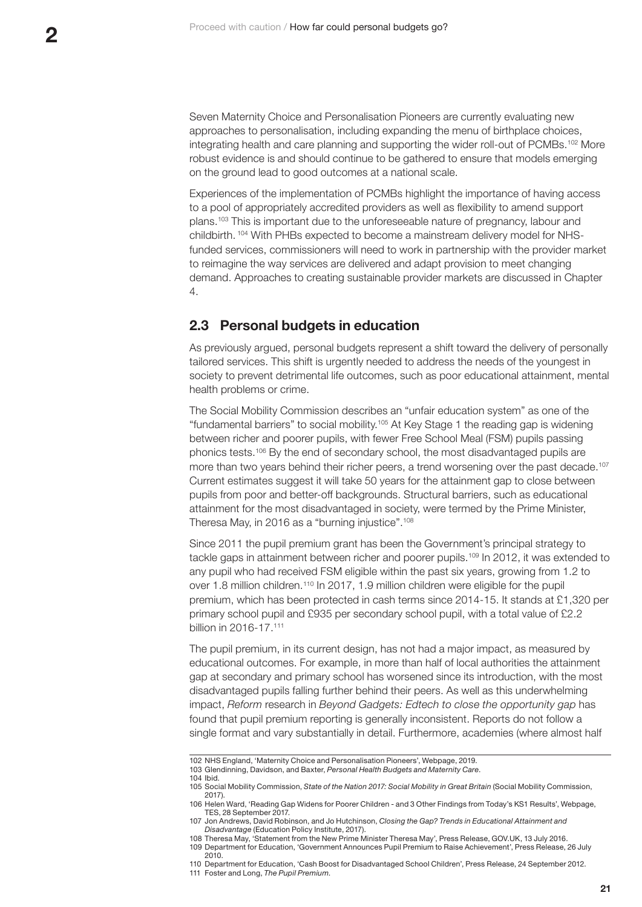Seven Maternity Choice and Personalisation Pioneers are currently evaluating new approaches to personalisation, including expanding the menu of birthplace choices, integrating health and care planning and supporting the wider roll-out of PCMBs.[102] More robust evidence is and should continue to be gathered to ensure that models emerging on the ground lead to good outcomes at a national scale.

Experiences of the implementation of PCMBs highlight the importance of having access to a pool of appropriately accredited providers as well as flexibility to amend support plans.[103] This is important due to the unforeseeable nature of pregnancy, labour and childbirth.[104] With PHBs expected to become a mainstream delivery model for NHS-funded services, commissioners will need to work in partnership with the provider market to reimagine the way services are delivered and adapt provision to meet changing demand. Approaches to creating sustainable provider markets are discussed in Chapter 4.

## 2.3 Personal budgets in education

As previously argued, personal budgets represent a shift toward the delivery of personally tailored services. This shift is urgently needed to address the needs of the youngest in society to prevent detrimental life outcomes, such as poor educational attainment, mental health problems or crime.

The Social Mobility Commission describes an "unfair education system" as one of the "fundamental barriers" to social mobility.[105] At Key Stage 1 the reading gap is widening between richer and poorer pupils, with fewer Free School Meal (FSM) pupils passing phonics tests.[106] By the end of secondary school, the most disadvantaged pupils are more than two years behind their richer peers, a trend worsening over the past decade.[107] Current estimates suggest it will take 50 years for the attainment gap to close between pupils from poor and better-off backgrounds. Structural barriers, such as educational attainment for the most disadvantaged in society, were termed by the Prime Minister, Theresa May, in 2016 as a "burning injustice".[108]

Since 2011 the pupil premium grant has been the Government's principal strategy to tackle gaps in attainment between richer and poorer pupils.[109] In 2012, it was extended to any pupil who had received FSM eligible within the past six years, growing from 1.2 to over 1.8 million children.[110] In 2017, 1.9 million children were eligible for the pupil premium, which has been protected in cash terms since 2014-15. It stands at £1,320 per primary school pupil and £935 per secondary school pupil, with a total value of £2.2 billion in 2016-17.[111]

The pupil premium, in its current design, has not had a major impact, as measured by educational outcomes. For example, in more than half of local authorities the attainment gap at secondary and primary school has worsened since its introduction, with the most disadvantaged pupils falling further behind their peers. As well as this underwhelming impact, *Reform* research in *Beyond Gadgets: Edtech to close the opportunity gap* has found that pupil premium reporting is generally inconsistent. Reports do not follow a single format and vary substantially in detail. Furthermore, academies (where almost half

---

102 NHS England, 'Maternity Choice and Personalisation Pioneers', Webpage, 2019.
103 Glendinning, Davidson, and Baxter, *Personal Health Budgets and Maternity Care*.
104 Ibid.
105 Social Mobility Commission, *State of the Nation 2017: Social Mobility in Great Britain* (Social Mobility Commission, 2017).
106 Helen Ward, 'Reading Gap Widens for Poorer Children - and 3 Other Findings from Today's KS1 Results', Webpage, TES, 28 September 2017.
107 Jon Andrews, David Robinson, and Jo Hutchinson, *Closing the Gap? Trends in Educational Attainment and Disadvantage* (Education Policy Institute, 2017).
108 Theresa May, 'Statement from the New Prime Minister Theresa May', Press Release, GOV.UK, 13 July 2016.
109 Department for Education, 'Government Announces Pupil Premium to Raise Achievement', Press Release, 26 July 2010.
110 Department for Education, 'Cash Boost for Disadvantaged School Children', Press Release, 24 September 2012.
111 Foster and Long, *The Pupil Premium*.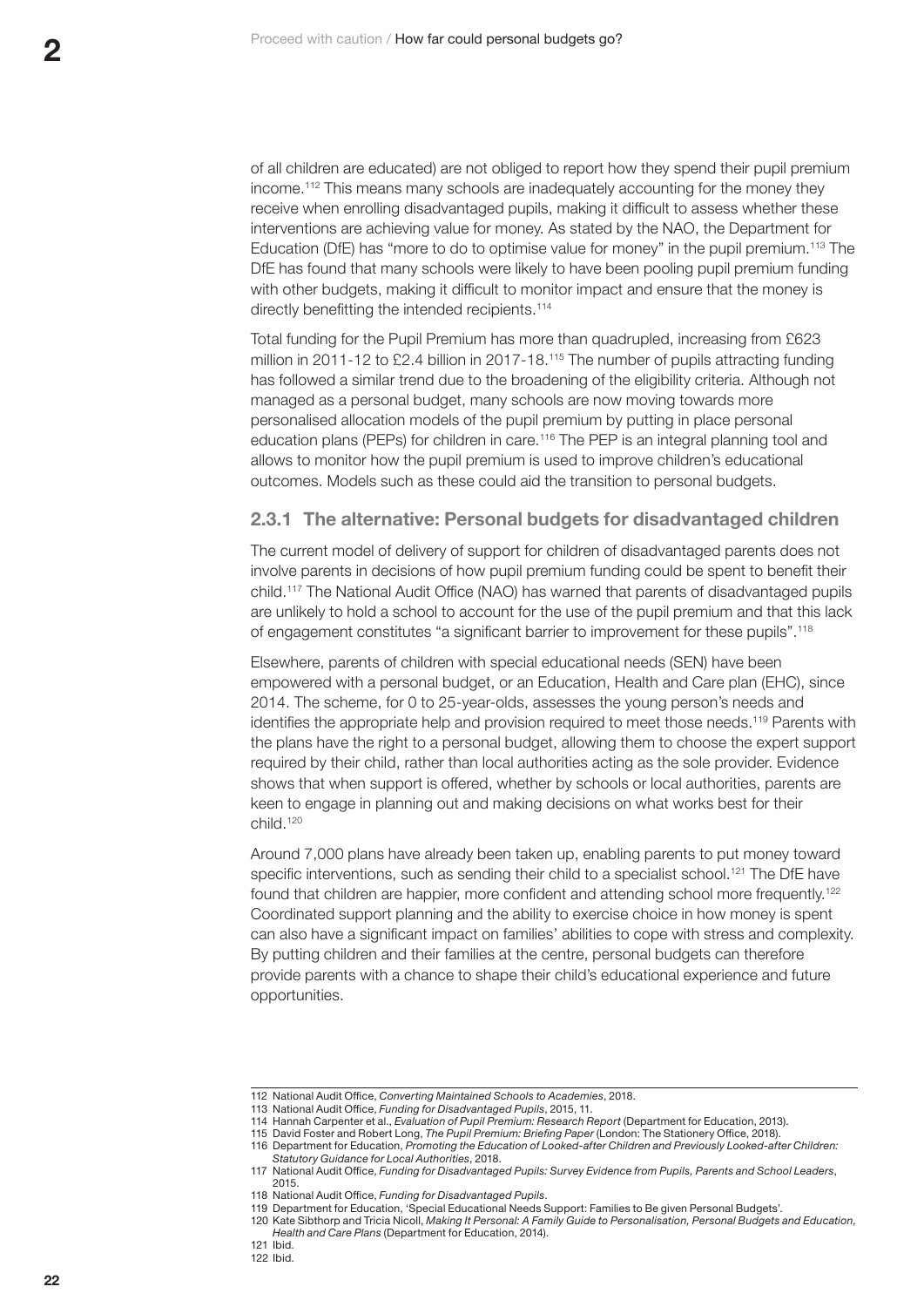of all children are educated) are not obliged to report how they spend their pupil premium income.[112] This means many schools are inadequately accounting for the money they receive when enrolling disadvantaged pupils, making it difficult to assess whether these interventions are achieving value for money. As stated by the NAO, the Department for Education (DfE) has "more to do to optimise value for money" in the pupil premium.[113] The DfE has found that many schools were likely to have been pooling pupil premium funding with other budgets, making it difficult to monitor impact and ensure that the money is directly benefitting the intended recipients.[114]

Total funding for the Pupil Premium has more than quadrupled, increasing from £623 million in 2011-12 to £2.4 billion in 2017-18.[115] The number of pupils attracting funding has followed a similar trend due to the broadening of the eligibility criteria. Although not managed as a personal budget, many schools are now moving towards more personalised allocation models of the pupil premium by putting in place personal education plans (PEPs) for children in care.[116] The PEP is an integral planning tool and allows to monitor how the pupil premium is used to improve children's educational outcomes. Models such as these could aid the transition to personal budgets.

### 2.3.1 The alternative: Personal budgets for disadvantaged children

The current model of delivery of support for children of disadvantaged parents does not involve parents in decisions of how pupil premium funding could be spent to benefit their child.[117] The National Audit Office (NAO) has warned that parents of disadvantaged pupils are unlikely to hold a school to account for the use of the pupil premium and that this lack of engagement constitutes "a significant barrier to improvement for these pupils".[118]

Elsewhere, parents of children with special educational needs (SEN) have been empowered with a personal budget, or an Education, Health and Care plan (EHC), since 2014. The scheme, for 0 to 25-year-olds, assesses the young person's needs and identifies the appropriate help and provision required to meet those needs.[119] Parents with the plans have the right to a personal budget, allowing them to choose the expert support required by their child, rather than local authorities acting as the sole provider. Evidence shows that when support is offered, whether by schools or local authorities, parents are keen to engage in planning out and making decisions on what works best for their child.[120]

Around 7,000 plans have already been taken up, enabling parents to put money toward specific interventions, such as sending their child to a specialist school.[121] The DfE have found that children are happier, more confident and attending school more frequently.[122] Coordinated support planning and the ability to exercise choice in how money is spent can also have a significant impact on families' abilities to cope with stress and complexity. By putting children and their families at the centre, personal budgets can therefore provide parents with a chance to shape their child's educational experience and future opportunities.

---

112 National Audit Office, *Converting Maintained Schools to Academies*, 2018.
113 National Audit Office, *Funding for Disadvantaged Pupils*, 2015, 11.
114 Hannah Carpenter et al., *Evaluation of Pupil Premium: Research Report* (Department for Education, 2013).
115 David Foster and Robert Long, *The Pupil Premium: Briefing Paper* (London: The Stationery Office, 2018).
116 Department for Education, *Promoting the Education of Looked-after Children and Previously Looked-after Children: Statutory Guidance for Local Authorities*, 2018.
117 National Audit Office, *Funding for Disadvantaged Pupils: Survey Evidence from Pupils, Parents and School Leaders*, 2015.
118 National Audit Office, *Funding for Disadvantaged Pupils*.
119 Department for Education, 'Special Educational Needs Support: Families to Be given Personal Budgets'.
120 Kate Sibthorp and Tricia Nicoll, *Making It Personal: A Family Guide to Personalisation, Personal Budgets and Education, Health and Care Plans* (Department for Education, 2014).
121 Ibid.
122 Ibid.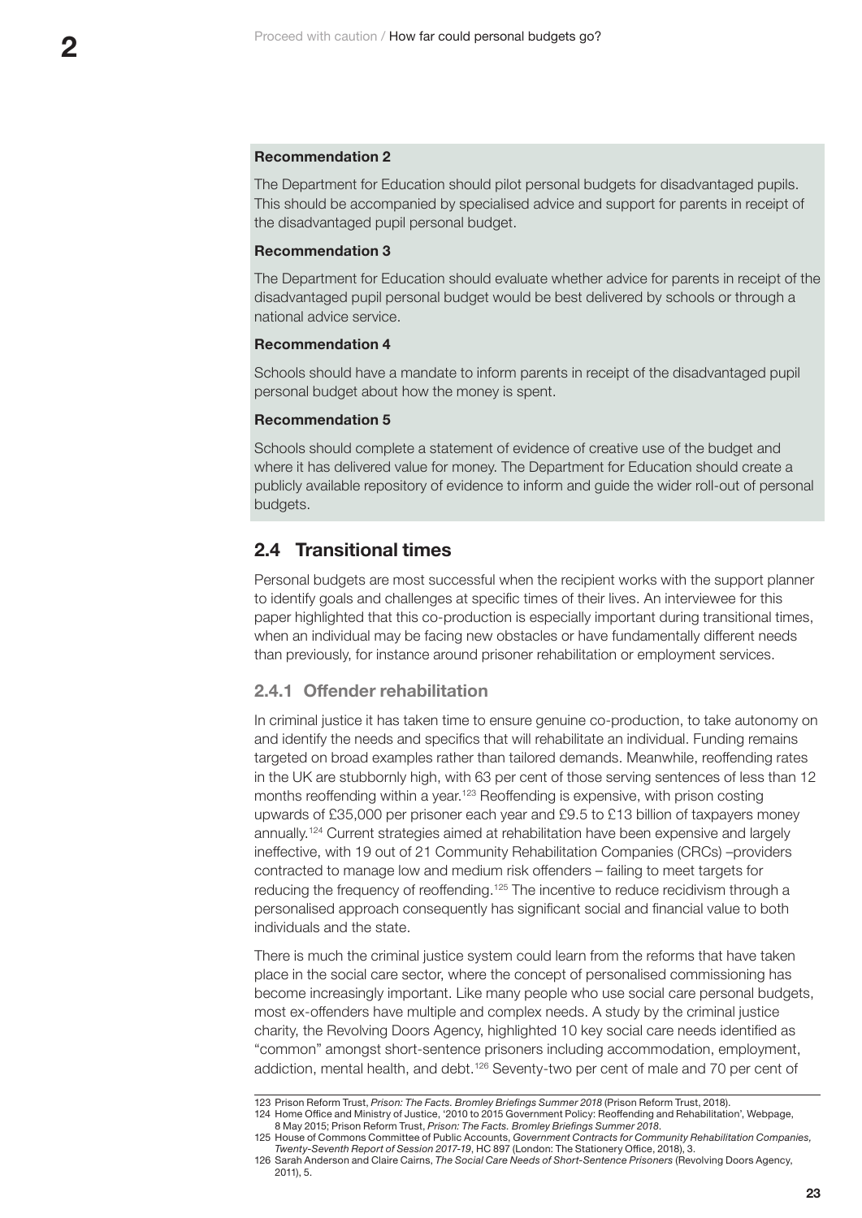**Recommendation 2**

The Department for Education should pilot personal budgets for disadvantaged pupils. This should be accompanied by specialised advice and support for parents in receipt of the disadvantaged pupil personal budget.

**Recommendation 3**

The Department for Education should evaluate whether advice for parents in receipt of the disadvantaged pupil personal budget would be best delivered by schools or through a national advice service.

**Recommendation 4**

Schools should have a mandate to inform parents in receipt of the disadvantaged pupil personal budget about how the money is spent.

**Recommendation 5**

Schools should complete a statement of evidence of creative use of the budget and where it has delivered value for money. The Department for Education should create a publicly available repository of evidence to inform and guide the wider roll-out of personal budgets.

## 2.4 Transitional times

Personal budgets are most successful when the recipient works with the support planner to identify goals and challenges at specific times of their lives. An interviewee for this paper highlighted that this co-production is especially important during transitional times, when an individual may be facing new obstacles or have fundamentally different needs than previously, for instance around prisoner rehabilitation or employment services.

### 2.4.1 Offender rehabilitation

In criminal justice it has taken time to ensure genuine co-production, to take autonomy on and identify the needs and specifics that will rehabilitate an individual. Funding remains targeted on broad examples rather than tailored demands. Meanwhile, reoffending rates in the UK are stubbornly high, with 63 per cent of those serving sentences of less than 12 months reoffending within a year.[123] Reoffending is expensive, with prison costing upwards of £35,000 per prisoner each year and £9.5 to £13 billion of taxpayers money annually.[124] Current strategies aimed at rehabilitation have been expensive and largely ineffective, with 19 out of 21 Community Rehabilitation Companies (CRCs) –providers contracted to manage low and medium risk offenders – failing to meet targets for reducing the frequency of reoffending.[125] The incentive to reduce recidivism through a personalised approach consequently has significant social and financial value to both individuals and the state.

There is much the criminal justice system could learn from the reforms that have taken place in the social care sector, where the concept of personalised commissioning has become increasingly important. Like many people who use social care personal budgets, most ex-offenders have multiple and complex needs. A study by the criminal justice charity, the Revolving Doors Agency, highlighted 10 key social care needs identified as "common" amongst short-sentence prisoners including accommodation, employment, addiction, mental health, and debt.[126] Seventy-two per cent of male and 70 per cent of

---

123 Prison Reform Trust, *Prison: The Facts. Bromley Briefings Summer 2018* (Prison Reform Trust, 2018).

124 Home Office and Ministry of Justice, '2010 to 2015 Government Policy: Reoffending and Rehabilitation', Webpage, 8 May 2015; Prison Reform Trust, *Prison: The Facts. Bromley Briefings Summer 2018*.

125 House of Commons Committee of Public Accounts, *Government Contracts for Community Rehabilitation Companies, Twenty-Seventh Report of Session 2017-19*, HC 897 (London: The Stationery Office, 2018), 3.

126 Sarah Anderson and Claire Cairns, *The Social Care Needs of Short-Sentence Prisoners* (Revolving Doors Agency, 2011), 5.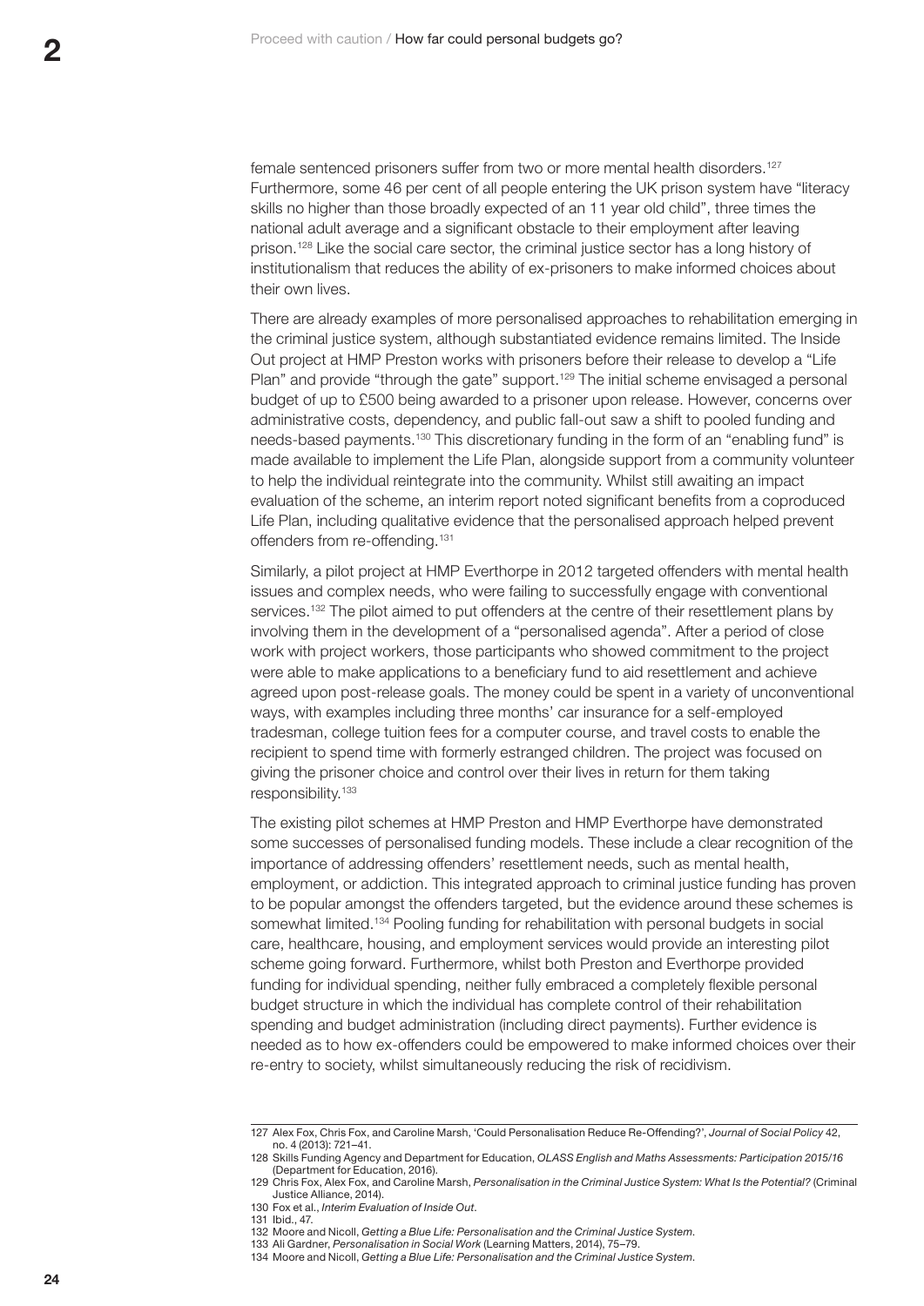female sentenced prisoners suffer from two or more mental health disorders.[127] Furthermore, some 46 per cent of all people entering the UK prison system have "literacy skills no higher than those broadly expected of an 11 year old child", three times the national adult average and a significant obstacle to their employment after leaving prison.[128] Like the social care sector, the criminal justice sector has a long history of institutionalism that reduces the ability of ex-prisoners to make informed choices about their own lives.

There are already examples of more personalised approaches to rehabilitation emerging in the criminal justice system, although substantiated evidence remains limited. The Inside Out project at HMP Preston works with prisoners before their release to develop a "Life Plan" and provide "through the gate" support.[129] The initial scheme envisaged a personal budget of up to £500 being awarded to a prisoner upon release. However, concerns over administrative costs, dependency, and public fall-out saw a shift to pooled funding and needs-based payments.[130] This discretionary funding in the form of an "enabling fund" is made available to implement the Life Plan, alongside support from a community volunteer to help the individual reintegrate into the community. Whilst still awaiting an impact evaluation of the scheme, an interim report noted significant benefits from a coproduced Life Plan, including qualitative evidence that the personalised approach helped prevent offenders from re-offending.[131]

Similarly, a pilot project at HMP Everthorpe in 2012 targeted offenders with mental health issues and complex needs, who were failing to successfully engage with conventional services.[132] The pilot aimed to put offenders at the centre of their resettlement plans by involving them in the development of a "personalised agenda". After a period of close work with project workers, those participants who showed commitment to the project were able to make applications to a beneficiary fund to aid resettlement and achieve agreed upon post-release goals. The money could be spent in a variety of unconventional ways, with examples including three months' car insurance for a self-employed tradesman, college tuition fees for a computer course, and travel costs to enable the recipient to spend time with formerly estranged children. The project was focused on giving the prisoner choice and control over their lives in return for them taking responsibility.[133]

The existing pilot schemes at HMP Preston and HMP Everthorpe have demonstrated some successes of personalised funding models. These include a clear recognition of the importance of addressing offenders' resettlement needs, such as mental health, employment, or addiction. This integrated approach to criminal justice funding has proven to be popular amongst the offenders targeted, but the evidence around these schemes is somewhat limited.[134] Pooling funding for rehabilitation with personal budgets in social care, healthcare, housing, and employment services would provide an interesting pilot scheme going forward. Furthermore, whilst both Preston and Everthorpe provided funding for individual spending, neither fully embraced a completely flexible personal budget structure in which the individual has complete control of their rehabilitation spending and budget administration (including direct payments). Further evidence is needed as to how ex-offenders could be empowered to make informed choices over their re-entry to society, whilst simultaneously reducing the risk of recidivism.

---

127 Alex Fox, Chris Fox, and Caroline Marsh, 'Could Personalisation Reduce Re-Offending?', *Journal of Social Policy* 42, no. 4 (2013): 721–41.

128 Skills Funding Agency and Department for Education, *OLASS English and Maths Assessments: Participation 2015/16* (Department for Education, 2016).

129 Chris Fox, Alex Fox, and Caroline Marsh, *Personalisation in the Criminal Justice System: What Is the Potential?* (Criminal Justice Alliance, 2014).

130 Fox et al., *Interim Evaluation of Inside Out*.

131 Ibid., 47.

132 Moore and Nicoll, *Getting a Blue Life: Personalisation and the Criminal Justice System*.

133 Ali Gardner, *Personalisation in Social Work* (Learning Matters, 2014), 75–79.

134 Moore and Nicoll, *Getting a Blue Life: Personalisation and the Criminal Justice System*.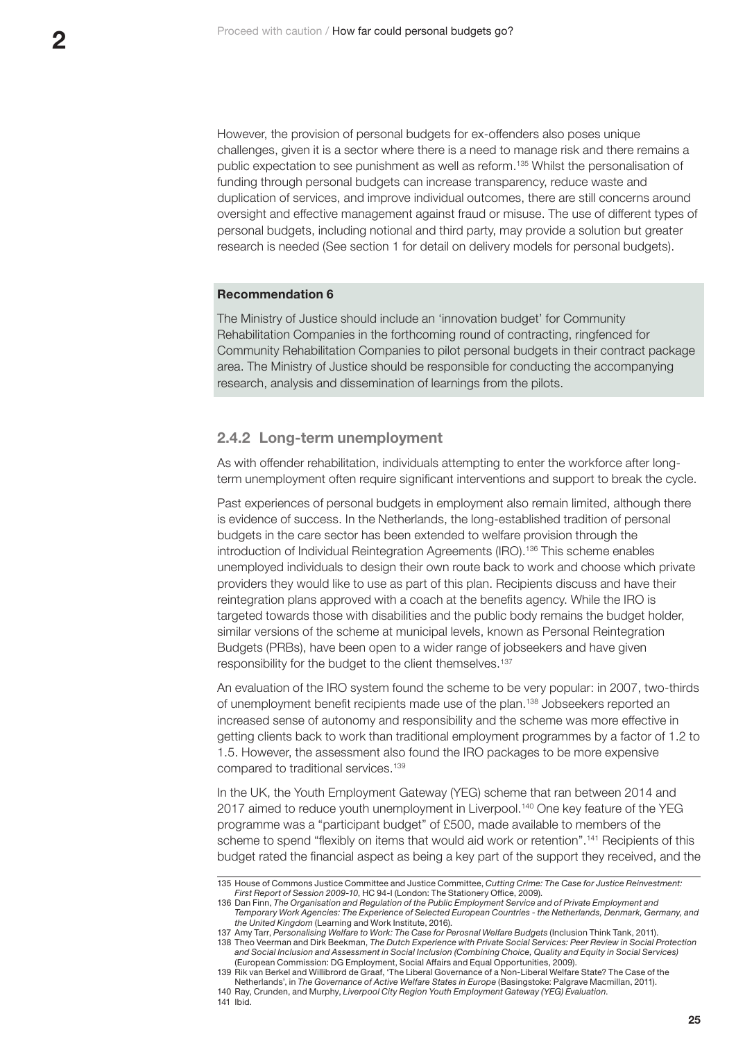However, the provision of personal budgets for ex-offenders also poses unique challenges, given it is a sector where there is a need to manage risk and there remains a public expectation to see punishment as well as reform.[135] Whilst the personalisation of funding through personal budgets can increase transparency, reduce waste and duplication of services, and improve individual outcomes, there are still concerns around oversight and effective management against fraud or misuse. The use of different types of personal budgets, including notional and third party, may provide a solution but greater research is needed (See section 1 for detail on delivery models for personal budgets).

**Recommendation 6**

The Ministry of Justice should include an 'innovation budget' for Community Rehabilitation Companies in the forthcoming round of contracting, ringfenced for Community Rehabilitation Companies to pilot personal budgets in their contract package area. The Ministry of Justice should be responsible for conducting the accompanying research, analysis and dissemination of learnings from the pilots.

### 2.4.2 Long-term unemployment

As with offender rehabilitation, individuals attempting to enter the workforce after long-term unemployment often require significant interventions and support to break the cycle.

Past experiences of personal budgets in employment also remain limited, although there is evidence of success. In the Netherlands, the long-established tradition of personal budgets in the care sector has been extended to welfare provision through the introduction of Individual Reintegration Agreements (IRO).[136] This scheme enables unemployed individuals to design their own route back to work and choose which private providers they would like to use as part of this plan. Recipients discuss and have their reintegration plans approved with a coach at the benefits agency. While the IRO is targeted towards those with disabilities and the public body remains the budget holder, similar versions of the scheme at municipal levels, known as Personal Reintegration Budgets (PRBs), have been open to a wider range of jobseekers and have given responsibility for the budget to the client themselves.[137]

An evaluation of the IRO system found the scheme to be very popular: in 2007, two-thirds of unemployment benefit recipients made use of the plan.[138] Jobseekers reported an increased sense of autonomy and responsibility and the scheme was more effective in getting clients back to work than traditional employment programmes by a factor of 1.2 to 1.5. However, the assessment also found the IRO packages to be more expensive compared to traditional services.[139]

In the UK, the Youth Employment Gateway (YEG) scheme that ran between 2014 and 2017 aimed to reduce youth unemployment in Liverpool.[140] One key feature of the YEG programme was a "participant budget" of £500, made available to members of the scheme to spend "flexibly on items that would aid work or retention".[141] Recipients of this budget rated the financial aspect as being a key part of the support they received, and the

---

135 House of Commons Justice Committee and Justice Committee, *Cutting Crime: The Case for Justice Reinvestment: First Report of Session 2009-10*, HC 94-I (London: The Stationery Office, 2009).

136 Dan Finn, *The Organisation and Regulation of the Public Employment Service and of Private Employment and Temporary Work Agencies: The Experience of Selected European Countries - the Netherlands, Denmark, Germany, and the United Kingdom* (Learning and Work Institute, 2016).

137 Amy Tarr, *Personalising Welfare to Work: The Case for Perosnal Welfare Budgets* (Inclusion Think Tank, 2011).

138 Theo Veerman and Dirk Beekman, *The Dutch Experience with Private Social Services: Peer Review in Social Protection and Social Inclusion and Assessment in Social Inclusion (Combining Choice, Quality and Equity in Social Services)* (European Commission: DG Employment, Social Affairs and Equal Opportunities, 2009).

139 Rik van Berkel and Willibrord de Graaf, 'The Liberal Governance of a Non-Liberal Welfare State? The Case of the Netherlands', in *The Governance of Active Welfare States in Europe* (Basingstoke: Palgrave Macmillan, 2011).

140 Ray, Crunden, and Murphy, *Liverpool City Region Youth Employment Gateway (YEG) Evaluation*.

141 Ibid.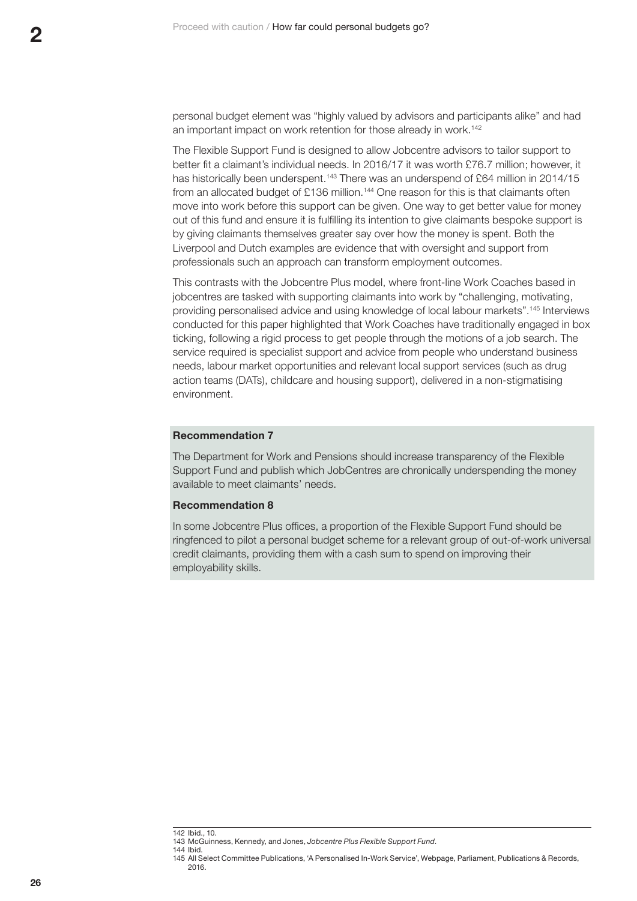personal budget element was "highly valued by advisors and participants alike" and had an important impact on work retention for those already in work.[142]

The Flexible Support Fund is designed to allow Jobcentre advisors to tailor support to better fit a claimant's individual needs. In 2016/17 it was worth £76.7 million; however, it has historically been underspent.[143] There was an underspend of £64 million in 2014/15 from an allocated budget of £136 million.[144] One reason for this is that claimants often move into work before this support can be given. One way to get better value for money out of this fund and ensure it is fulfilling its intention to give claimants bespoke support is by giving claimants themselves greater say over how the money is spent. Both the Liverpool and Dutch examples are evidence that with oversight and support from professionals such an approach can transform employment outcomes.

This contrasts with the Jobcentre Plus model, where front-line Work Coaches based in jobcentres are tasked with supporting claimants into work by "challenging, motivating, providing personalised advice and using knowledge of local labour markets".[145] Interviews conducted for this paper highlighted that Work Coaches have traditionally engaged in box ticking, following a rigid process to get people through the motions of a job search. The service required is specialist support and advice from people who understand business needs, labour market opportunities and relevant local support services (such as drug action teams (DATs), childcare and housing support), delivered in a non-stigmatising environment.

**Recommendation 7**

The Department for Work and Pensions should increase transparency of the Flexible Support Fund and publish which JobCentres are chronically underspending the money available to meet claimants' needs.

**Recommendation 8**

In some Jobcentre Plus offices, a proportion of the Flexible Support Fund should be ringfenced to pilot a personal budget scheme for a relevant group of out-of-work universal credit claimants, providing them with a cash sum to spend on improving their employability skills.

---

142 Ibid., 10.
143 McGuinness, Kennedy, and Jones, *Jobcentre Plus Flexible Support Fund*.
144 Ibid.
145 All Select Committee Publications, 'A Personalised In-Work Service', Webpage, Parliament, Publications & Records, 2016.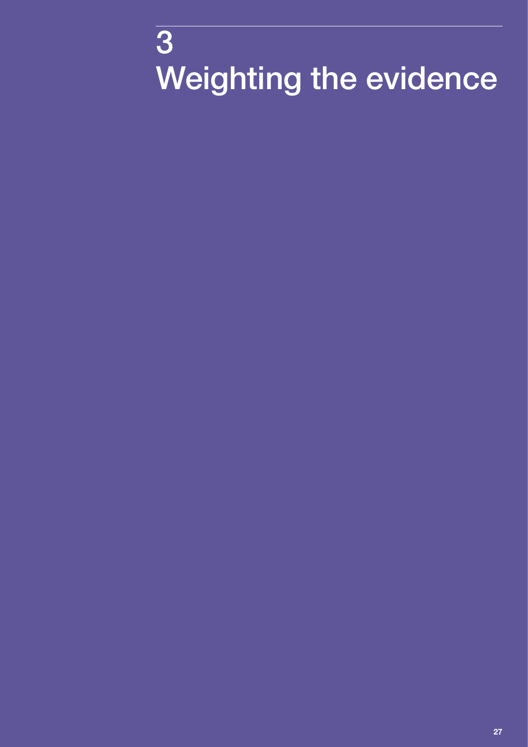# 3
# Weighting the evidence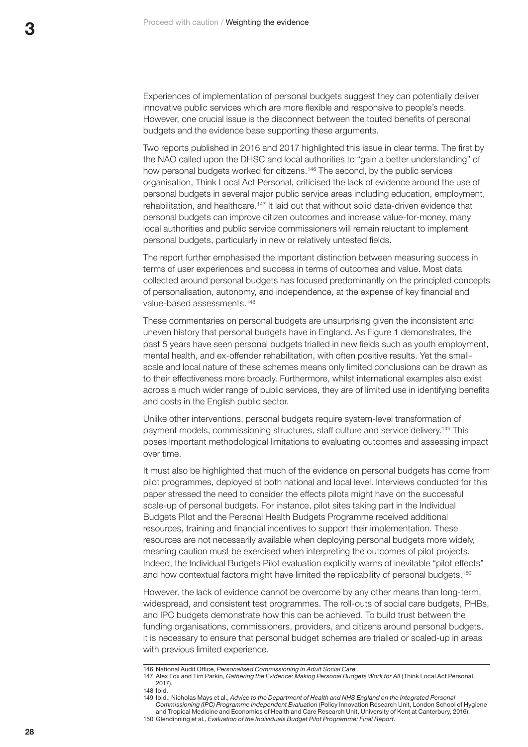Experiences of implementation of personal budgets suggest they can potentially deliver innovative public services which are more flexible and responsive to people's needs. However, one crucial issue is the disconnect between the touted benefits of personal budgets and the evidence base supporting these arguments.

Two reports published in 2016 and 2017 highlighted this issue in clear terms. The first by the NAO called upon the DHSC and local authorities to "gain a better understanding" of how personal budgets worked for citizens.[146] The second, by the public services organisation, Think Local Act Personal, criticised the lack of evidence around the use of personal budgets in several major public service areas including education, employment, rehabilitation, and healthcare.[147] It laid out that without solid data-driven evidence that personal budgets can improve citizen outcomes and increase value-for-money, many local authorities and public service commissioners will remain reluctant to implement personal budgets, particularly in new or relatively untested fields.

The report further emphasised the important distinction between measuring success in terms of user experiences and success in terms of outcomes and value. Most data collected around personal budgets has focused predominantly on the principled concepts of personalisation, autonomy, and independence, at the expense of key financial and value-based assessments.[148]

These commentaries on personal budgets are unsurprising given the inconsistent and uneven history that personal budgets have in England. As Figure 1 demonstrates, the past 5 years have seen personal budgets trialled in new fields such as youth employment, mental health, and ex-offender rehabilitation, with often positive results. Yet the small-scale and local nature of these schemes means only limited conclusions can be drawn as to their effectiveness more broadly. Furthermore, whilst international examples also exist across a much wider range of public services, they are of limited use in identifying benefits and costs in the English public sector.

Unlike other interventions, personal budgets require system-level transformation of payment models, commissioning structures, staff culture and service delivery.[149] This poses important methodological limitations to evaluating outcomes and assessing impact over time.

It must also be highlighted that much of the evidence on personal budgets has come from pilot programmes, deployed at both national and local level. Interviews conducted for this paper stressed the need to consider the effects pilots might have on the successful scale-up of personal budgets. For instance, pilot sites taking part in the Individual Budgets Pilot and the Personal Health Budgets Programme received additional resources, training and financial incentives to support their implementation. These resources are not necessarily available when deploying personal budgets more widely, meaning caution must be exercised when interpreting the outcomes of pilot projects. Indeed, the Individual Budgets Pilot evaluation explicitly warns of inevitable "pilot effects" and how contextual factors might have limited the replicability of personal budgets.[150]

However, the lack of evidence cannot be overcome by any other means than long-term, widespread, and consistent test programmes. The roll-outs of social care budgets, PHBs, and IPC budgets demonstrate how this can be achieved. To build trust between the funding organisations, commissioners, providers, and citizens around personal budgets, it is necessary to ensure that personal budget schemes are trialled or scaled-up in areas with previous limited experience.

---

146 National Audit Office, *Personalised Commissioning in Adult Social Care*.

147 Alex Fox and Tim Parkin, *Gathering the Evidence: Making Personal Budgets Work for All* (Think Local Act Personal, 2017).

148 Ibid.

149 Ibid.; Nicholas Mays et al., *Advice to the Department of Health and NHS England on the Integrated Personal Commissioning (IPC) Programme Independent Evaluation* (Policy Innovation Research Unit, London School of Hygiene and Tropical Medicine and Economics of Health and Care Research Unit, University of Kent at Canterbury, 2016).

150 Glendinning et al., *Evaluation of the Individuals Budget Pilot Programme: Final Report*.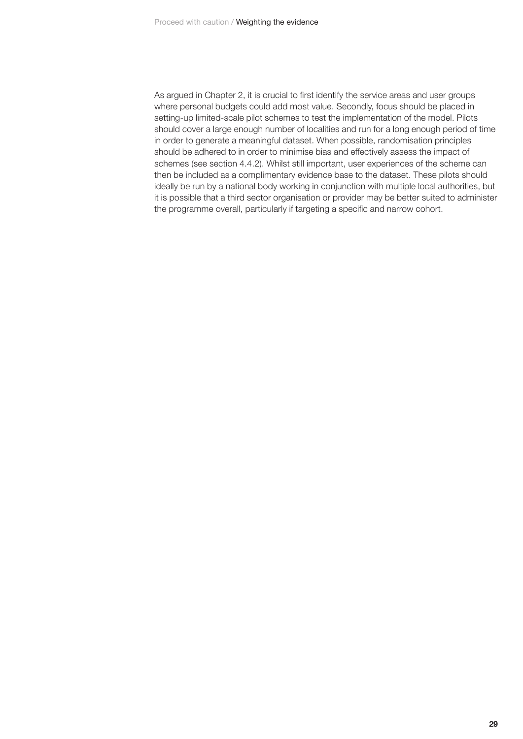As argued in Chapter 2, it is crucial to first identify the service areas and user groups where personal budgets could add most value. Secondly, focus should be placed in setting-up limited-scale pilot schemes to test the implementation of the model. Pilots should cover a large enough number of localities and run for a long enough period of time in order to generate a meaningful dataset. When possible, randomisation principles should be adhered to in order to minimise bias and effectively assess the impact of schemes (see section 4.4.2). Whilst still important, user experiences of the scheme can then be included as a complimentary evidence base to the dataset. These pilots should ideally be run by a national body working in conjunction with multiple local authorities, but it is possible that a third sector organisation or provider may be better suited to administer the programme overall, particularly if targeting a specific and narrow cohort.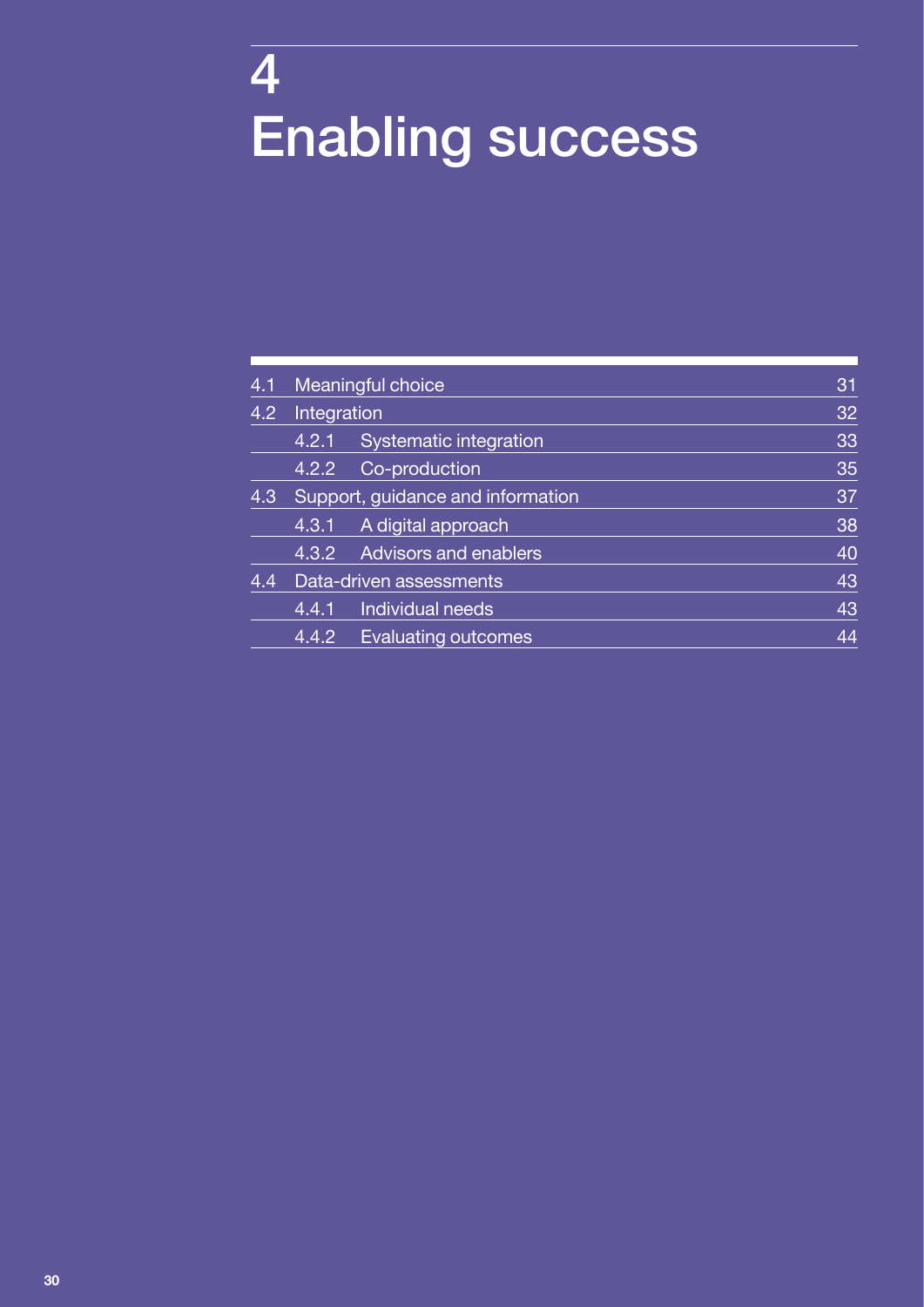# 4
# Enabling success

| | | |
|---|---|---|
| 4.1 | Meaningful choice | 31 |
| 4.2 | Integration | 32 |
| | 4.2.1 Systematic integration | 33 |
| | 4.2.2 Co-production | 35 |
| 4.3 | Support, guidance and information | 37 |
| | 4.3.1 A digital approach | 38 |
| | 4.3.2 Advisors and enablers | 40 |
| 4.4 | Data-driven assessments | 43 |
| | 4.4.1 Individual needs | 43 |
| | 4.4.2 Evaluating outcomes | 44 |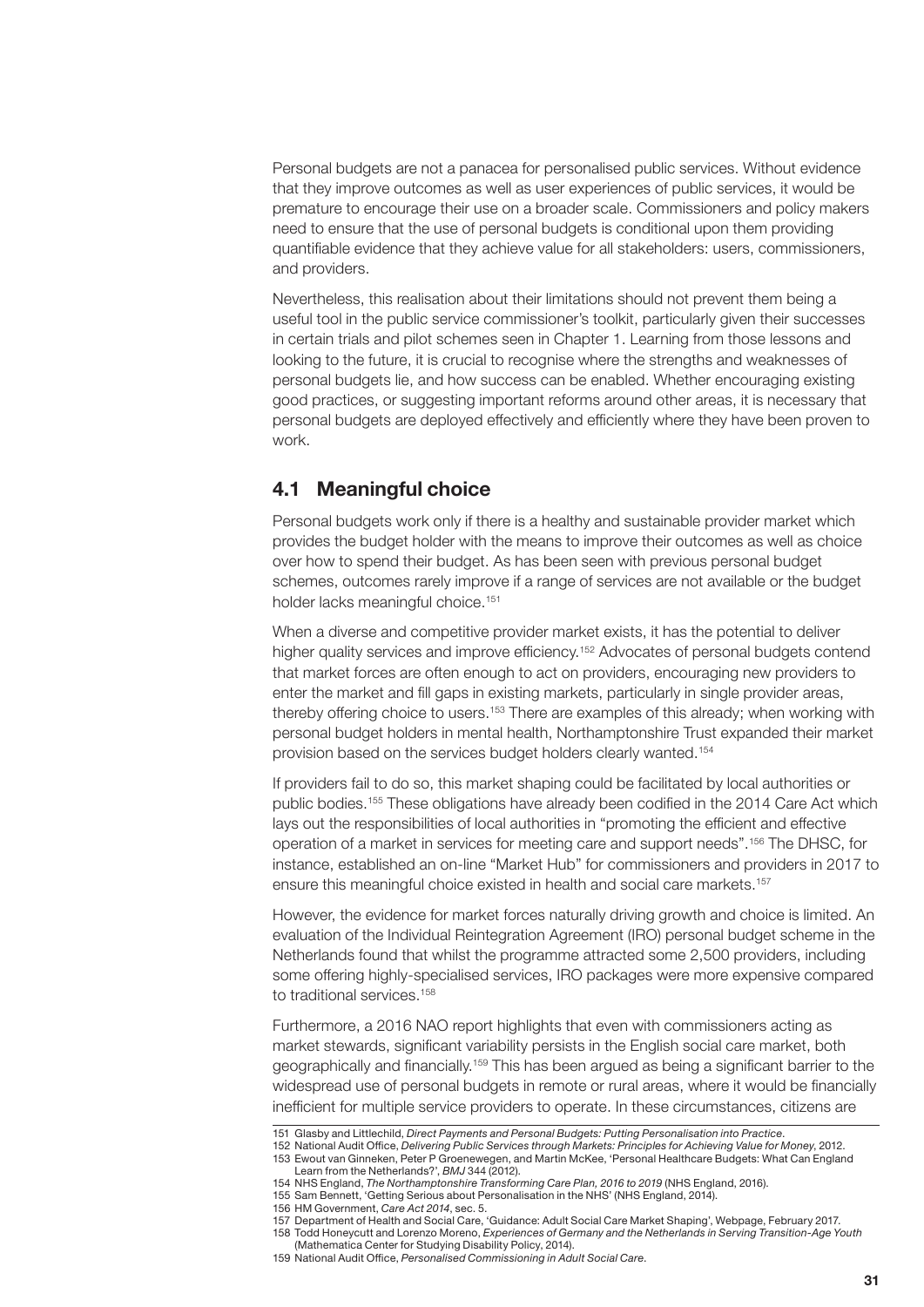Personal budgets are not a panacea for personalised public services. Without evidence that they improve outcomes as well as user experiences of public services, it would be premature to encourage their use on a broader scale. Commissioners and policy makers need to ensure that the use of personal budgets is conditional upon them providing quantifiable evidence that they achieve value for all stakeholders: users, commissioners, and providers.

Nevertheless, this realisation about their limitations should not prevent them being a useful tool in the public service commissioner's toolkit, particularly given their successes in certain trials and pilot schemes seen in Chapter 1. Learning from those lessons and looking to the future, it is crucial to recognise where the strengths and weaknesses of personal budgets lie, and how success can be enabled. Whether encouraging existing good practices, or suggesting important reforms around other areas, it is necessary that personal budgets are deployed effectively and efficiently where they have been proven to work.

## 4.1 Meaningful choice

Personal budgets work only if there is a healthy and sustainable provider market which provides the budget holder with the means to improve their outcomes as well as choice over how to spend their budget. As has been seen with previous personal budget schemes, outcomes rarely improve if a range of services are not available or the budget holder lacks meaningful choice.[151]

When a diverse and competitive provider market exists, it has the potential to deliver higher quality services and improve efficiency.[152] Advocates of personal budgets contend that market forces are often enough to act on providers, encouraging new providers to enter the market and fill gaps in existing markets, particularly in single provider areas, thereby offering choice to users.[153] There are examples of this already; when working with personal budget holders in mental health, Northamptonshire Trust expanded their market provision based on the services budget holders clearly wanted.[154]

If providers fail to do so, this market shaping could be facilitated by local authorities or public bodies.[155] These obligations have already been codified in the 2014 Care Act which lays out the responsibilities of local authorities in "promoting the efficient and effective operation of a market in services for meeting care and support needs".[156] The DHSC, for instance, established an on-line "Market Hub" for commissioners and providers in 2017 to ensure this meaningful choice existed in health and social care markets.[157]

However, the evidence for market forces naturally driving growth and choice is limited. An evaluation of the Individual Reintegration Agreement (IRO) personal budget scheme in the Netherlands found that whilst the programme attracted some 2,500 providers, including some offering highly-specialised services, IRO packages were more expensive compared to traditional services.[158]

Furthermore, a 2016 NAO report highlights that even with commissioners acting as market stewards, significant variability persists in the English social care market, both geographically and financially.[159] This has been argued as being a significant barrier to the widespread use of personal budgets in remote or rural areas, where it would be financially inefficient for multiple service providers to operate. In these circumstances, citizens are

---

151 Glasby and Littlechild, *Direct Payments and Personal Budgets: Putting Personalisation into Practice*.

152 National Audit Office, *Delivering Public Services through Markets: Principles for Achieving Value for Money*, 2012.

153 Ewout van Ginneken, Peter P Groenewegen, and Martin McKee, 'Personal Healthcare Budgets: What Can England Learn from the Netherlands?', *BMJ* 344 (2012).

154 NHS England, *The Northamptonshire Transforming Care Plan, 2016 to 2019* (NHS England, 2016).

155 Sam Bennett, 'Getting Serious about Personalisation in the NHS' (NHS England, 2014).

156 HM Government, *Care Act 2014*, sec. 5.

157 Department of Health and Social Care, 'Guidance: Adult Social Care Market Shaping', Webpage, February 2017.

158 Todd Honeycutt and Lorenzo Moreno, *Experiences of Germany and the Netherlands in Serving Transition-Age Youth* (Mathematica Center for Studying Disability Policy, 2014).

159 National Audit Office, *Personalised Commissioning in Adult Social Care*.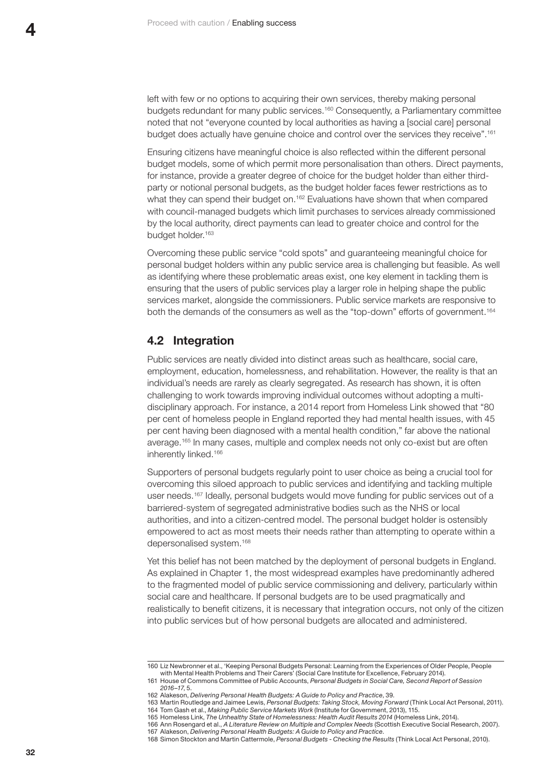left with few or no options to acquiring their own services, thereby making personal budgets redundant for many public services.[160] Consequently, a Parliamentary committee noted that not "everyone counted by local authorities as having a [social care] personal budget does actually have genuine choice and control over the services they receive".[161]

Ensuring citizens have meaningful choice is also reflected within the different personal budget models, some of which permit more personalisation than others. Direct payments, for instance, provide a greater degree of choice for the budget holder than either third-party or notional personal budgets, as the budget holder faces fewer restrictions as to what they can spend their budget on.[162] Evaluations have shown that when compared with council-managed budgets which limit purchases to services already commissioned by the local authority, direct payments can lead to greater choice and control for the budget holder.[163]

Overcoming these public service "cold spots" and guaranteeing meaningful choice for personal budget holders within any public service area is challenging but feasible. As well as identifying where these problematic areas exist, one key element in tackling them is ensuring that the users of public services play a larger role in helping shape the public services market, alongside the commissioners. Public service markets are responsive to both the demands of the consumers as well as the "top-down" efforts of government.[164]

## 4.2 Integration

Public services are neatly divided into distinct areas such as healthcare, social care, employment, education, homelessness, and rehabilitation. However, the reality is that an individual's needs are rarely as clearly segregated. As research has shown, it is often challenging to work towards improving individual outcomes without adopting a multi-disciplinary approach. For instance, a 2014 report from Homeless Link showed that "80 per cent of homeless people in England reported they had mental health issues, with 45 per cent having been diagnosed with a mental health condition," far above the national average.[165] In many cases, multiple and complex needs not only co-exist but are often inherently linked.[166]

Supporters of personal budgets regularly point to user choice as being a crucial tool for overcoming this siloed approach to public services and identifying and tackling multiple user needs.[167] Ideally, personal budgets would move funding for public services out of a barriered-system of segregated administrative bodies such as the NHS or local authorities, and into a citizen-centred model. The personal budget holder is ostensibly empowered to act as most meets their needs rather than attempting to operate within a depersonalised system.[168]

Yet this belief has not been matched by the deployment of personal budgets in England. As explained in Chapter 1, the most widespread examples have predominantly adhered to the fragmented model of public service commissioning and delivery, particularly within social care and healthcare. If personal budgets are to be used pragmatically and realistically to benefit citizens, it is necessary that integration occurs, not only of the citizen into public services but of how personal budgets are allocated and administered.

---

160 Liz Newbronner et al., 'Keeping Personal Budgets Personal: Learning from the Experiences of Older People, People with Mental Health Problems and Their Carers' (Social Care Institute for Excellence, February 2014).

161 House of Commons Committee of Public Accounts, *Personal Budgets in Social Care, Second Report of Session 2016–17*, 5.

162 Alakeson, *Delivering Personal Health Budgets: A Guide to Policy and Practice*, 39.

163 Martin Routledge and Jaimee Lewis, *Personal Budgets: Taking Stock, Moving Forward* (Think Local Act Personal, 2011).

164 Tom Gash et al., *Making Public Service Markets Work* (Institute for Government, 2013), 115.

165 Homeless Link, *The Unhealthy State of Homelessness: Health Audit Results 2014* (Homeless Link, 2014).

166 Ann Rosengard et al., *A Literature Review on Multiple and Complex Needs* (Scottish Executive Social Research, 2007).

167 Alakeson, *Delivering Personal Health Budgets: A Guide to Policy and Practice*.

168 Simon Stockton and Martin Cattermole, *Personal Budgets - Checking the Results* (Think Local Act Personal, 2010).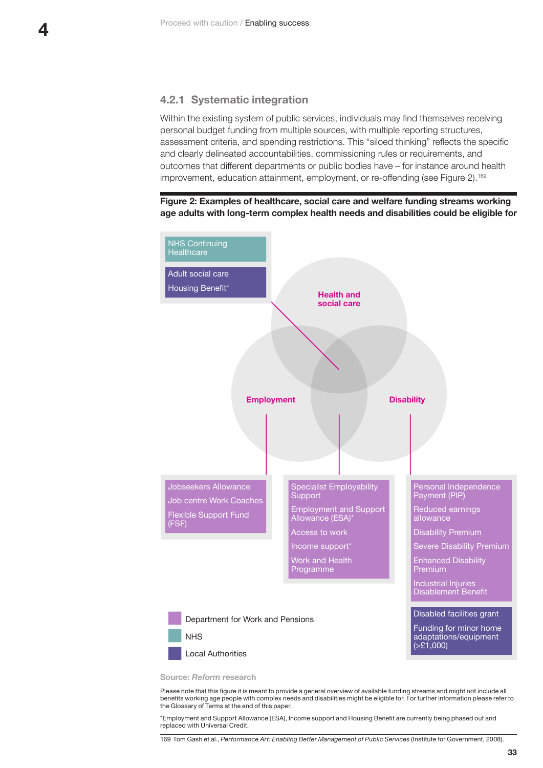### 4.2.1 Systematic integration

Within the existing system of public services, individuals may find themselves receiving personal budget funding from multiple sources, with multiple reporting structures, assessment criteria, and spending restrictions. This "siloed thinking" reflects the specific and clearly delineated accountabilities, commissioning rules or requirements, and outcomes that different departments or public bodies have – for instance around health improvement, education attainment, employment, or re-offending (see Figure 2).[169]

**Figure 2: Examples of healthcare, social care and welfare funding streams working age adults with long-term complex health needs and disabilities could be eligible for**

**Health and social care**
- NHS Continuing Healthcare
- Adult social care
- Housing Benefit*

**Employment**
- Jobseekers Allowance
- Job centre Work Coaches
- Flexible Support Fund (FSF)

**Employment / Disability**
- Specialist Employability Support
- Employment and Support Allowance (ESA)*
- Access to work
- Income support*
- Work and Health Programme

**Disability**
- Personal Independence Payment (PIP)
- Reduced earnings allowance
- Disability Premium
- Severe Disability Premium
- Enhanced Disability Premium
- Industrial Injuries Disablement Benefit
- Disabled facilities grant
- Funding for minor home adaptations/equipment (>£1,000)

Key: Department for Work and Pensions; NHS; Local Authorities

Source: *Reform* research

Please note that this figure it is meant to provide a general overview of available funding streams and might not include all benefits working age people with complex needs and disabilities might be eligible for. For further information please refer to the Glossary of Terms at the end of this paper.

*Employment and Support Allowance (ESA), Income support and Housing Benefit are currently being phased out and replaced with Universal Credit.

169 Tom Gash et al., *Performance Art: Enabling Better Management of Public Services* (Institute for Government, 2008).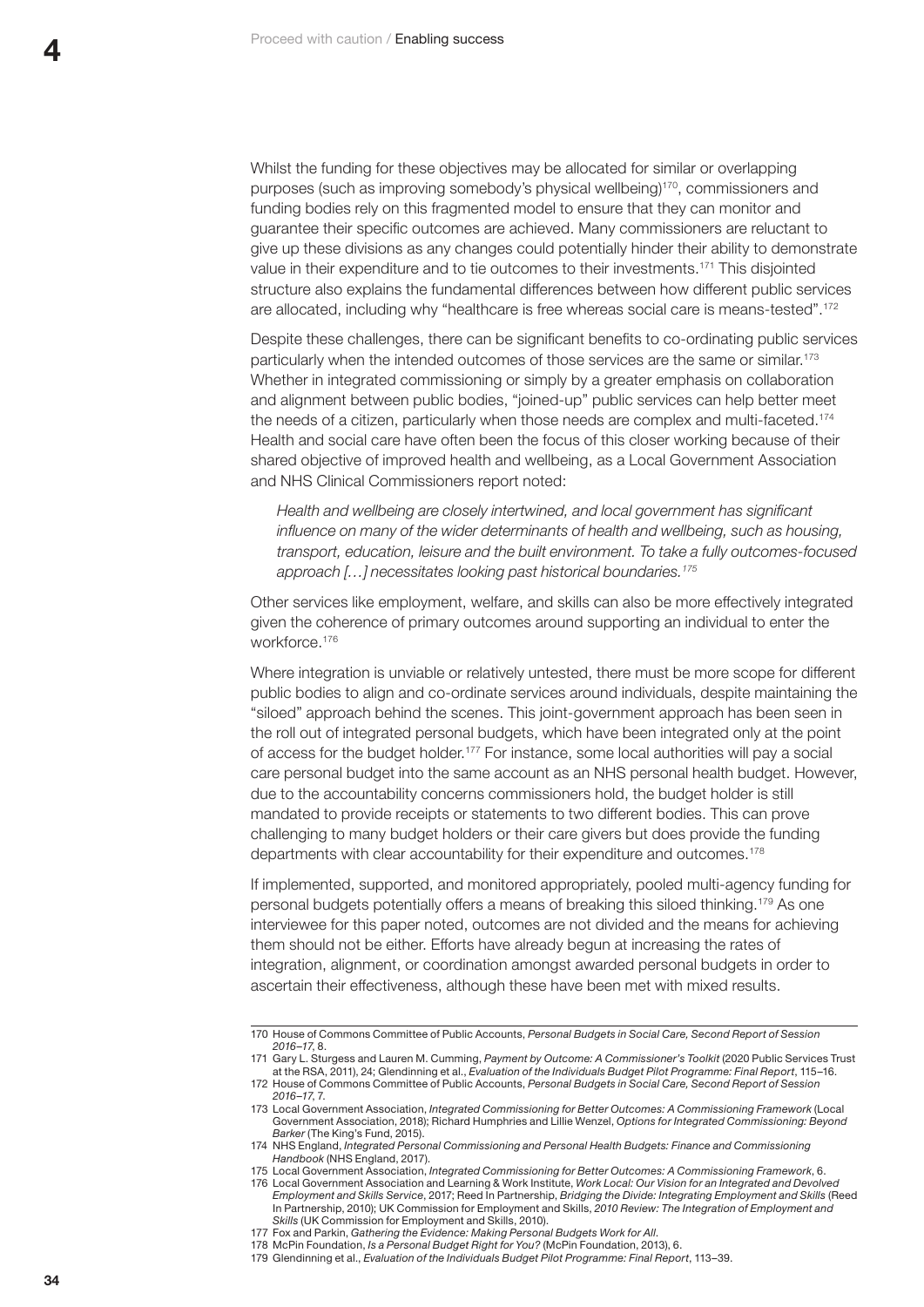Whilst the funding for these objectives may be allocated for similar or overlapping purposes (such as improving somebody's physical wellbeing)[170], commissioners and funding bodies rely on this fragmented model to ensure that they can monitor and guarantee their specific outcomes are achieved. Many commissioners are reluctant to give up these divisions as any changes could potentially hinder their ability to demonstrate value in their expenditure and to tie outcomes to their investments.[171] This disjointed structure also explains the fundamental differences between how different public services are allocated, including why "healthcare is free whereas social care is means-tested".[172]

Despite these challenges, there can be significant benefits to co-ordinating public services particularly when the intended outcomes of those services are the same or similar.[173] Whether in integrated commissioning or simply by a greater emphasis on collaboration and alignment between public bodies, "joined-up" public services can help better meet the needs of a citizen, particularly when those needs are complex and multi-faceted.[174] Health and social care have often been the focus of this closer working because of their shared objective of improved health and wellbeing, as a Local Government Association and NHS Clinical Commissioners report noted:

> *Health and wellbeing are closely intertwined, and local government has significant influence on many of the wider determinants of health and wellbeing, such as housing, transport, education, leisure and the built environment. To take a fully outcomes-focused approach […] necessitates looking past historical boundaries.*[175]

Other services like employment, welfare, and skills can also be more effectively integrated given the coherence of primary outcomes around supporting an individual to enter the workforce.[176]

Where integration is unviable or relatively untested, there must be more scope for different public bodies to align and co-ordinate services around individuals, despite maintaining the "siloed" approach behind the scenes. This joint-government approach has been seen in the roll out of integrated personal budgets, which have been integrated only at the point of access for the budget holder.[177] For instance, some local authorities will pay a social care personal budget into the same account as an NHS personal health budget. However, due to the accountability concerns commissioners hold, the budget holder is still mandated to provide receipts or statements to two different bodies. This can prove challenging to many budget holders or their care givers but does provide the funding departments with clear accountability for their expenditure and outcomes.[178]

If implemented, supported, and monitored appropriately, pooled multi-agency funding for personal budgets potentially offers a means of breaking this siloed thinking.[179] As one interviewee for this paper noted, outcomes are not divided and the means for achieving them should not be either. Efforts have already begun at increasing the rates of integration, alignment, or coordination amongst awarded personal budgets in order to ascertain their effectiveness, although these have been met with mixed results.

---

170 House of Commons Committee of Public Accounts, *Personal Budgets in Social Care, Second Report of Session 2016–17*, 8.

171 Gary L. Sturgess and Lauren M. Cumming, *Payment by Outcome: A Commissioner's Toolkit* (2020 Public Services Trust at the RSA, 2011), 24; Glendinning et al., *Evaluation of the Individuals Budget Pilot Programme: Final Report*, 115–16.

172 House of Commons Committee of Public Accounts, *Personal Budgets in Social Care, Second Report of Session 2016–17*, 7.

173 Local Government Association, *Integrated Commissioning for Better Outcomes: A Commissioning Framework* (Local Government Association, 2018); Richard Humphries and Lillie Wenzel, *Options for Integrated Commissioning: Beyond Barker* (The King's Fund, 2015).

174 NHS England, *Integrated Personal Commissioning and Personal Health Budgets: Finance and Commissioning Handbook* (NHS England, 2017).

175 Local Government Association, *Integrated Commissioning for Better Outcomes: A Commissioning Framework*, 6.

176 Local Government Association and Learning & Work Institute, *Work Local: Our Vision for an Integrated and Devolved Employment and Skills Service*, 2017; Reed In Partnership, *Bridging the Divide: Integrating Employment and Skills* (Reed In Partnership, 2010); UK Commission for Employment and Skills, *2010 Review: The Integration of Employment and Skills* (UK Commission for Employment and Skills, 2010).

177 Fox and Parkin, *Gathering the Evidence: Making Personal Budgets Work for All*.

178 McPin Foundation, *Is a Personal Budget Right for You?* (McPin Foundation, 2013), 6.

179 Glendinning et al., *Evaluation of the Individuals Budget Pilot Programme: Final Report*, 113–39.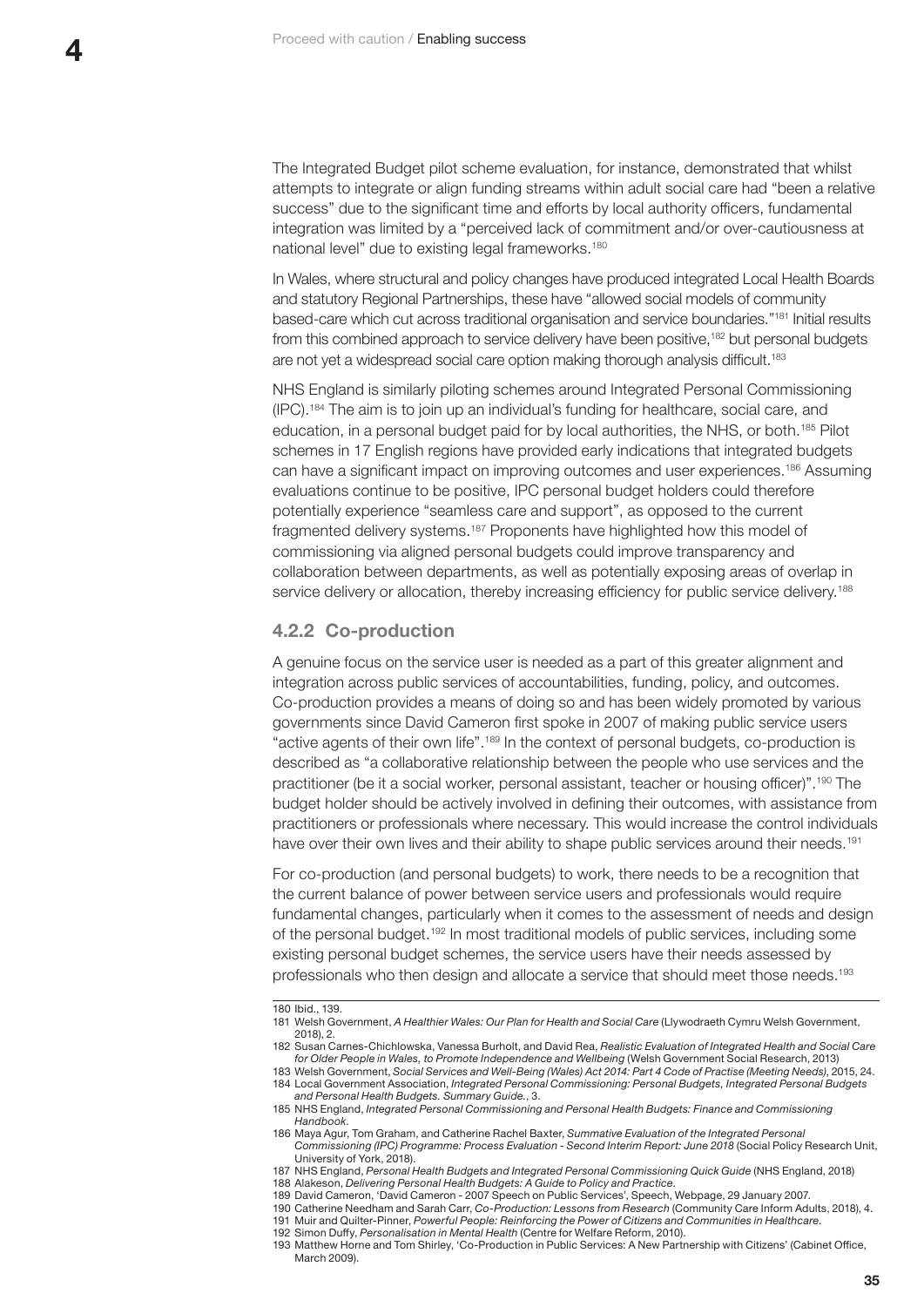The Integrated Budget pilot scheme evaluation, for instance, demonstrated that whilst attempts to integrate or align funding streams within adult social care had "been a relative success" due to the significant time and efforts by local authority officers, fundamental integration was limited by a "perceived lack of commitment and/or over-cautiousness at national level" due to existing legal frameworks.[180]

In Wales, where structural and policy changes have produced integrated Local Health Boards and statutory Regional Partnerships, these have "allowed social models of community based-care which cut across traditional organisation and service boundaries."[181] Initial results from this combined approach to service delivery have been positive,[182] but personal budgets are not yet a widespread social care option making thorough analysis difficult.[183]

NHS England is similarly piloting schemes around Integrated Personal Commissioning (IPC).[184] The aim is to join up an individual's funding for healthcare, social care, and education, in a personal budget paid for by local authorities, the NHS, or both.[185] Pilot schemes in 17 English regions have provided early indications that integrated budgets can have a significant impact on improving outcomes and user experiences.[186] Assuming evaluations continue to be positive, IPC personal budget holders could therefore potentially experience "seamless care and support", as opposed to the current fragmented delivery systems.[187] Proponents have highlighted how this model of commissioning via aligned personal budgets could improve transparency and collaboration between departments, as well as potentially exposing areas of overlap in service delivery or allocation, thereby increasing efficiency for public service delivery.[188]

### 4.2.2 Co-production

A genuine focus on the service user is needed as a part of this greater alignment and integration across public services of accountabilities, funding, policy, and outcomes. Co-production provides a means of doing so and has been widely promoted by various governments since David Cameron first spoke in 2007 of making public service users "active agents of their own life".[189] In the context of personal budgets, co-production is described as "a collaborative relationship between the people who use services and the practitioner (be it a social worker, personal assistant, teacher or housing officer)".[190] The budget holder should be actively involved in defining their outcomes, with assistance from practitioners or professionals where necessary. This would increase the control individuals have over their own lives and their ability to shape public services around their needs.[191]

For co-production (and personal budgets) to work, there needs to be a recognition that the current balance of power between service users and professionals would require fundamental changes, particularly when it comes to the assessment of needs and design of the personal budget.[192] In most traditional models of public services, including some existing personal budget schemes, the service users have their needs assessed by professionals who then design and allocate a service that should meet those needs.[193]

---

180 Ibid., 139.

181 Welsh Government, *A Healthier Wales: Our Plan for Health and Social Care* (Llywodraeth Cymru Welsh Government, 2018), 2.

182 Susan Carnes-Chichlowska, Vanessa Burholt, and David Rea, *Realistic Evaluation of Integrated Health and Social Care for Older People in Wales, to Promote Independence and Wellbeing* (Welsh Government Social Research, 2013)

183 Welsh Government, *Social Services and Well-Being (Wales) Act 2014: Part 4 Code of Practise (Meeting Needs)*, 2015, 24.

184 Local Government Association, *Integrated Personal Commissioning: Personal Budgets, Integrated Personal Budgets and Personal Health Budgets. Summary Guide.*, 3.

185 NHS England, *Integrated Personal Commissioning and Personal Health Budgets: Finance and Commissioning Handbook*.

186 Maya Agur, Tom Graham, and Catherine Rachel Baxter, *Summative Evaluation of the Integrated Personal Commissioning (IPC) Programme: Process Evaluation - Second Interim Report: June 2018* (Social Policy Research Unit, University of York, 2018).

187 NHS England, *Personal Health Budgets and Integrated Personal Commissioning Quick Guide* (NHS England, 2018)

188 Alakeson, *Delivering Personal Health Budgets: A Guide to Policy and Practice*.

189 David Cameron, 'David Cameron - 2007 Speech on Public Services', Speech, Webpage, 29 January 2007.

190 Catherine Needham and Sarah Carr, *Co-Production: Lessons from Research* (Community Care Inform Adults, 2018), 4.

191 Muir and Quilter-Pinner, *Powerful People: Reinforcing the Power of Citizens and Communities in Healthcare*.

192 Simon Duffy, *Personalisation in Mental Health* (Centre for Welfare Reform, 2010).

193 Matthew Horne and Tom Shirley, 'Co-Production in Public Services: A New Partnership with Citizens' (Cabinet Office, March 2009).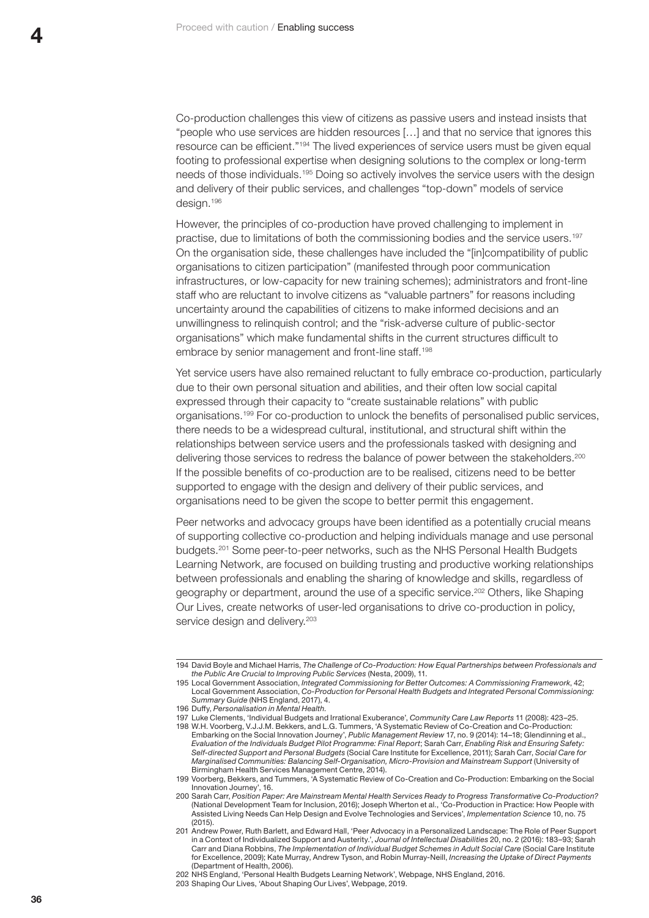Co-production challenges this view of citizens as passive users and instead insists that "people who use services are hidden resources […] and that no service that ignores this resource can be efficient."[194] The lived experiences of service users must be given equal footing to professional expertise when designing solutions to the complex or long-term needs of those individuals.[195] Doing so actively involves the service users with the design and delivery of their public services, and challenges "top-down" models of service design.[196]

However, the principles of co-production have proved challenging to implement in practise, due to limitations of both the commissioning bodies and the service users.[197] On the organisation side, these challenges have included the "[in]compatibility of public organisations to citizen participation" (manifested through poor communication infrastructures, or low-capacity for new training schemes); administrators and front-line staff who are reluctant to involve citizens as "valuable partners" for reasons including uncertainty around the capabilities of citizens to make informed decisions and an unwillingness to relinquish control; and the "risk-adverse culture of public-sector organisations" which make fundamental shifts in the current structures difficult to embrace by senior management and front-line staff.[198]

Yet service users have also remained reluctant to fully embrace co-production, particularly due to their own personal situation and abilities, and their often low social capital expressed through their capacity to "create sustainable relations" with public organisations.[199] For co-production to unlock the benefits of personalised public services, there needs to be a widespread cultural, institutional, and structural shift within the relationships between service users and the professionals tasked with designing and delivering those services to redress the balance of power between the stakeholders.[200] If the possible benefits of co-production are to be realised, citizens need to be better supported to engage with the design and delivery of their public services, and organisations need to be given the scope to better permit this engagement.

Peer networks and advocacy groups have been identified as a potentially crucial means of supporting collective co-production and helping individuals manage and use personal budgets.[201] Some peer-to-peer networks, such as the NHS Personal Health Budgets Learning Network, are focused on building trusting and productive working relationships between professionals and enabling the sharing of knowledge and skills, regardless of geography or department, around the use of a specific service.[202] Others, like Shaping Our Lives, create networks of user-led organisations to drive co-production in policy, service design and delivery.[203]

---

194 David Boyle and Michael Harris, *The Challenge of Co-Production: How Equal Partnerships between Professionals and the Public Are Crucial to Improving Public Services* (Nesta, 2009), 11.

195 Local Government Association, *Integrated Commissioning for Better Outcomes: A Commissioning Framework*, 42; Local Government Association, *Co-Production for Personal Health Budgets and Integrated Personal Commissioning: Summary Guide* (NHS England, 2017), 4.

196 Duffy, *Personalisation in Mental Health*.

197 Luke Clements, 'Individual Budgets and Irrational Exuberance', *Community Care Law Reports* 11 (2008): 423–25.

198 W.H. Voorberg, V.J.J.M. Bekkers, and L.G. Tummers, 'A Systematic Review of Co-Creation and Co-Production: Embarking on the Social Innovation Journey', *Public Management Review* 17, no. 9 (2014): 14–18; Glendinning et al., *Evaluation of the Individuals Budget Pilot Programme: Final Report*; Sarah Carr, *Enabling Risk and Ensuring Safety: Self-directed Support and Personal Budgets* (Social Care Institute for Excellence, 2011); Sarah Carr, *Social Care for Marginalised Communities: Balancing Self-Organisation, Micro-Provision and Mainstream Support* (University of Birmingham Health Services Management Centre, 2014).

199 Voorberg, Bekkers, and Tummers, 'A Systematic Review of Co-Creation and Co-Production: Embarking on the Social Innovation Journey', 16.

200 Sarah Carr, *Position Paper: Are Mainstream Mental Health Services Ready to Progress Transformative Co-Production?* (National Development Team for Inclusion, 2016); Joseph Wherton et al., 'Co-Production in Practice: How People with Assisted Living Needs Can Help Design and Evolve Technologies and Services', *Implementation Science* 10, no. 75 (2015).

201 Andrew Power, Ruth Barlett, and Edward Hall, 'Peer Advocacy in a Personalized Landscape: The Role of Peer Support in a Context of Individualized Support and Austerity.', *Journal of Intellectual Disabilities* 20, no. 2 (2016): 183–93; Sarah Carr and Diana Robbins, *The Implementation of Individual Budget Schemes in Adult Social Care* (Social Care Institute for Excellence, 2009); Kate Murray, Andrew Tyson, and Robin Murray-Neill, *Increasing the Uptake of Direct Payments* (Department of Health, 2006).

202 NHS England, 'Personal Health Budgets Learning Network', Webpage, NHS England, 2016.

203 Shaping Our Lives, 'About Shaping Our Lives', Webpage, 2019.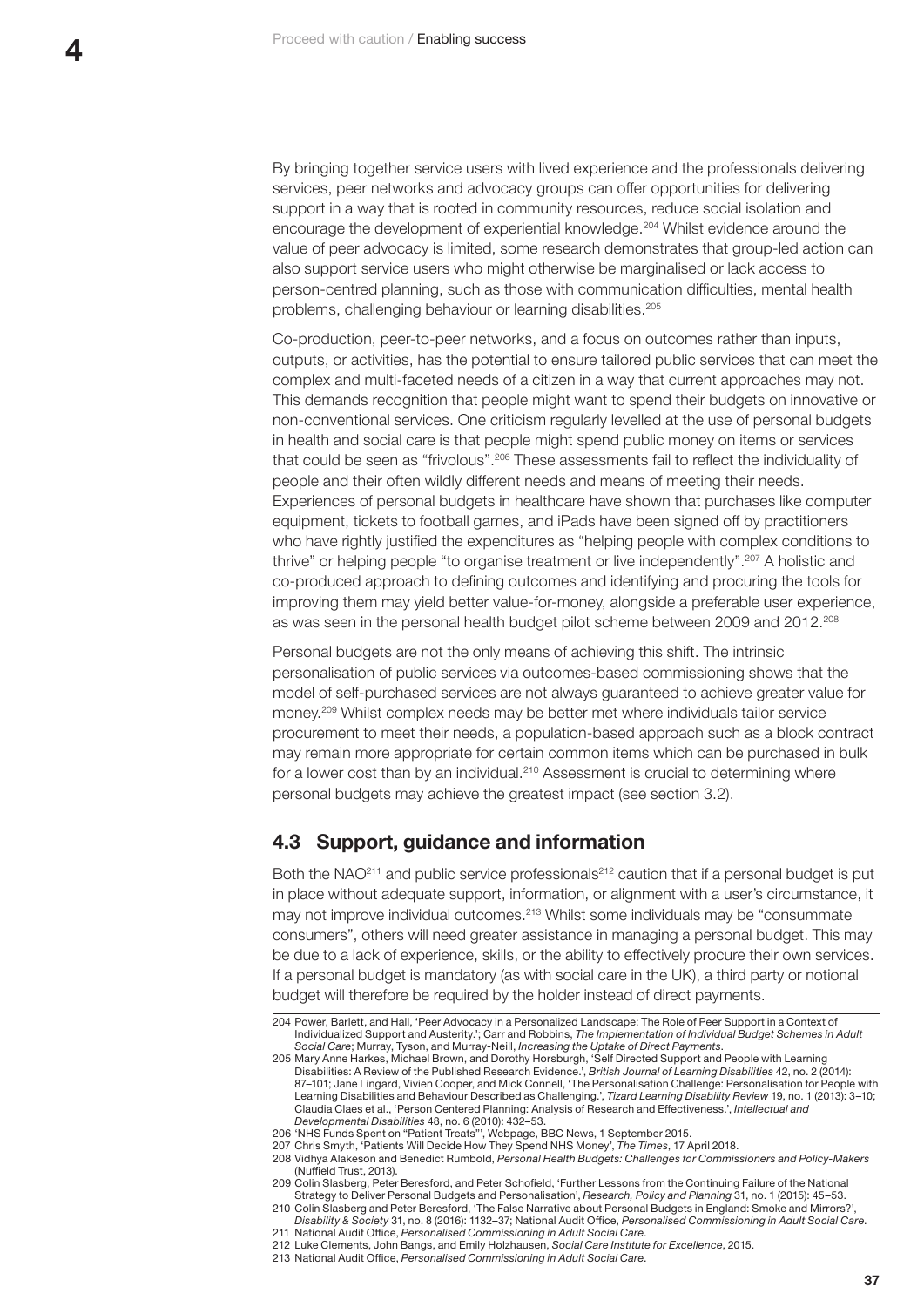By bringing together service users with lived experience and the professionals delivering services, peer networks and advocacy groups can offer opportunities for delivering support in a way that is rooted in community resources, reduce social isolation and encourage the development of experiential knowledge.[204] Whilst evidence around the value of peer advocacy is limited, some research demonstrates that group-led action can also support service users who might otherwise be marginalised or lack access to person-centred planning, such as those with communication difficulties, mental health problems, challenging behaviour or learning disabilities.[205]

Co-production, peer-to-peer networks, and a focus on outcomes rather than inputs, outputs, or activities, has the potential to ensure tailored public services that can meet the complex and multi-faceted needs of a citizen in a way that current approaches may not. This demands recognition that people might want to spend their budgets on innovative or non-conventional services. One criticism regularly levelled at the use of personal budgets in health and social care is that people might spend public money on items or services that could be seen as "frivolous".[206] These assessments fail to reflect the individuality of people and their often wildly different needs and means of meeting their needs. Experiences of personal budgets in healthcare have shown that purchases like computer equipment, tickets to football games, and iPads have been signed off by practitioners who have rightly justified the expenditures as "helping people with complex conditions to thrive" or helping people "to organise treatment or live independently".[207] A holistic and co-produced approach to defining outcomes and identifying and procuring the tools for improving them may yield better value-for-money, alongside a preferable user experience, as was seen in the personal health budget pilot scheme between 2009 and 2012.[208]

Personal budgets are not the only means of achieving this shift. The intrinsic personalisation of public services via outcomes-based commissioning shows that the model of self-purchased services are not always guaranteed to achieve greater value for money.[209] Whilst complex needs may be better met where individuals tailor service procurement to meet their needs, a population-based approach such as a block contract may remain more appropriate for certain common items which can be purchased in bulk for a lower cost than by an individual.[210] Assessment is crucial to determining where personal budgets may achieve the greatest impact (see section 3.2).

## 4.3 Support, guidance and information

Both the NAO[211] and public service professionals[212] caution that if a personal budget is put in place without adequate support, information, or alignment with a user's circumstance, it may not improve individual outcomes.[213] Whilst some individuals may be "consummate consumers", others will need greater assistance in managing a personal budget. This may be due to a lack of experience, skills, or the ability to effectively procure their own services. If a personal budget is mandatory (as with social care in the UK), a third party or notional budget will therefore be required by the holder instead of direct payments.

---

204 Power, Barlett, and Hall, 'Peer Advocacy in a Personalized Landscape: The Role of Peer Support in a Context of Individualized Support and Austerity.'; Carr and Robbins, *The Implementation of Individual Budget Schemes in Adult Social Care*; Murray, Tyson, and Murray-Neill, *Increasing the Uptake of Direct Payments*.

205 Mary Anne Harkes, Michael Brown, and Dorothy Horsburgh, 'Self Directed Support and People with Learning Disabilities: A Review of the Published Research Evidence.', *British Journal of Learning Disabilities* 42, no. 2 (2014): 87–101; Jane Lingard, Vivien Cooper, and Mick Connell, 'The Personalisation Challenge: Personalisation for People with Learning Disabilities and Behaviour Described as Challenging.', *Tizard Learning Disability Review* 19, no. 1 (2013): 3–10; Claudia Claes et al., 'Person Centered Planning: Analysis of Research and Effectiveness.', *Intellectual and Developmental Disabilities* 48, no. 6 (2010): 432–53.

206 'NHS Funds Spent on "Patient Treats"', Webpage, BBC News, 1 September 2015.

207 Chris Smyth, 'Patients Will Decide How They Spend NHS Money', *The Times*, 17 April 2018.

208 Vidhya Alakeson and Benedict Rumbold, *Personal Health Budgets: Challenges for Commissioners and Policy-Makers* (Nuffield Trust, 2013).

209 Colin Slasberg, Peter Beresford, and Peter Schofield, 'Further Lessons from the Continuing Failure of the National Strategy to Deliver Personal Budgets and Personalisation', *Research, Policy and Planning* 31, no. 1 (2015): 45–53.

210 Colin Slasberg and Peter Beresford, 'The False Narrative about Personal Budgets in England: Smoke and Mirrors?', *Disability & Society* 31, no. 8 (2016): 1132–37; National Audit Office, *Personalised Commissioning in Adult Social Care*.

211 National Audit Office, *Personalised Commissioning in Adult Social Care*.

212 Luke Clements, John Bangs, and Emily Holzhausen, *Social Care Institute for Excellence*, 2015.

213 National Audit Office, *Personalised Commissioning in Adult Social Care*.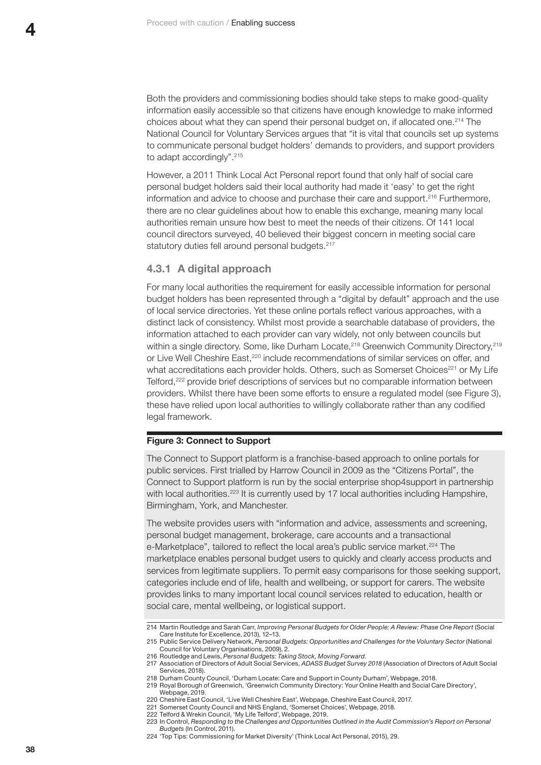Both the providers and commissioning bodies should take steps to make good-quality information easily accessible so that citizens have enough knowledge to make informed choices about what they can spend their personal budget on, if allocated one.[214] The National Council for Voluntary Services argues that "it is vital that councils set up systems to communicate personal budget holders' demands to providers, and support providers to adapt accordingly".[215]

However, a 2011 Think Local Act Personal report found that only half of social care personal budget holders said their local authority had made it 'easy' to get the right information and advice to choose and purchase their care and support.[216] Furthermore, there are no clear guidelines about how to enable this exchange, meaning many local authorities remain unsure how best to meet the needs of their citizens. Of 141 local council directors surveyed, 40 believed their biggest concern in meeting social care statutory duties fell around personal budgets.[217]

### 4.3.1 A digital approach

For many local authorities the requirement for easily accessible information for personal budget holders has been represented through a "digital by default" approach and the use of local service directories. Yet these online portals reflect various approaches, with a distinct lack of consistency. Whilst most provide a searchable database of providers, the information attached to each provider can vary widely, not only between councils but within a single directory. Some, like Durham Locate,[218] Greenwich Community Directory,[219] or Live Well Cheshire East,[220] include recommendations of similar services on offer, and what accreditations each provider holds. Others, such as Somerset Choices[221] or My Life Telford,[222] provide brief descriptions of services but no comparable information between providers. Whilst there have been some efforts to ensure a regulated model (see Figure 3), these have relied upon local authorities to willingly collaborate rather than any codified legal framework.

**Figure 3: Connect to Support**

The Connect to Support platform is a franchise-based approach to online portals for public services. First trialled by Harrow Council in 2009 as the "Citizens Portal", the Connect to Support platform is run by the social enterprise shop4support in partnership with local authorities.[223] It is currently used by 17 local authorities including Hampshire, Birmingham, York, and Manchester.

The website provides users with "information and advice, assessments and screening, personal budget management, brokerage, care accounts and a transactional e-Marketplace", tailored to reflect the local area's public service market.[224] The marketplace enables personal budget users to quickly and clearly access products and services from legitimate suppliers. To permit easy comparisons for those seeking support, categories include end of life, health and wellbeing, or support for carers. The website provides links to many important local council services related to education, health or social care, mental wellbeing, or logistical support.

214 Martin Routledge and Sarah Carr, *Improving Personal Budgets for Older People: A Review: Phase One Report* (Social Care Institute for Excellence, 2013), 12–13.

215 Public Service Delivery Network, *Personal Budgets: Opportunities and Challenges for the Voluntary Sector* (National Council for Voluntary Organisations, 2009), 2.

216 Routledge and Lewis, *Personal Budgets: Taking Stock, Moving Forward*.

217 Association of Directors of Adult Social Services, *ADASS Budget Survey 2018* (Association of Directors of Adult Social Services, 2018).

218 Durham County Council, 'Durham Locate: Care and Support in County Durham', Webpage, 2018.

219 Royal Borough of Greenwich, 'Greenwich Community Directory: Your Online Health and Social Care Directory', Webpage, 2019.

220 Cheshire East Council, 'Live Well Cheshire East', Webpage, Cheshire East Council, 2017.

221 Somerset County Council and NHS England, 'Somerset Choices', Webpage, 2018.

222 Telford & Wrekin Council, 'My Life Telford', Webpage, 2019.

223 In Control, *Responding to the Challenges and Opportunities Outlined in the Audit Commission's Report on Personal Budgets* (In Control, 2011).

224 'Top Tips: Commissioning for Market Diversity' (Think Local Act Personal, 2015), 29.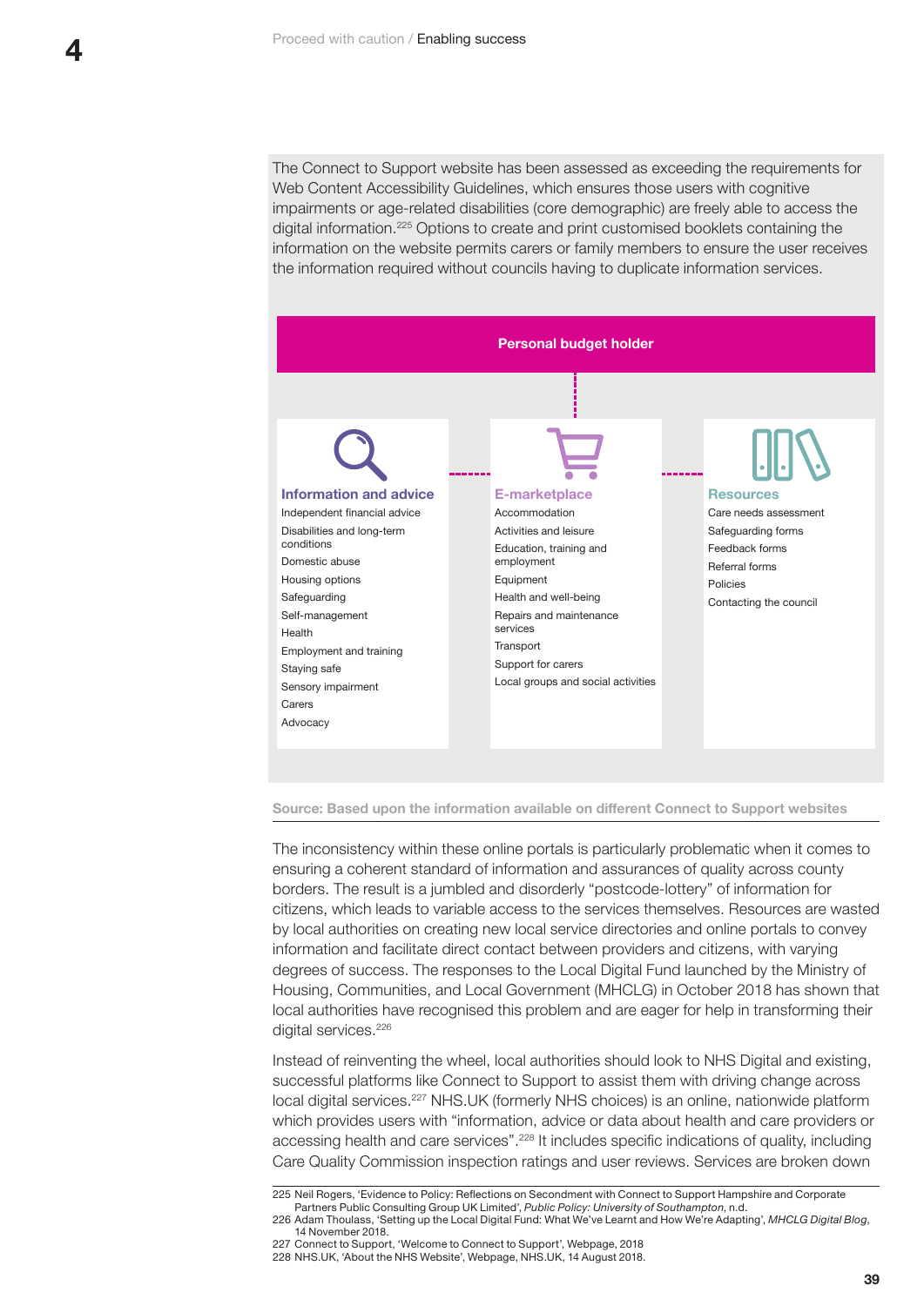The Connect to Support website has been assessed as exceeding the requirements for Web Content Accessibility Guidelines, which ensures those users with cognitive impairments or age-related disabilities (core demographic) are freely able to access the digital information.[225] Options to create and print customised booklets containing the information on the website permits carers or family members to ensure the user receives the information required without councils having to duplicate information services.

**Personal budget holder**

**Information and advice**
- Independent financial advice
- Disabilities and long-term conditions
- Domestic abuse
- Housing options
- Safeguarding
- Self-management
- Health
- Employment and training
- Staying safe
- Sensory impairment
- Carers
- Advocacy

**E-marketplace**
- Accommodation
- Activities and leisure
- Education, training and employment
- Equipment
- Health and well-being
- Repairs and maintenance services
- Transport
- Support for carers
- Local groups and social activities

**Resources**
- Care needs assessment
- Safeguarding forms
- Feedback forms
- Referral forms
- Policies
- Contacting the council

Source: Based upon the information available on different Connect to Support websites

The inconsistency within these online portals is particularly problematic when it comes to ensuring a coherent standard of information and assurances of quality across county borders. The result is a jumbled and disorderly "postcode-lottery" of information for citizens, which leads to variable access to the services themselves. Resources are wasted by local authorities on creating new local service directories and online portals to convey information and facilitate direct contact between providers and citizens, with varying degrees of success. The responses to the Local Digital Fund launched by the Ministry of Housing, Communities, and Local Government (MHCLG) in October 2018 has shown that local authorities have recognised this problem and are eager for help in transforming their digital services.[226]

Instead of reinventing the wheel, local authorities should look to NHS Digital and existing, successful platforms like Connect to Support to assist them with driving change across local digital services.[227] NHS.UK (formerly NHS choices) is an online, nationwide platform which provides users with "information, advice or data about health and care providers or accessing health and care services".[228] It includes specific indications of quality, including Care Quality Commission inspection ratings and user reviews. Services are broken down

225 Neil Rogers, 'Evidence to Policy: Reflections on Secondment with Connect to Support Hampshire and Corporate Partners Public Consulting Group UK Limited', *Public Policy: University of Southampton*, n.d.
226 Adam Thoulass, 'Setting up the Local Digital Fund: What We've Learnt and How We're Adapting', *MHCLG Digital Blog*, 14 November 2018.
227 Connect to Support, 'Welcome to Connect to Support', Webpage, 2018
228 NHS.UK, 'About the NHS Website', Webpage, NHS.UK, 14 August 2018.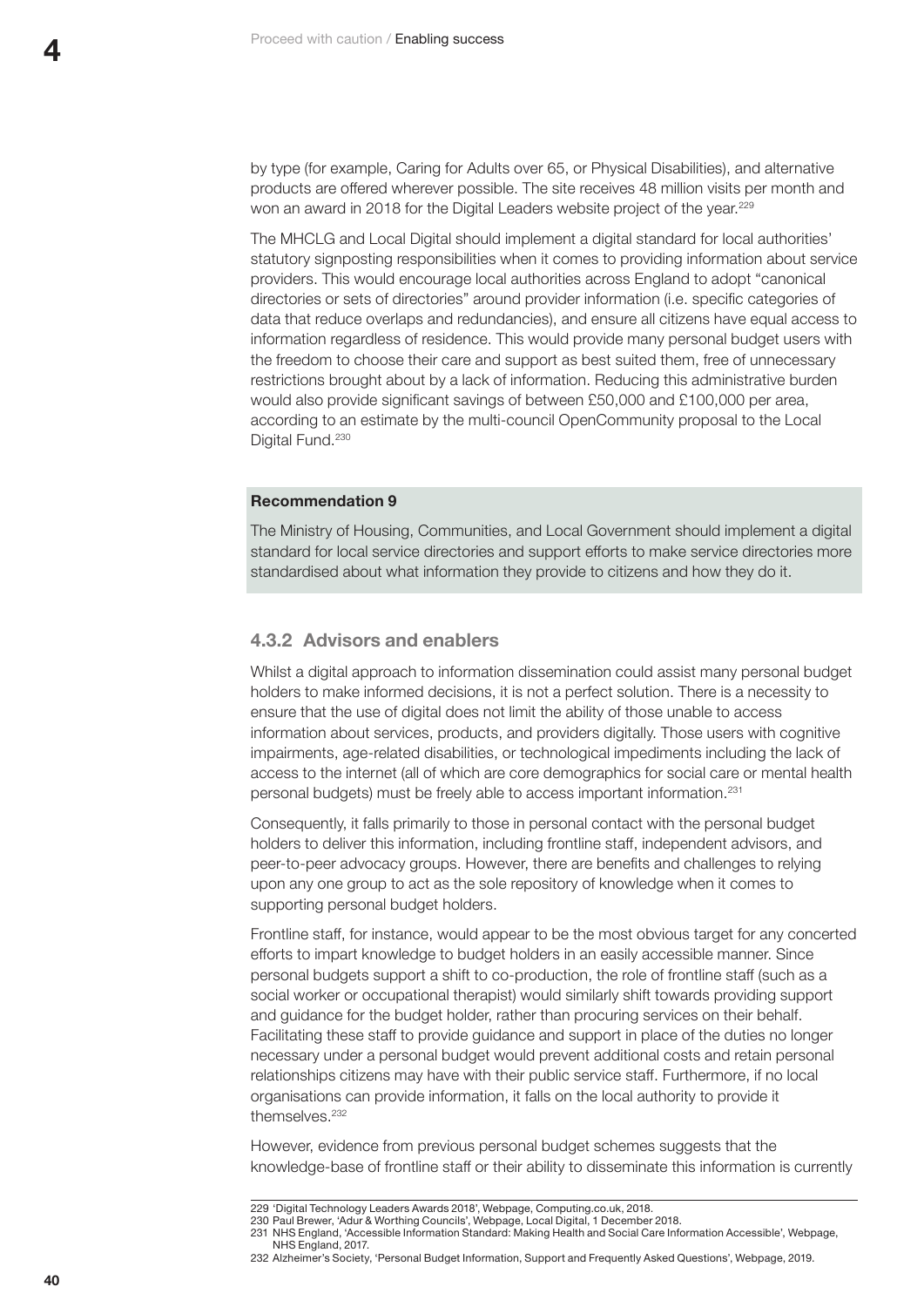by type (for example, Caring for Adults over 65, or Physical Disabilities), and alternative products are offered wherever possible. The site receives 48 million visits per month and won an award in 2018 for the Digital Leaders website project of the year.[229]

The MHCLG and Local Digital should implement a digital standard for local authorities' statutory signposting responsibilities when it comes to providing information about service providers. This would encourage local authorities across England to adopt "canonical directories or sets of directories" around provider information (i.e. specific categories of data that reduce overlaps and redundancies), and ensure all citizens have equal access to information regardless of residence. This would provide many personal budget users with the freedom to choose their care and support as best suited them, free of unnecessary restrictions brought about by a lack of information. Reducing this administrative burden would also provide significant savings of between £50,000 and £100,000 per area, according to an estimate by the multi-council OpenCommunity proposal to the Local Digital Fund.[230]

**Recommendation 9**

The Ministry of Housing, Communities, and Local Government should implement a digital standard for local service directories and support efforts to make service directories more standardised about what information they provide to citizens and how they do it.

### 4.3.2 Advisors and enablers

Whilst a digital approach to information dissemination could assist many personal budget holders to make informed decisions, it is not a perfect solution. There is a necessity to ensure that the use of digital does not limit the ability of those unable to access information about services, products, and providers digitally. Those users with cognitive impairments, age-related disabilities, or technological impediments including the lack of access to the internet (all of which are core demographics for social care or mental health personal budgets) must be freely able to access important information.[231]

Consequently, it falls primarily to those in personal contact with the personal budget holders to deliver this information, including frontline staff, independent advisors, and peer-to-peer advocacy groups. However, there are benefits and challenges to relying upon any one group to act as the sole repository of knowledge when it comes to supporting personal budget holders.

Frontline staff, for instance, would appear to be the most obvious target for any concerted efforts to impart knowledge to budget holders in an easily accessible manner. Since personal budgets support a shift to co-production, the role of frontline staff (such as a social worker or occupational therapist) would similarly shift towards providing support and guidance for the budget holder, rather than procuring services on their behalf. Facilitating these staff to provide guidance and support in place of the duties no longer necessary under a personal budget would prevent additional costs and retain personal relationships citizens may have with their public service staff. Furthermore, if no local organisations can provide information, it falls on the local authority to provide it themselves.[232]

However, evidence from previous personal budget schemes suggests that the knowledge-base of frontline staff or their ability to disseminate this information is currently

229 'Digital Technology Leaders Awards 2018', Webpage, Computing.co.uk, 2018.
230 Paul Brewer, 'Adur & Worthing Councils', Webpage, Local Digital, 1 December 2018.
231 NHS England, 'Accessible Information Standard: Making Health and Social Care Information Accessible', Webpage, NHS England, 2017.
232 Alzheimer's Society, 'Personal Budget Information, Support and Frequently Asked Questions', Webpage, 2019.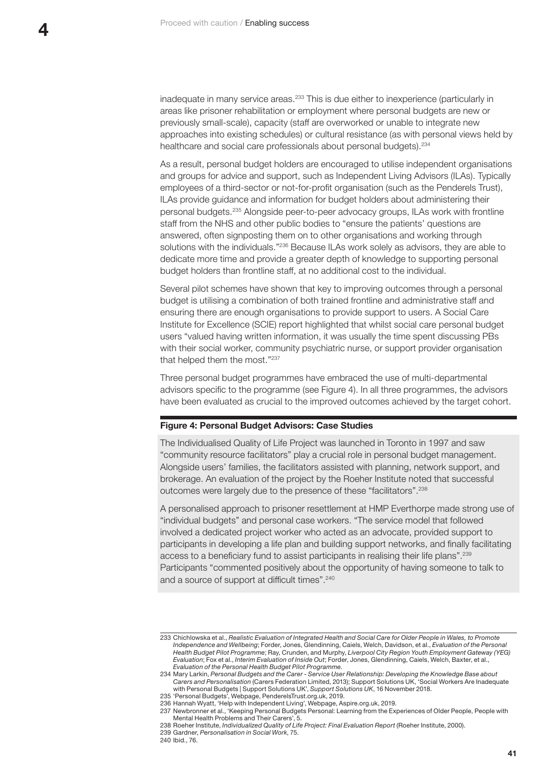inadequate in many service areas.[233] This is due either to inexperience (particularly in areas like prisoner rehabilitation or employment where personal budgets are new or previously small-scale), capacity (staff are overworked or unable to integrate new approaches into existing schedules) or cultural resistance (as with personal views held by healthcare and social care professionals about personal budgets).[234]

As a result, personal budget holders are encouraged to utilise independent organisations and groups for advice and support, such as Independent Living Advisors (ILAs). Typically employees of a third-sector or not-for-profit organisation (such as the Penderels Trust), ILAs provide guidance and information for budget holders about administering their personal budgets.[235] Alongside peer-to-peer advocacy groups, ILAs work with frontline staff from the NHS and other public bodies to "ensure the patients' questions are answered, often signposting them on to other organisations and working through solutions with the individuals."[236] Because ILAs work solely as advisors, they are able to dedicate more time and provide a greater depth of knowledge to supporting personal budget holders than frontline staff, at no additional cost to the individual.

Several pilot schemes have shown that key to improving outcomes through a personal budget is utilising a combination of both trained frontline and administrative staff and ensuring there are enough organisations to provide support to users. A Social Care Institute for Excellence (SCIE) report highlighted that whilst social care personal budget users "valued having written information, it was usually the time spent discussing PBs with their social worker, community psychiatric nurse, or support provider organisation that helped them the most."[237]

Three personal budget programmes have embraced the use of multi-departmental advisors specific to the programme (see Figure 4). In all three programmes, the advisors have been evaluated as crucial to the improved outcomes achieved by the target cohort.

**Figure 4: Personal Budget Advisors: Case Studies**

The Individualised Quality of Life Project was launched in Toronto in 1997 and saw "community resource facilitators" play a crucial role in personal budget management. Alongside users' families, the facilitators assisted with planning, network support, and brokerage. An evaluation of the project by the Roeher Institute noted that successful outcomes were largely due to the presence of these "facilitators".[238]

A personalised approach to prisoner resettlement at HMP Everthorpe made strong use of "individual budgets" and personal case workers. "The service model that followed involved a dedicated project worker who acted as an advocate, provided support to participants in developing a life plan and building support networks, and finally facilitating access to a beneficiary fund to assist participants in realising their life plans".[239] Participants "commented positively about the opportunity of having someone to talk to and a source of support at difficult times".[240]

---

233 Chichlowska et al., *Realistic Evaluation of Integrated Health and Social Care for Older People in Wales, to Promote Independence and Wellbeing*; Forder, Jones, Glendinning, Caiels, Welch, Davidson, et al., *Evaluation of the Personal Health Budget Pilot Programme*; Ray, Crunden, and Murphy, *Liverpool City Region Youth Employment Gateway (YEG) Evaluation*; Fox et al., *Interim Evaluation of Inside Out*; Forder, Jones, Glendinning, Caiels, Welch, Baxter, et al., *Evaluation of the Personal Health Budget Pilot Programme*.

234 Mary Larkin, *Personal Budgets and the Carer - Service User Relationship: Developing the Knowledge Base about Carers and Personalisation* (Carers Federation Limited, 2013); Support Solutions UK, 'Social Workers Are Inadequate with Personal Budgets | Support Solutions UK', *Support Solutions UK*, 16 November 2018.

235 'Personal Budgets', Webpage, PenderelsTrust.org.uk, 2019.

236 Hannah Wyatt, 'Help with Independent Living', Webpage, Aspire.org.uk, 2019.

237 Newbronner et al., 'Keeping Personal Budgets Personal: Learning from the Experiences of Older People, People with Mental Health Problems and Their Carers', 5.

238 Roeher Institute, *Individualized Quality of Life Project: Final Evaluation Report* (Roeher Institute, 2000).

239 Gardner, *Personalisation in Social Work*, 75.

240 Ibid., 76.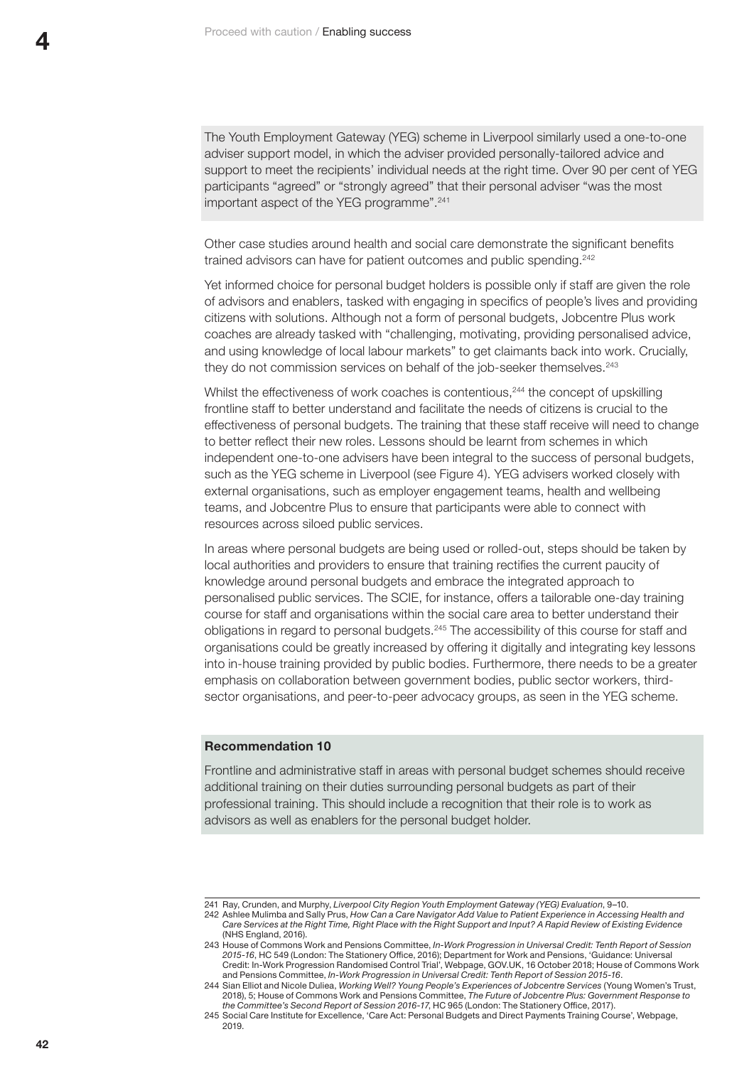The Youth Employment Gateway (YEG) scheme in Liverpool similarly used a one-to-one adviser support model, in which the adviser provided personally-tailored advice and support to meet the recipients' individual needs at the right time. Over 90 per cent of YEG participants "agreed" or "strongly agreed" that their personal adviser "was the most important aspect of the YEG programme".[241]

Other case studies around health and social care demonstrate the significant benefits trained advisors can have for patient outcomes and public spending.[242]

Yet informed choice for personal budget holders is possible only if staff are given the role of advisors and enablers, tasked with engaging in specifics of people's lives and providing citizens with solutions. Although not a form of personal budgets, Jobcentre Plus work coaches are already tasked with "challenging, motivating, providing personalised advice, and using knowledge of local labour markets" to get claimants back into work. Crucially, they do not commission services on behalf of the job-seeker themselves.[243]

Whilst the effectiveness of work coaches is contentious,[244] the concept of upskilling frontline staff to better understand and facilitate the needs of citizens is crucial to the effectiveness of personal budgets. The training that these staff receive will need to change to better reflect their new roles. Lessons should be learnt from schemes in which independent one-to-one advisers have been integral to the success of personal budgets, such as the YEG scheme in Liverpool (see Figure 4). YEG advisers worked closely with external organisations, such as employer engagement teams, health and wellbeing teams, and Jobcentre Plus to ensure that participants were able to connect with resources across siloed public services.

In areas where personal budgets are being used or rolled-out, steps should be taken by local authorities and providers to ensure that training rectifies the current paucity of knowledge around personal budgets and embrace the integrated approach to personalised public services. The SCIE, for instance, offers a tailorable one-day training course for staff and organisations within the social care area to better understand their obligations in regard to personal budgets.[245] The accessibility of this course for staff and organisations could be greatly increased by offering it digitally and integrating key lessons into in-house training provided by public bodies. Furthermore, there needs to be a greater emphasis on collaboration between government bodies, public sector workers, third-sector organisations, and peer-to-peer advocacy groups, as seen in the YEG scheme.

**Recommendation 10**

Frontline and administrative staff in areas with personal budget schemes should receive additional training on their duties surrounding personal budgets as part of their professional training. This should include a recognition that their role is to work as advisors as well as enablers for the personal budget holder.

---

241 Ray, Crunden, and Murphy, *Liverpool City Region Youth Employment Gateway (YEG) Evaluation*, 9–10.

242 Ashlee Mulimba and Sally Prus, *How Can a Care Navigator Add Value to Patient Experience in Accessing Health and Care Services at the Right Time, Right Place with the Right Support and Input? A Rapid Review of Existing Evidence* (NHS England, 2016).

243 House of Commons Work and Pensions Committee, *In-Work Progression in Universal Credit: Tenth Report of Session 2015-16*, HC 549 (London: The Stationery Office, 2016); Department for Work and Pensions, 'Guidance: Universal Credit: In-Work Progression Randomised Control Trial', Webpage, GOV.UK, 16 October 2018; House of Commons Work and Pensions Committee, *In-Work Progression in Universal Credit: Tenth Report of Session 2015-16*.

244 Sian Elliot and Nicole Duliea, *Working Well? Young People's Experiences of Jobcentre Services* (Young Women's Trust, 2018), 5; House of Commons Work and Pensions Committee, *The Future of Jobcentre Plus: Government Response to the Committee's Second Report of Session 2016-17*, HC 965 (London: The Stationery Office, 2017).

245 Social Care Institute for Excellence, 'Care Act: Personal Budgets and Direct Payments Training Course', Webpage, 2019.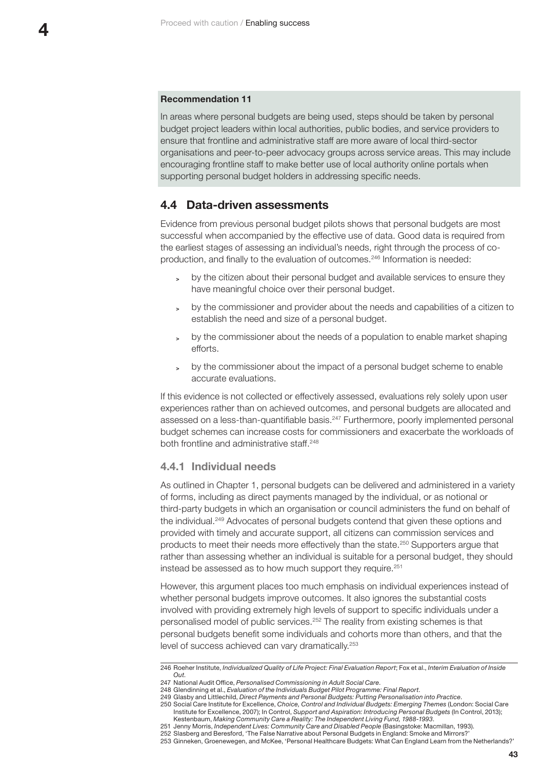**Recommendation 11**

In areas where personal budgets are being used, steps should be taken by personal budget project leaders within local authorities, public bodies, and service providers to ensure that frontline and administrative staff are more aware of local third-sector organisations and peer-to-peer advocacy groups across service areas. This may include encouraging frontline staff to make better use of local authority online portals when supporting personal budget holders in addressing specific needs.

## 4.4 Data-driven assessments

Evidence from previous personal budget pilots shows that personal budgets are most successful when accompanied by the effective use of data. Good data is required from the earliest stages of assessing an individual's needs, right through the process of co-production, and finally to the evaluation of outcomes.[246] Information is needed:

- by the citizen about their personal budget and available services to ensure they have meaningful choice over their personal budget.
- by the commissioner and provider about the needs and capabilities of a citizen to establish the need and size of a personal budget.
- by the commissioner about the needs of a population to enable market shaping efforts.
- by the commissioner about the impact of a personal budget scheme to enable accurate evaluations.

If this evidence is not collected or effectively assessed, evaluations rely solely upon user experiences rather than on achieved outcomes, and personal budgets are allocated and assessed on a less-than-quantifiable basis.[247] Furthermore, poorly implemented personal budget schemes can increase costs for commissioners and exacerbate the workloads of both frontline and administrative staff.[248]

### 4.4.1 Individual needs

As outlined in Chapter 1, personal budgets can be delivered and administered in a variety of forms, including as direct payments managed by the individual, or as notional or third-party budgets in which an organisation or council administers the fund on behalf of the individual.[249] Advocates of personal budgets contend that given these options and provided with timely and accurate support, all citizens can commission services and products to meet their needs more effectively than the state.[250] Supporters argue that rather than assessing whether an individual is suitable for a personal budget, they should instead be assessed as to how much support they require.[251]

However, this argument places too much emphasis on individual experiences instead of whether personal budgets improve outcomes. It also ignores the substantial costs involved with providing extremely high levels of support to specific individuals under a personalised model of public services.[252] The reality from existing schemes is that personal budgets benefit some individuals and cohorts more than others, and that the level of success achieved can vary dramatically.[253]

---

246 Roeher Institute, *Individualized Quality of Life Project: Final Evaluation Report*; Fox et al., *Interim Evaluation of Inside Out*.

247 National Audit Office, *Personalised Commissioning in Adult Social Care*.

248 Glendinning et al., *Evaluation of the Individuals Budget Pilot Programme: Final Report*.

249 Glasby and Littlechild, *Direct Payments and Personal Budgets: Putting Personalisation into Practice*.

250 Social Care Institute for Excellence, *Choice, Control and Individual Budgets: Emerging Themes* (London: Social Care Institute for Excellence, 2007); In Control, *Support and Aspiration: Introducing Personal Budgets* (In Control, 2013); Kestenbaum, *Making Community Care a Reality: The Independent Living Fund, 1988-1993*.

251 Jenny Morris, *Independent Lives: Community Care and Disabled People* (Basingstoke: Macmillan, 1993).

252 Slasberg and Beresford, 'The False Narrative about Personal Budgets in England: Smoke and Mirrors?'

253 Ginneken, Groenewegen, and McKee, 'Personal Healthcare Budgets: What Can England Learn from the Netherlands?'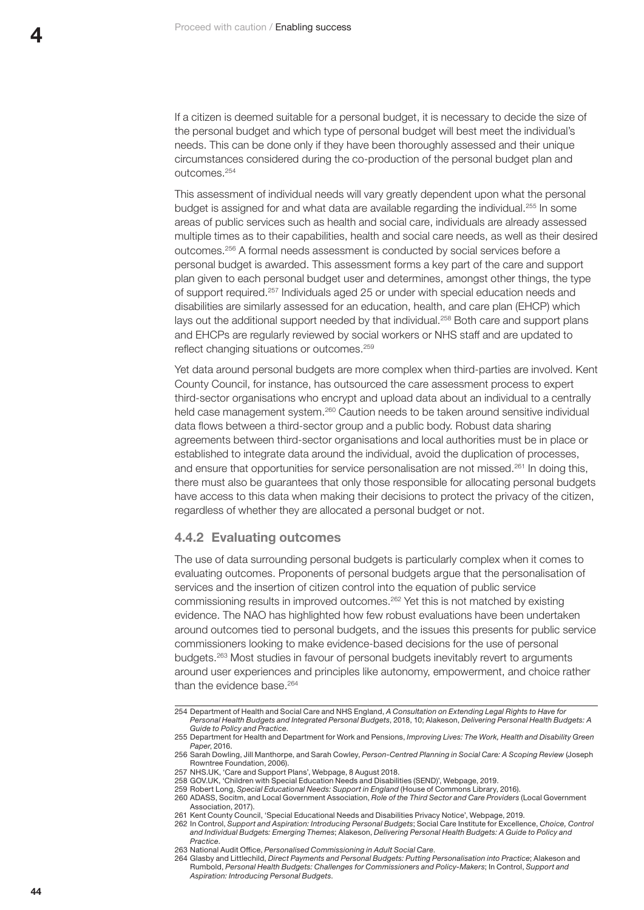If a citizen is deemed suitable for a personal budget, it is necessary to decide the size of the personal budget and which type of personal budget will best meet the individual's needs. This can be done only if they have been thoroughly assessed and their unique circumstances considered during the co-production of the personal budget plan and outcomes.[254]

This assessment of individual needs will vary greatly dependent upon what the personal budget is assigned for and what data are available regarding the individual.[255] In some areas of public services such as health and social care, individuals are already assessed multiple times as to their capabilities, health and social care needs, as well as their desired outcomes.[256] A formal needs assessment is conducted by social services before a personal budget is awarded. This assessment forms a key part of the care and support plan given to each personal budget user and determines, amongst other things, the type of support required.[257] Individuals aged 25 or under with special education needs and disabilities are similarly assessed for an education, health, and care plan (EHCP) which lays out the additional support needed by that individual.[258] Both care and support plans and EHCPs are regularly reviewed by social workers or NHS staff and are updated to reflect changing situations or outcomes.[259]

Yet data around personal budgets are more complex when third-parties are involved. Kent County Council, for instance, has outsourced the care assessment process to expert third-sector organisations who encrypt and upload data about an individual to a centrally held case management system.[260] Caution needs to be taken around sensitive individual data flows between a third-sector group and a public body. Robust data sharing agreements between third-sector organisations and local authorities must be in place or established to integrate data around the individual, avoid the duplication of processes, and ensure that opportunities for service personalisation are not missed.[261] In doing this, there must also be guarantees that only those responsible for allocating personal budgets have access to this data when making their decisions to protect the privacy of the citizen, regardless of whether they are allocated a personal budget or not.

### 4.4.2 Evaluating outcomes

The use of data surrounding personal budgets is particularly complex when it comes to evaluating outcomes. Proponents of personal budgets argue that the personalisation of services and the insertion of citizen control into the equation of public service commissioning results in improved outcomes.[262] Yet this is not matched by existing evidence. The NAO has highlighted how few robust evaluations have been undertaken around outcomes tied to personal budgets, and the issues this presents for public service commissioners looking to make evidence-based decisions for the use of personal budgets.[263] Most studies in favour of personal budgets inevitably revert to arguments around user experiences and principles like autonomy, empowerment, and choice rather than the evidence base.[264]

---

254 Department of Health and Social Care and NHS England, *A Consultation on Extending Legal Rights to Have for Personal Health Budgets and Integrated Personal Budgets*, 2018, 10; Alakeson, *Delivering Personal Health Budgets: A Guide to Policy and Practice*.

255 Department for Health and Department for Work and Pensions, *Improving Lives: The Work, Health and Disability Green Paper*, 2016.

256 Sarah Dowling, Jill Manthorpe, and Sarah Cowley, *Person-Centred Planning in Social Care: A Scoping Review* (Joseph Rowntree Foundation, 2006).

257 NHS.UK, 'Care and Support Plans', Webpage, 8 August 2018.

258 GOV.UK, 'Children with Special Education Needs and Disabilities (SEND)', Webpage, 2019.

259 Robert Long, *Special Educational Needs: Support in England* (House of Commons Library, 2016).

260 ADASS, Socitm, and Local Government Association, *Role of the Third Sector and Care Providers* (Local Government Association, 2017).

261 Kent County Council, 'Special Educational Needs and Disabilities Privacy Notice', Webpage, 2019.

262 In Control, *Support and Aspiration: Introducing Personal Budgets*; Social Care Institute for Excellence, *Choice, Control and Individual Budgets: Emerging Themes*; Alakeson, *Delivering Personal Health Budgets: A Guide to Policy and Practice*.

263 National Audit Office, *Personalised Commissioning in Adult Social Care*.

264 Glasby and Littlechild, *Direct Payments and Personal Budgets: Putting Personalisation into Practice*; Alakeson and Rumbold, *Personal Health Budgets: Challenges for Commissioners and Policy-Makers*; In Control, *Support and Aspiration: Introducing Personal Budgets*.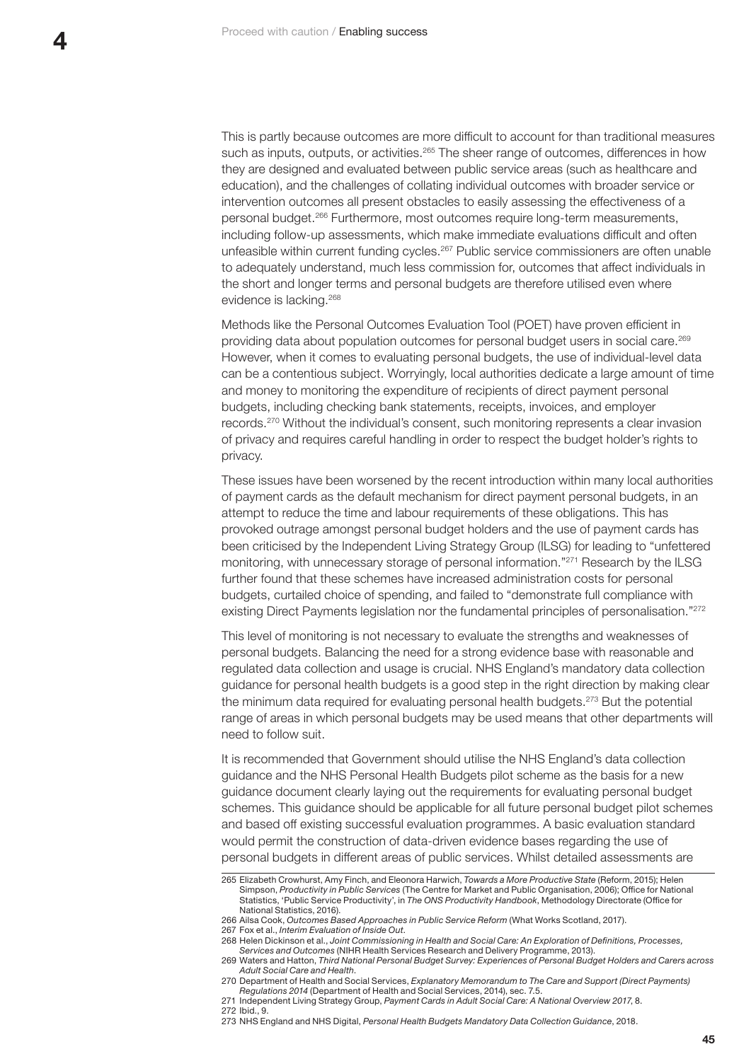This is partly because outcomes are more difficult to account for than traditional measures such as inputs, outputs, or activities.[265] The sheer range of outcomes, differences in how they are designed and evaluated between public service areas (such as healthcare and education), and the challenges of collating individual outcomes with broader service or intervention outcomes all present obstacles to easily assessing the effectiveness of a personal budget.[266] Furthermore, most outcomes require long-term measurements, including follow-up assessments, which make immediate evaluations difficult and often unfeasible within current funding cycles.[267] Public service commissioners are often unable to adequately understand, much less commission for, outcomes that affect individuals in the short and longer terms and personal budgets are therefore utilised even where evidence is lacking.[268]

Methods like the Personal Outcomes Evaluation Tool (POET) have proven efficient in providing data about population outcomes for personal budget users in social care.[269] However, when it comes to evaluating personal budgets, the use of individual-level data can be a contentious subject. Worryingly, local authorities dedicate a large amount of time and money to monitoring the expenditure of recipients of direct payment personal budgets, including checking bank statements, receipts, invoices, and employer records.[270] Without the individual's consent, such monitoring represents a clear invasion of privacy and requires careful handling in order to respect the budget holder's rights to privacy.

These issues have been worsened by the recent introduction within many local authorities of payment cards as the default mechanism for direct payment personal budgets, in an attempt to reduce the time and labour requirements of these obligations. This has provoked outrage amongst personal budget holders and the use of payment cards has been criticised by the Independent Living Strategy Group (ILSG) for leading to "unfettered monitoring, with unnecessary storage of personal information."[271] Research by the ILSG further found that these schemes have increased administration costs for personal budgets, curtailed choice of spending, and failed to "demonstrate full compliance with existing Direct Payments legislation nor the fundamental principles of personalisation."[272]

This level of monitoring is not necessary to evaluate the strengths and weaknesses of personal budgets. Balancing the need for a strong evidence base with reasonable and regulated data collection and usage is crucial. NHS England's mandatory data collection guidance for personal health budgets is a good step in the right direction by making clear the minimum data required for evaluating personal health budgets.[273] But the potential range of areas in which personal budgets may be used means that other departments will need to follow suit.

It is recommended that Government should utilise the NHS England's data collection guidance and the NHS Personal Health Budgets pilot scheme as the basis for a new guidance document clearly laying out the requirements for evaluating personal budget schemes. This guidance should be applicable for all future personal budget pilot schemes and based off existing successful evaluation programmes. A basic evaluation standard would permit the construction of data-driven evidence bases regarding the use of personal budgets in different areas of public services. Whilst detailed assessments are

---

265 Elizabeth Crowhurst, Amy Finch, and Eleonora Harwich, *Towards a More Productive State* (Reform, 2015); Helen Simpson, *Productivity in Public Services* (The Centre for Market and Public Organisation, 2006); Office for National Statistics, 'Public Service Productivity', in *The ONS Productivity Handbook*, Methodology Directorate (Office for National Statistics, 2016).

266 Ailsa Cook, *Outcomes Based Approaches in Public Service Reform* (What Works Scotland, 2017).

267 Fox et al., *Interim Evaluation of Inside Out*.

268 Helen Dickinson et al., *Joint Commissioning in Health and Social Care: An Exploration of Definitions, Processes, Services and Outcomes* (NIHR Health Services Research and Delivery Programme, 2013).

269 Waters and Hatton, *Third National Personal Budget Survey: Experiences of Personal Budget Holders and Carers across Adult Social Care and Health*.

270 Department of Health and Social Services, *Explanatory Memorandum to The Care and Support (Direct Payments) Regulations 2014* (Department of Health and Social Services, 2014), sec. 7.5.

271 Independent Living Strategy Group, *Payment Cards in Adult Social Care: A National Overview 2017*, 8.

272 Ibid., 9.

273 NHS England and NHS Digital, *Personal Health Budgets Mandatory Data Collection Guidance*, 2018.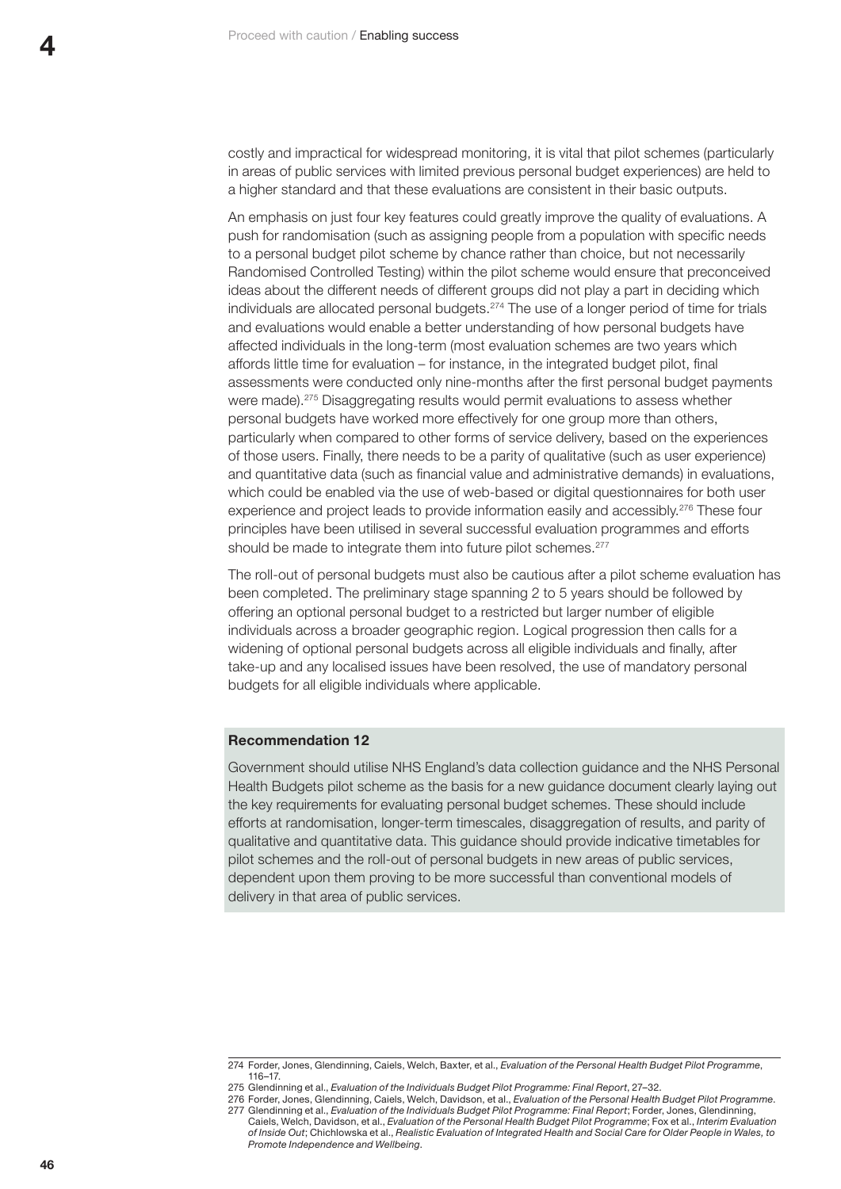costly and impractical for widespread monitoring, it is vital that pilot schemes (particularly in areas of public services with limited previous personal budget experiences) are held to a higher standard and that these evaluations are consistent in their basic outputs.

An emphasis on just four key features could greatly improve the quality of evaluations. A push for randomisation (such as assigning people from a population with specific needs to a personal budget pilot scheme by chance rather than choice, but not necessarily Randomised Controlled Testing) within the pilot scheme would ensure that preconceived ideas about the different needs of different groups did not play a part in deciding which individuals are allocated personal budgets.[274] The use of a longer period of time for trials and evaluations would enable a better understanding of how personal budgets have affected individuals in the long-term (most evaluation schemes are two years which affords little time for evaluation – for instance, in the integrated budget pilot, final assessments were conducted only nine-months after the first personal budget payments were made).[275] Disaggregating results would permit evaluations to assess whether personal budgets have worked more effectively for one group more than others, particularly when compared to other forms of service delivery, based on the experiences of those users. Finally, there needs to be a parity of qualitative (such as user experience) and quantitative data (such as financial value and administrative demands) in evaluations, which could be enabled via the use of web-based or digital questionnaires for both user experience and project leads to provide information easily and accessibly.[276] These four principles have been utilised in several successful evaluation programmes and efforts should be made to integrate them into future pilot schemes.[277]

The roll-out of personal budgets must also be cautious after a pilot scheme evaluation has been completed. The preliminary stage spanning 2 to 5 years should be followed by offering an optional personal budget to a restricted but larger number of eligible individuals across a broader geographic region. Logical progression then calls for a widening of optional personal budgets across all eligible individuals and finally, after take-up and any localised issues have been resolved, the use of mandatory personal budgets for all eligible individuals where applicable.

**Recommendation 12**

Government should utilise NHS England's data collection guidance and the NHS Personal Health Budgets pilot scheme as the basis for a new guidance document clearly laying out the key requirements for evaluating personal budget schemes. These should include efforts at randomisation, longer-term timescales, disaggregation of results, and parity of qualitative and quantitative data. This guidance should provide indicative timetables for pilot schemes and the roll-out of personal budgets in new areas of public services, dependent upon them proving to be more successful than conventional models of delivery in that area of public services.

274 Forder, Jones, Glendinning, Caiels, Welch, Baxter, et al., *Evaluation of the Personal Health Budget Pilot Programme*, 116–17.

275 Glendinning et al., *Evaluation of the Individuals Budget Pilot Programme: Final Report*, 27–32.

276 Forder, Jones, Glendinning, Caiels, Welch, Davidson, et al., *Evaluation of the Personal Health Budget Pilot Programme*.

277 Glendinning et al., *Evaluation of the Individuals Budget Pilot Programme: Final Report*; Forder, Jones, Glendinning, Caiels, Welch, Davidson, et al., *Evaluation of the Personal Health Budget Pilot Programme*; Fox et al., *Interim Evaluation of Inside Out*; Chichlowska et al., *Realistic Evaluation of Integrated Health and Social Care for Older People in Wales, to Promote Independence and Wellbeing*.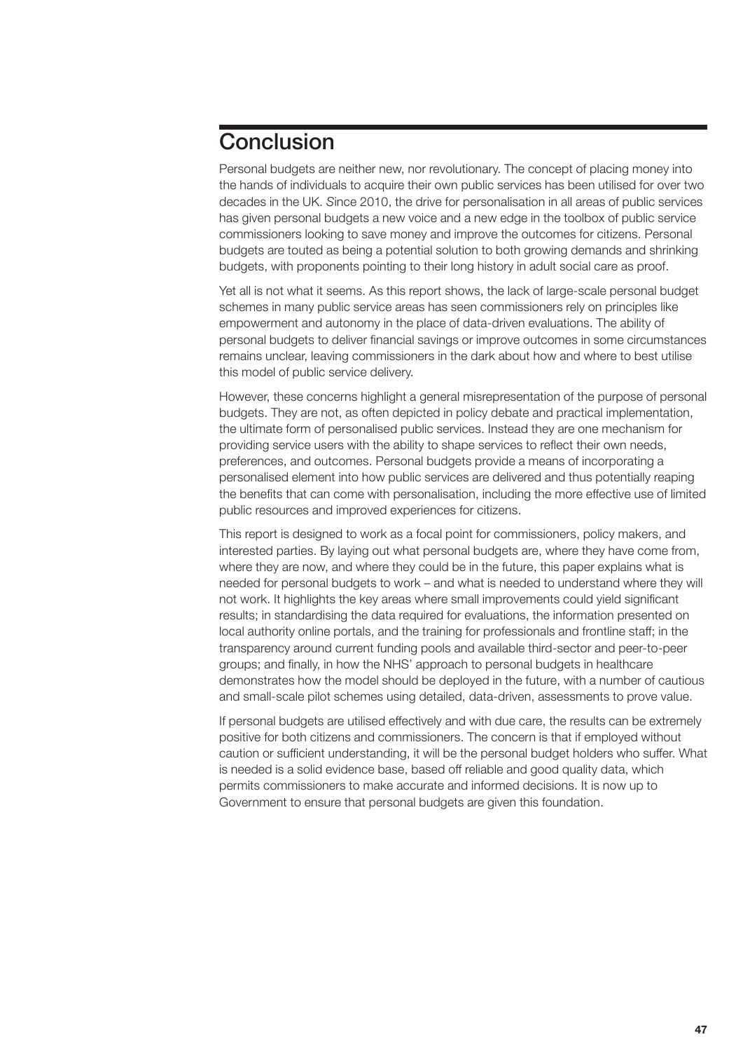# Conclusion

Personal budgets are neither new, nor revolutionary. The concept of placing money into the hands of individuals to acquire their own public services has been utilised for over two decades in the UK. Since 2010, the drive for personalisation in all areas of public services has given personal budgets a new voice and a new edge in the toolbox of public service commissioners looking to save money and improve the outcomes for citizens. Personal budgets are touted as being a potential solution to both growing demands and shrinking budgets, with proponents pointing to their long history in adult social care as proof.

Yet all is not what it seems. As this report shows, the lack of large-scale personal budget schemes in many public service areas has seen commissioners rely on principles like empowerment and autonomy in the place of data-driven evaluations. The ability of personal budgets to deliver financial savings or improve outcomes in some circumstances remains unclear, leaving commissioners in the dark about how and where to best utilise this model of public service delivery.

However, these concerns highlight a general misrepresentation of the purpose of personal budgets. They are not, as often depicted in policy debate and practical implementation, the ultimate form of personalised public services. Instead they are one mechanism for providing service users with the ability to shape services to reflect their own needs, preferences, and outcomes. Personal budgets provide a means of incorporating a personalised element into how public services are delivered and thus potentially reaping the benefits that can come with personalisation, including the more effective use of limited public resources and improved experiences for citizens.

This report is designed to work as a focal point for commissioners, policy makers, and interested parties. By laying out what personal budgets are, where they have come from, where they are now, and where they could be in the future, this paper explains what is needed for personal budgets to work – and what is needed to understand where they will not work. It highlights the key areas where small improvements could yield significant results; in standardising the data required for evaluations, the information presented on local authority online portals, and the training for professionals and frontline staff; in the transparency around current funding pools and available third-sector and peer-to-peer groups; and finally, in how the NHS' approach to personal budgets in healthcare demonstrates how the model should be deployed in the future, with a number of cautious and small-scale pilot schemes using detailed, data-driven, assessments to prove value.

If personal budgets are utilised effectively and with due care, the results can be extremely positive for both citizens and commissioners. The concern is that if employed without caution or sufficient understanding, it will be the personal budget holders who suffer. What is needed is a solid evidence base, based off reliable and good quality data, which permits commissioners to make accurate and informed decisions. It is now up to Government to ensure that personal budgets are given this foundation.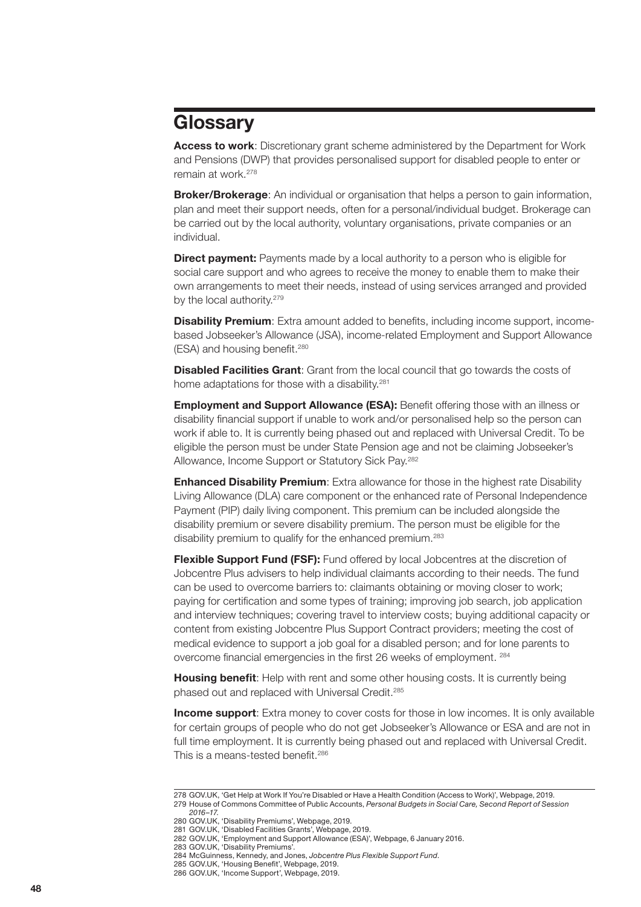# Glossary

**Access to work**: Discretionary grant scheme administered by the Department for Work and Pensions (DWP) that provides personalised support for disabled people to enter or remain at work.[278]

**Broker/Brokerage**: An individual or organisation that helps a person to gain information, plan and meet their support needs, often for a personal/individual budget. Brokerage can be carried out by the local authority, voluntary organisations, private companies or an individual.

**Direct payment:** Payments made by a local authority to a person who is eligible for social care support and who agrees to receive the money to enable them to make their own arrangements to meet their needs, instead of using services arranged and provided by the local authority.[279]

**Disability Premium**: Extra amount added to benefits, including income support, income-based Jobseeker's Allowance (JSA), income-related Employment and Support Allowance (ESA) and housing benefit.[280]

**Disabled Facilities Grant**: Grant from the local council that go towards the costs of home adaptations for those with a disability.[281]

**Employment and Support Allowance (ESA):** Benefit offering those with an illness or disability financial support if unable to work and/or personalised help so the person can work if able to. It is currently being phased out and replaced with Universal Credit. To be eligible the person must be under State Pension age and not be claiming Jobseeker's Allowance, Income Support or Statutory Sick Pay.[282]

**Enhanced Disability Premium**: Extra allowance for those in the highest rate Disability Living Allowance (DLA) care component or the enhanced rate of Personal Independence Payment (PIP) daily living component. This premium can be included alongside the disability premium or severe disability premium. The person must be eligible for the disability premium to qualify for the enhanced premium.[283]

**Flexible Support Fund (FSF):** Fund offered by local Jobcentres at the discretion of Jobcentre Plus advisers to help individual claimants according to their needs. The fund can be used to overcome barriers to: claimants obtaining or moving closer to work; paying for certification and some types of training; improving job search, job application and interview techniques; covering travel to interview costs; buying additional capacity or content from existing Jobcentre Plus Support Contract providers; meeting the cost of medical evidence to support a job goal for a disabled person; and for lone parents to overcome financial emergencies in the first 26 weeks of employment.[284]

**Housing benefit**: Help with rent and some other housing costs. It is currently being phased out and replaced with Universal Credit.[285]

**Income support**: Extra money to cover costs for those in low incomes. It is only available for certain groups of people who do not get Jobseeker's Allowance or ESA and are not in full time employment. It is currently being phased out and replaced with Universal Credit. This is a means-tested benefit.[286]

---

278 GOV.UK, 'Get Help at Work If You're Disabled or Have a Health Condition (Access to Work)', Webpage, 2019.
279 House of Commons Committee of Public Accounts, *Personal Budgets in Social Care, Second Report of Session 2016–17*.
280 GOV.UK, 'Disability Premiums', Webpage, 2019.
281 GOV.UK, 'Disabled Facilities Grants', Webpage, 2019.
282 GOV.UK, 'Employment and Support Allowance (ESA)', Webpage, 6 January 2016.
283 GOV.UK, 'Disability Premiums'.
284 McGuinness, Kennedy, and Jones, *Jobcentre Plus Flexible Support Fund*.
285 GOV.UK, 'Housing Benefit', Webpage, 2019.
286 GOV.UK, 'Income Support', Webpage, 2019.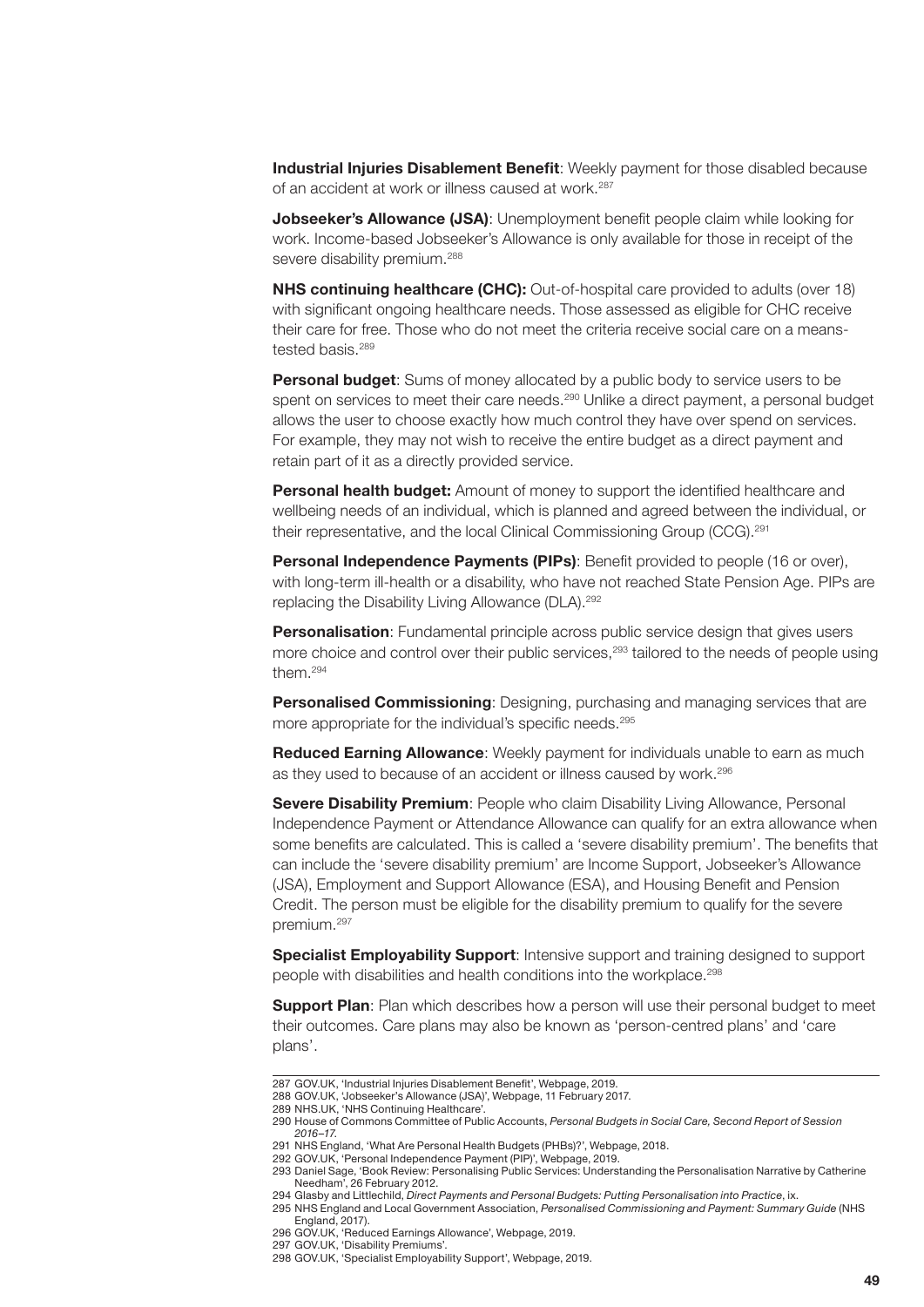**Industrial Injuries Disablement Benefit**: Weekly payment for those disabled because of an accident at work or illness caused at work.[287]

**Jobseeker's Allowance (JSA)**: Unemployment benefit people claim while looking for work. Income-based Jobseeker's Allowance is only available for those in receipt of the severe disability premium.[288]

**NHS continuing healthcare (CHC):** Out-of-hospital care provided to adults (over 18) with significant ongoing healthcare needs. Those assessed as eligible for CHC receive their care for free. Those who do not meet the criteria receive social care on a means-tested basis.[289]

**Personal budget**: Sums of money allocated by a public body to service users to be spent on services to meet their care needs.[290] Unlike a direct payment, a personal budget allows the user to choose exactly how much control they have over spend on services. For example, they may not wish to receive the entire budget as a direct payment and retain part of it as a directly provided service.

**Personal health budget:** Amount of money to support the identified healthcare and wellbeing needs of an individual, which is planned and agreed between the individual, or their representative, and the local Clinical Commissioning Group (CCG).[291]

**Personal Independence Payments (PIPs)**: Benefit provided to people (16 or over), with long-term ill-health or a disability, who have not reached State Pension Age. PIPs are replacing the Disability Living Allowance (DLA).[292]

**Personalisation**: Fundamental principle across public service design that gives users more choice and control over their public services,[293] tailored to the needs of people using them.[294]

**Personalised Commissioning**: Designing, purchasing and managing services that are more appropriate for the individual's specific needs.[295]

**Reduced Earning Allowance**: Weekly payment for individuals unable to earn as much as they used to because of an accident or illness caused by work.[296]

**Severe Disability Premium**: People who claim Disability Living Allowance, Personal Independence Payment or Attendance Allowance can qualify for an extra allowance when some benefits are calculated. This is called a 'severe disability premium'. The benefits that can include the 'severe disability premium' are Income Support, Jobseeker's Allowance (JSA), Employment and Support Allowance (ESA), and Housing Benefit and Pension Credit. The person must be eligible for the disability premium to qualify for the severe premium.[297]

**Specialist Employability Support**: Intensive support and training designed to support people with disabilities and health conditions into the workplace.[298]

**Support Plan**: Plan which describes how a person will use their personal budget to meet their outcomes. Care plans may also be known as 'person-centred plans' and 'care plans'.

---

287 GOV.UK, 'Industrial Injuries Disablement Benefit', Webpage, 2019.
288 GOV.UK, 'Jobseeker's Allowance (JSA)', Webpage, 11 February 2017.
289 NHS.UK, 'NHS Continuing Healthcare'.
290 House of Commons Committee of Public Accounts, *Personal Budgets in Social Care, Second Report of Session 2016–17*.
291 NHS England, 'What Are Personal Health Budgets (PHBs)?', Webpage, 2018.
292 GOV.UK, 'Personal Independence Payment (PIP)', Webpage, 2019.
293 Daniel Sage, 'Book Review: Personalising Public Services: Understanding the Personalisation Narrative by Catherine Needham', 26 February 2012.
294 Glasby and Littlechild, *Direct Payments and Personal Budgets: Putting Personalisation into Practice*, ix.
295 NHS England and Local Government Association, *Personalised Commissioning and Payment: Summary Guide* (NHS England, 2017).
296 GOV.UK, 'Reduced Earnings Allowance', Webpage, 2019.
297 GOV.UK, 'Disability Premiums'.
298 GOV.UK, 'Specialist Employability Support', Webpage, 2019.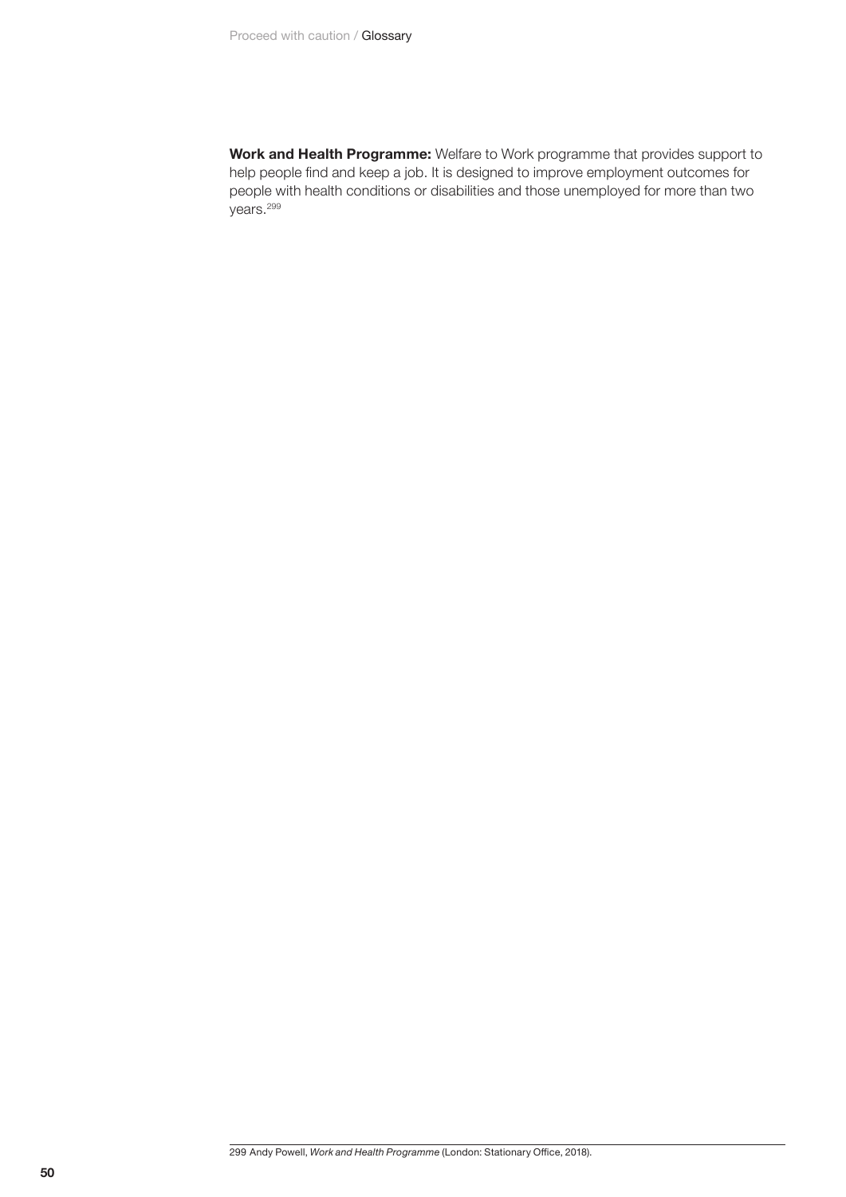**Work and Health Programme:** Welfare to Work programme that provides support to help people find and keep a job. It is designed to improve employment outcomes for people with health conditions or disabilities and those unemployed for more than two years.[299]

299 Andy Powell, *Work and Health Programme* (London: Stationary Office, 2018).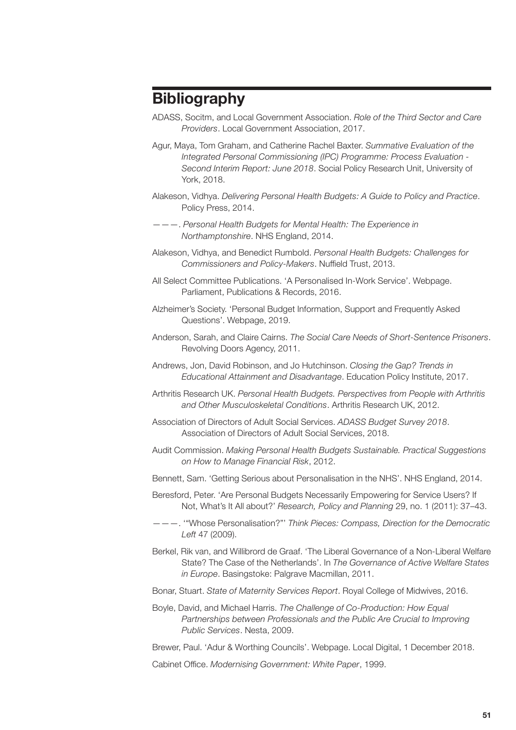# Bibliography

ADASS, Socitm, and Local Government Association. *Role of the Third Sector and Care Providers*. Local Government Association, 2017.

Agur, Maya, Tom Graham, and Catherine Rachel Baxter. *Summative Evaluation of the Integrated Personal Commissioning (IPC) Programme: Process Evaluation - Second Interim Report: June 2018*. Social Policy Research Unit, University of York, 2018.

Alakeson, Vidhya. *Delivering Personal Health Budgets: A Guide to Policy and Practice*. Policy Press, 2014.

———. *Personal Health Budgets for Mental Health: The Experience in Northamptonshire*. NHS England, 2014.

Alakeson, Vidhya, and Benedict Rumbold. *Personal Health Budgets: Challenges for Commissioners and Policy-Makers*. Nuffield Trust, 2013.

All Select Committee Publications. 'A Personalised In-Work Service'. Webpage. Parliament, Publications & Records, 2016.

Alzheimer's Society. 'Personal Budget Information, Support and Frequently Asked Questions'. Webpage, 2019.

Anderson, Sarah, and Claire Cairns. *The Social Care Needs of Short-Sentence Prisoners*. Revolving Doors Agency, 2011.

Andrews, Jon, David Robinson, and Jo Hutchinson. *Closing the Gap? Trends in Educational Attainment and Disadvantage*. Education Policy Institute, 2017.

Arthritis Research UK. *Personal Health Budgets. Perspectives from People with Arthritis and Other Musculoskeletal Conditions*. Arthritis Research UK, 2012.

Association of Directors of Adult Social Services. *ADASS Budget Survey 2018*. Association of Directors of Adult Social Services, 2018.

Audit Commission. *Making Personal Health Budgets Sustainable. Practical Suggestions on How to Manage Financial Risk*, 2012.

Bennett, Sam. 'Getting Serious about Personalisation in the NHS'. NHS England, 2014.

Beresford, Peter. 'Are Personal Budgets Necessarily Empowering for Service Users? If Not, What's It All about?' *Research, Policy and Planning* 29, no. 1 (2011): 37–43.

———. '"Whose Personalisation?"' *Think Pieces: Compass, Direction for the Democratic Left* 47 (2009).

Berkel, Rik van, and Willibrord de Graaf. 'The Liberal Governance of a Non-Liberal Welfare State? The Case of the Netherlands'. In *The Governance of Active Welfare States in Europe*. Basingstoke: Palgrave Macmillan, 2011.

Bonar, Stuart. *State of Maternity Services Report*. Royal College of Midwives, 2016.

Boyle, David, and Michael Harris. *The Challenge of Co-Production: How Equal Partnerships between Professionals and the Public Are Crucial to Improving Public Services*. Nesta, 2009.

Brewer, Paul. 'Adur & Worthing Councils'. Webpage. Local Digital, 1 December 2018.

Cabinet Office. *Modernising Government: White Paper*, 1999.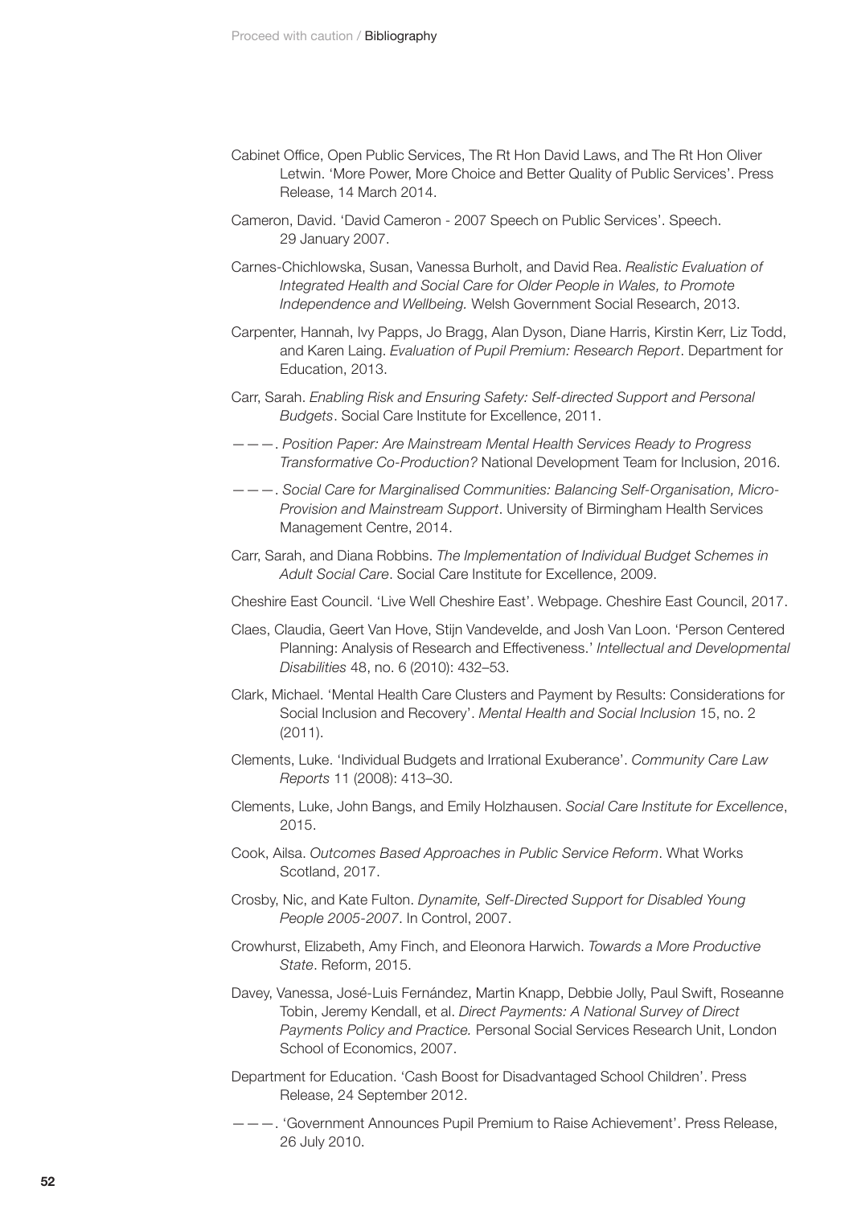Cabinet Office, Open Public Services, The Rt Hon David Laws, and The Rt Hon Oliver Letwin. 'More Power, More Choice and Better Quality of Public Services'. Press Release, 14 March 2014.

Cameron, David. 'David Cameron - 2007 Speech on Public Services'. Speech. 29 January 2007.

Carnes-Chichlowska, Susan, Vanessa Burholt, and David Rea. *Realistic Evaluation of Integrated Health and Social Care for Older People in Wales, to Promote Independence and Wellbeing.* Welsh Government Social Research, 2013.

Carpenter, Hannah, Ivy Papps, Jo Bragg, Alan Dyson, Diane Harris, Kirstin Kerr, Liz Todd, and Karen Laing. *Evaluation of Pupil Premium: Research Report*. Department for Education, 2013.

Carr, Sarah. *Enabling Risk and Ensuring Safety: Self-directed Support and Personal Budgets*. Social Care Institute for Excellence, 2011.

———. *Position Paper: Are Mainstream Mental Health Services Ready to Progress Transformative Co-Production?* National Development Team for Inclusion, 2016.

———. *Social Care for Marginalised Communities: Balancing Self-Organisation, Micro-Provision and Mainstream Support*. University of Birmingham Health Services Management Centre, 2014.

Carr, Sarah, and Diana Robbins. *The Implementation of Individual Budget Schemes in Adult Social Care*. Social Care Institute for Excellence, 2009.

Cheshire East Council. 'Live Well Cheshire East'. Webpage. Cheshire East Council, 2017.

Claes, Claudia, Geert Van Hove, Stijn Vandevelde, and Josh Van Loon. 'Person Centered Planning: Analysis of Research and Effectiveness.' *Intellectual and Developmental Disabilities* 48, no. 6 (2010): 432–53.

Clark, Michael. 'Mental Health Care Clusters and Payment by Results: Considerations for Social Inclusion and Recovery'. *Mental Health and Social Inclusion* 15, no. 2 (2011).

Clements, Luke. 'Individual Budgets and Irrational Exuberance'. *Community Care Law Reports* 11 (2008): 413–30.

Clements, Luke, John Bangs, and Emily Holzhausen. *Social Care Institute for Excellence*, 2015.

Cook, Ailsa. *Outcomes Based Approaches in Public Service Reform*. What Works Scotland, 2017.

Crosby, Nic, and Kate Fulton. *Dynamite, Self-Directed Support for Disabled Young People 2005-2007*. In Control, 2007.

Crowhurst, Elizabeth, Amy Finch, and Eleonora Harwich. *Towards a More Productive State*. Reform, 2015.

Davey, Vanessa, José-Luis Fernández, Martin Knapp, Debbie Jolly, Paul Swift, Roseanne Tobin, Jeremy Kendall, et al. *Direct Payments: A National Survey of Direct Payments Policy and Practice.* Personal Social Services Research Unit, London School of Economics, 2007.

Department for Education. 'Cash Boost for Disadvantaged School Children'. Press Release, 24 September 2012.

———. 'Government Announces Pupil Premium to Raise Achievement'. Press Release, 26 July 2010.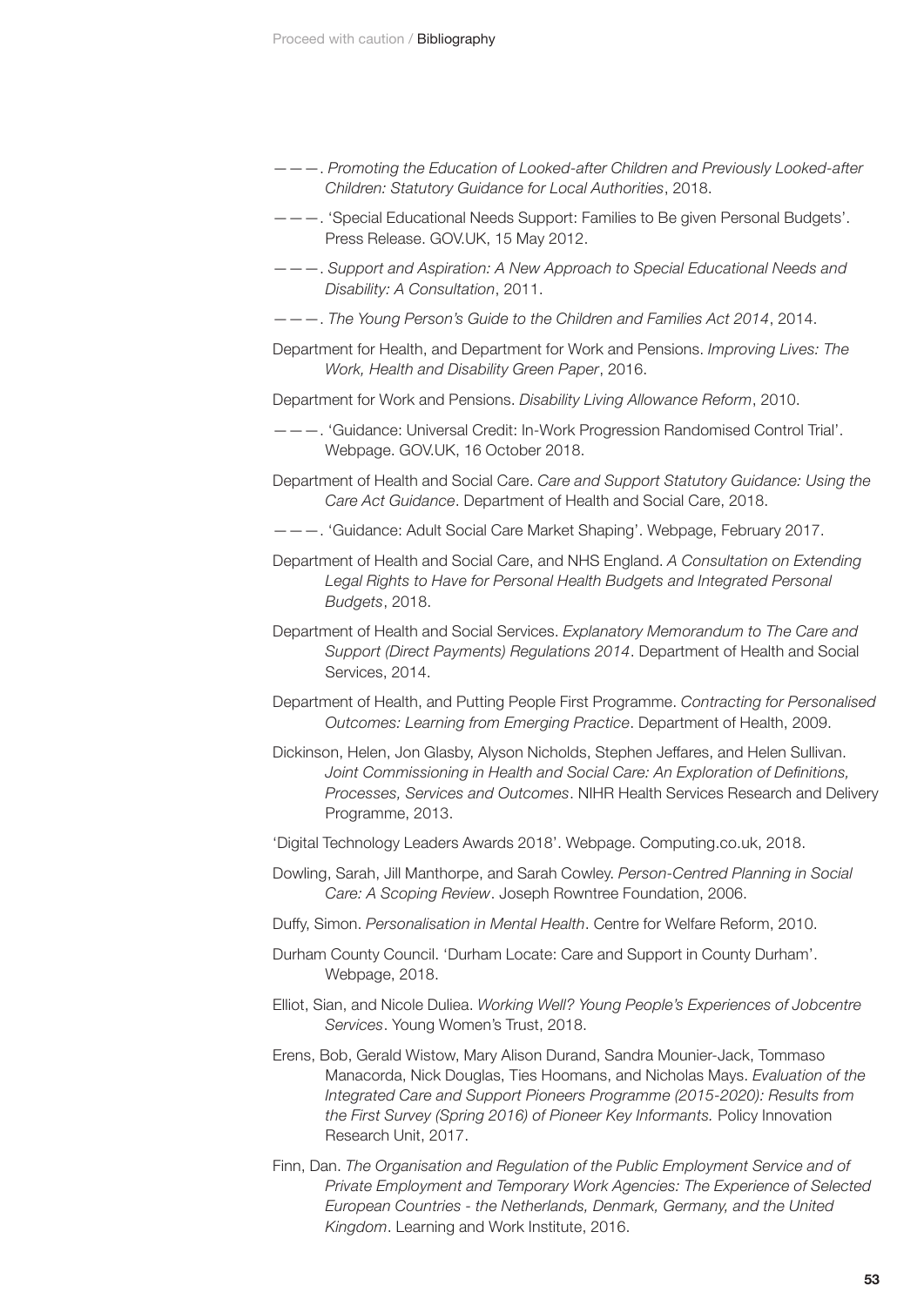———. *Promoting the Education of Looked-after Children and Previously Looked-after Children: Statutory Guidance for Local Authorities*, 2018.

———. 'Special Educational Needs Support: Families to Be given Personal Budgets'. Press Release. GOV.UK, 15 May 2012.

———. *Support and Aspiration: A New Approach to Special Educational Needs and Disability: A Consultation*, 2011.

———. *The Young Person's Guide to the Children and Families Act 2014*, 2014.

Department for Health, and Department for Work and Pensions. *Improving Lives: The Work, Health and Disability Green Paper*, 2016.

Department for Work and Pensions. *Disability Living Allowance Reform*, 2010.

———. 'Guidance: Universal Credit: In-Work Progression Randomised Control Trial'. Webpage. GOV.UK, 16 October 2018.

Department of Health and Social Care. *Care and Support Statutory Guidance: Using the Care Act Guidance*. Department of Health and Social Care, 2018.

———. 'Guidance: Adult Social Care Market Shaping'. Webpage, February 2017.

Department of Health and Social Care, and NHS England. *A Consultation on Extending Legal Rights to Have for Personal Health Budgets and Integrated Personal Budgets*, 2018.

Department of Health and Social Services. *Explanatory Memorandum to The Care and Support (Direct Payments) Regulations 2014*. Department of Health and Social Services, 2014.

Department of Health, and Putting People First Programme. *Contracting for Personalised Outcomes: Learning from Emerging Practice*. Department of Health, 2009.

Dickinson, Helen, Jon Glasby, Alyson Nicholds, Stephen Jeffares, and Helen Sullivan. *Joint Commissioning in Health and Social Care: An Exploration of Definitions, Processes, Services and Outcomes*. NIHR Health Services Research and Delivery Programme, 2013.

'Digital Technology Leaders Awards 2018'. Webpage. Computing.co.uk, 2018.

Dowling, Sarah, Jill Manthorpe, and Sarah Cowley. *Person-Centred Planning in Social Care: A Scoping Review*. Joseph Rowntree Foundation, 2006.

Duffy, Simon. *Personalisation in Mental Health*. Centre for Welfare Reform, 2010.

Durham County Council. 'Durham Locate: Care and Support in County Durham'. Webpage, 2018.

Elliot, Sian, and Nicole Duliea. *Working Well? Young People's Experiences of Jobcentre Services*. Young Women's Trust, 2018.

Erens, Bob, Gerald Wistow, Mary Alison Durand, Sandra Mounier-Jack, Tommaso Manacorda, Nick Douglas, Ties Hoomans, and Nicholas Mays. *Evaluation of the Integrated Care and Support Pioneers Programme (2015-2020): Results from the First Survey (Spring 2016) of Pioneer Key Informants.* Policy Innovation Research Unit, 2017.

Finn, Dan. *The Organisation and Regulation of the Public Employment Service and of Private Employment and Temporary Work Agencies: The Experience of Selected European Countries - the Netherlands, Denmark, Germany, and the United Kingdom*. Learning and Work Institute, 2016.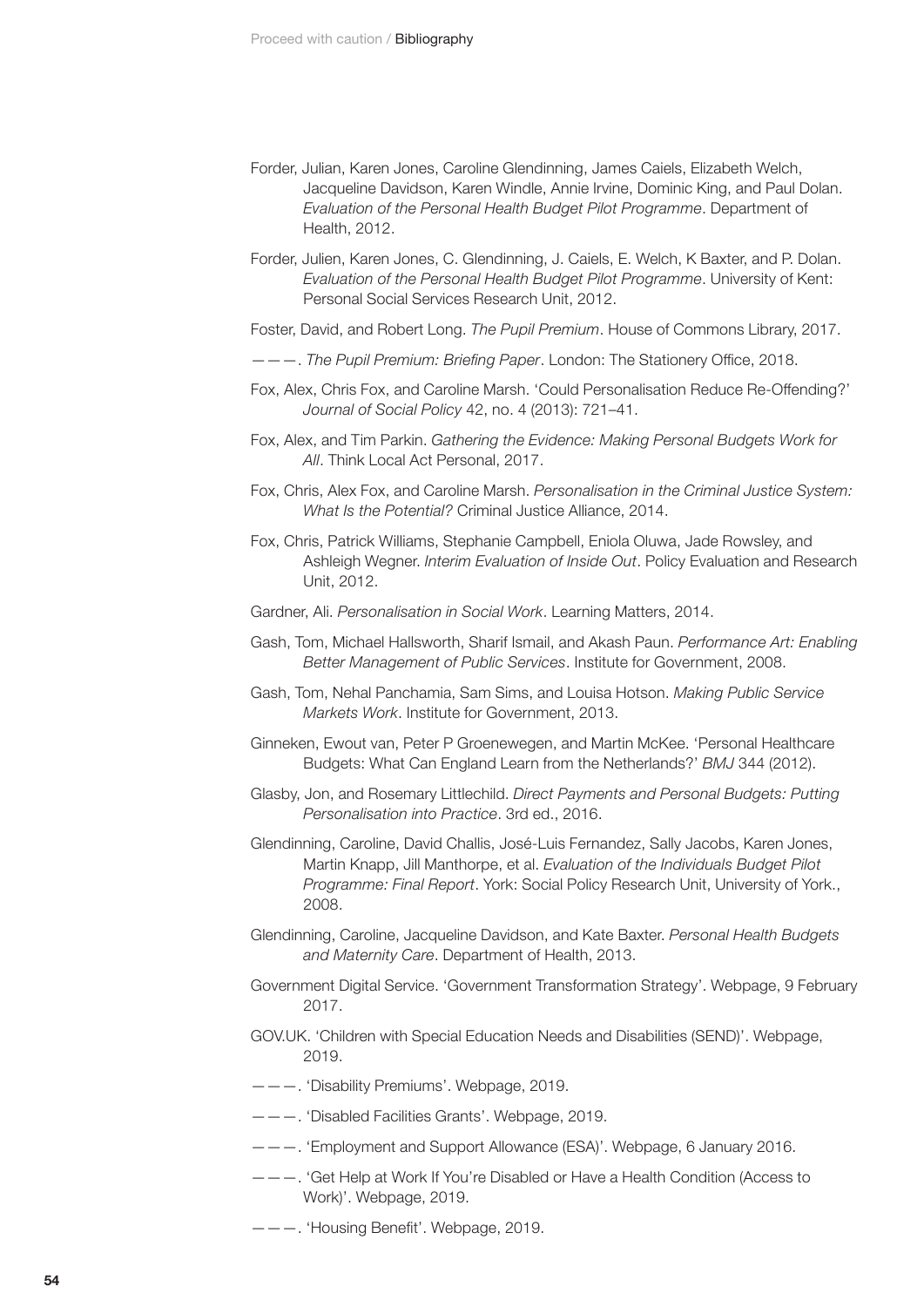Forder, Julian, Karen Jones, Caroline Glendinning, James Caiels, Elizabeth Welch, Jacqueline Davidson, Karen Windle, Annie Irvine, Dominic King, and Paul Dolan. *Evaluation of the Personal Health Budget Pilot Programme*. Department of Health, 2012.

Forder, Julien, Karen Jones, C. Glendinning, J. Caiels, E. Welch, K Baxter, and P. Dolan. *Evaluation of the Personal Health Budget Pilot Programme*. University of Kent: Personal Social Services Research Unit, 2012.

Foster, David, and Robert Long. *The Pupil Premium*. House of Commons Library, 2017.

———. *The Pupil Premium: Briefing Paper*. London: The Stationery Office, 2018.

Fox, Alex, Chris Fox, and Caroline Marsh. 'Could Personalisation Reduce Re-Offending?' *Journal of Social Policy* 42, no. 4 (2013): 721–41.

Fox, Alex, and Tim Parkin. *Gathering the Evidence: Making Personal Budgets Work for All*. Think Local Act Personal, 2017.

Fox, Chris, Alex Fox, and Caroline Marsh. *Personalisation in the Criminal Justice System: What Is the Potential?* Criminal Justice Alliance, 2014.

Fox, Chris, Patrick Williams, Stephanie Campbell, Eniola Oluwa, Jade Rowsley, and Ashleigh Wegner. *Interim Evaluation of Inside Out*. Policy Evaluation and Research Unit, 2012.

Gardner, Ali. *Personalisation in Social Work*. Learning Matters, 2014.

Gash, Tom, Michael Hallsworth, Sharif Ismail, and Akash Paun. *Performance Art: Enabling Better Management of Public Services*. Institute for Government, 2008.

Gash, Tom, Nehal Panchamia, Sam Sims, and Louisa Hotson. *Making Public Service Markets Work*. Institute for Government, 2013.

Ginneken, Ewout van, Peter P Groenewegen, and Martin McKee. 'Personal Healthcare Budgets: What Can England Learn from the Netherlands?' *BMJ* 344 (2012).

Glasby, Jon, and Rosemary Littlechild. *Direct Payments and Personal Budgets: Putting Personalisation into Practice*. 3rd ed., 2016.

Glendinning, Caroline, David Challis, José-Luis Fernandez, Sally Jacobs, Karen Jones, Martin Knapp, Jill Manthorpe, et al. *Evaluation of the Individuals Budget Pilot Programme: Final Report*. York: Social Policy Research Unit, University of York., 2008.

Glendinning, Caroline, Jacqueline Davidson, and Kate Baxter. *Personal Health Budgets and Maternity Care*. Department of Health, 2013.

Government Digital Service. 'Government Transformation Strategy'. Webpage, 9 February 2017.

GOV.UK. 'Children with Special Education Needs and Disabilities (SEND)'. Webpage, 2019.

———. 'Disability Premiums'. Webpage, 2019.

———. 'Disabled Facilities Grants'. Webpage, 2019.

———. 'Employment and Support Allowance (ESA)'. Webpage, 6 January 2016.

———. 'Get Help at Work If You're Disabled or Have a Health Condition (Access to Work)'. Webpage, 2019.

———. 'Housing Benefit'. Webpage, 2019.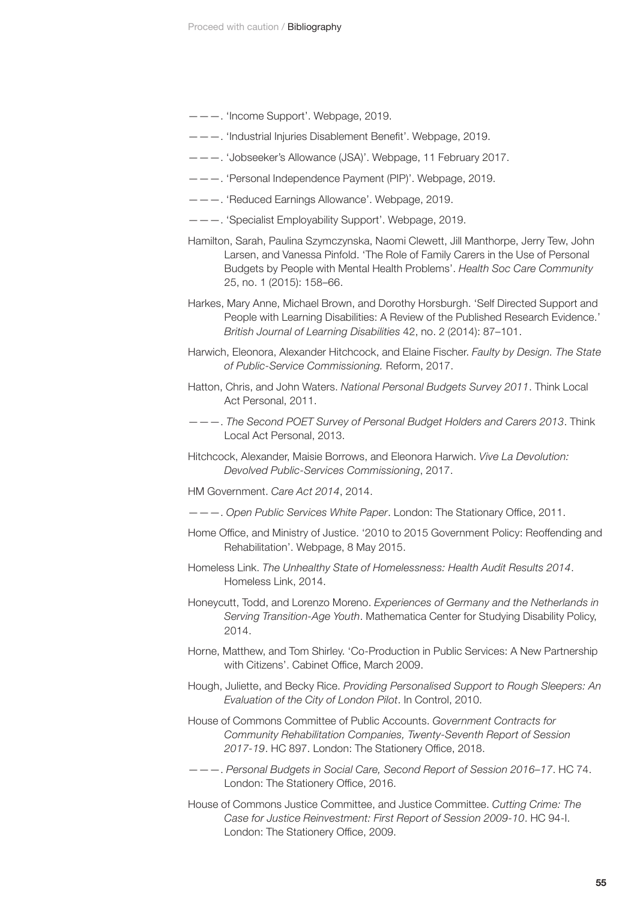———. 'Income Support'. Webpage, 2019.

———. 'Industrial Injuries Disablement Benefit'. Webpage, 2019.

———. 'Jobseeker's Allowance (JSA)'. Webpage, 11 February 2017.

———. 'Personal Independence Payment (PIP)'. Webpage, 2019.

———. 'Reduced Earnings Allowance'. Webpage, 2019.

———. 'Specialist Employability Support'. Webpage, 2019.

Hamilton, Sarah, Paulina Szymczynska, Naomi Clewett, Jill Manthorpe, Jerry Tew, John Larsen, and Vanessa Pinfold. 'The Role of Family Carers in the Use of Personal Budgets by People with Mental Health Problems'. *Health Soc Care Community* 25, no. 1 (2015): 158–66.

Harkes, Mary Anne, Michael Brown, and Dorothy Horsburgh. 'Self Directed Support and People with Learning Disabilities: A Review of the Published Research Evidence.' *British Journal of Learning Disabilities* 42, no. 2 (2014): 87–101.

Harwich, Eleonora, Alexander Hitchcock, and Elaine Fischer. *Faulty by Design. The State of Public-Service Commissioning.* Reform, 2017.

Hatton, Chris, and John Waters. *National Personal Budgets Survey 2011*. Think Local Act Personal, 2011.

———. *The Second POET Survey of Personal Budget Holders and Carers 2013*. Think Local Act Personal, 2013.

Hitchcock, Alexander, Maisie Borrows, and Eleonora Harwich. *Vive La Devolution: Devolved Public-Services Commissioning*, 2017.

HM Government. *Care Act 2014*, 2014.

———. *Open Public Services White Paper*. London: The Stationary Office, 2011.

Home Office, and Ministry of Justice. '2010 to 2015 Government Policy: Reoffending and Rehabilitation'. Webpage, 8 May 2015.

Homeless Link. *The Unhealthy State of Homelessness: Health Audit Results 2014*. Homeless Link, 2014.

Honeycutt, Todd, and Lorenzo Moreno. *Experiences of Germany and the Netherlands in Serving Transition-Age Youth*. Mathematica Center for Studying Disability Policy, 2014.

Horne, Matthew, and Tom Shirley. 'Co-Production in Public Services: A New Partnership with Citizens'. Cabinet Office, March 2009.

Hough, Juliette, and Becky Rice. *Providing Personalised Support to Rough Sleepers: An Evaluation of the City of London Pilot*. In Control, 2010.

House of Commons Committee of Public Accounts. *Government Contracts for Community Rehabilitation Companies, Twenty-Seventh Report of Session 2017-19*. HC 897. London: The Stationery Office, 2018.

———. *Personal Budgets in Social Care, Second Report of Session 2016–17*. HC 74. London: The Stationery Office, 2016.

House of Commons Justice Committee, and Justice Committee. *Cutting Crime: The Case for Justice Reinvestment: First Report of Session 2009-10*. HC 94-I. London: The Stationery Office, 2009.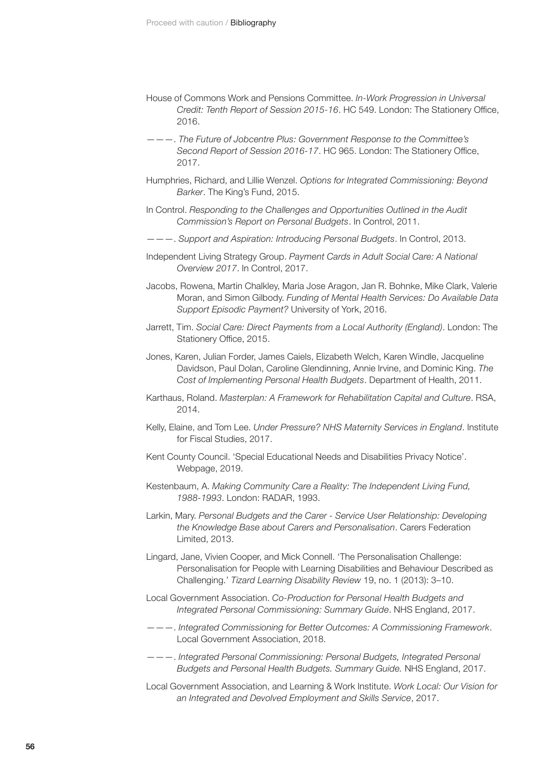House of Commons Work and Pensions Committee. *In-Work Progression in Universal Credit: Tenth Report of Session 2015-16*. HC 549. London: The Stationery Office, 2016.

———. *The Future of Jobcentre Plus: Government Response to the Committee's Second Report of Session 2016-17*. HC 965. London: The Stationery Office, 2017.

Humphries, Richard, and Lillie Wenzel. *Options for Integrated Commissioning: Beyond Barker*. The King's Fund, 2015.

In Control. *Responding to the Challenges and Opportunities Outlined in the Audit Commission's Report on Personal Budgets*. In Control, 2011.

———. *Support and Aspiration: Introducing Personal Budgets*. In Control, 2013.

Independent Living Strategy Group. *Payment Cards in Adult Social Care: A National Overview 2017*. In Control, 2017.

Jacobs, Rowena, Martin Chalkley, Maria Jose Aragon, Jan R. Bohnke, Mike Clark, Valerie Moran, and Simon Gilbody. *Funding of Mental Health Services: Do Available Data Support Episodic Payment?* University of York, 2016.

Jarrett, Tim. *Social Care: Direct Payments from a Local Authority (England)*. London: The Stationery Office, 2015.

Jones, Karen, Julian Forder, James Caiels, Elizabeth Welch, Karen Windle, Jacqueline Davidson, Paul Dolan, Caroline Glendinning, Annie Irvine, and Dominic King. *The Cost of Implementing Personal Health Budgets*. Department of Health, 2011.

Karthaus, Roland. *Masterplan: A Framework for Rehabilitation Capital and Culture*. RSA, 2014.

Kelly, Elaine, and Tom Lee. *Under Pressure? NHS Maternity Services in England*. Institute for Fiscal Studies, 2017.

Kent County Council. 'Special Educational Needs and Disabilities Privacy Notice'. Webpage, 2019.

Kestenbaum, A. *Making Community Care a Reality: The Independent Living Fund, 1988-1993*. London: RADAR, 1993.

Larkin, Mary. *Personal Budgets and the Carer - Service User Relationship: Developing the Knowledge Base about Carers and Personalisation*. Carers Federation Limited, 2013.

Lingard, Jane, Vivien Cooper, and Mick Connell. 'The Personalisation Challenge: Personalisation for People with Learning Disabilities and Behaviour Described as Challenging.' *Tizard Learning Disability Review* 19, no. 1 (2013): 3–10.

Local Government Association. *Co-Production for Personal Health Budgets and Integrated Personal Commissioning: Summary Guide*. NHS England, 2017.

———. *Integrated Commissioning for Better Outcomes: A Commissioning Framework*. Local Government Association, 2018.

———. *Integrated Personal Commissioning: Personal Budgets, Integrated Personal Budgets and Personal Health Budgets. Summary Guide.* NHS England, 2017.

Local Government Association, and Learning & Work Institute. *Work Local: Our Vision for an Integrated and Devolved Employment and Skills Service*, 2017.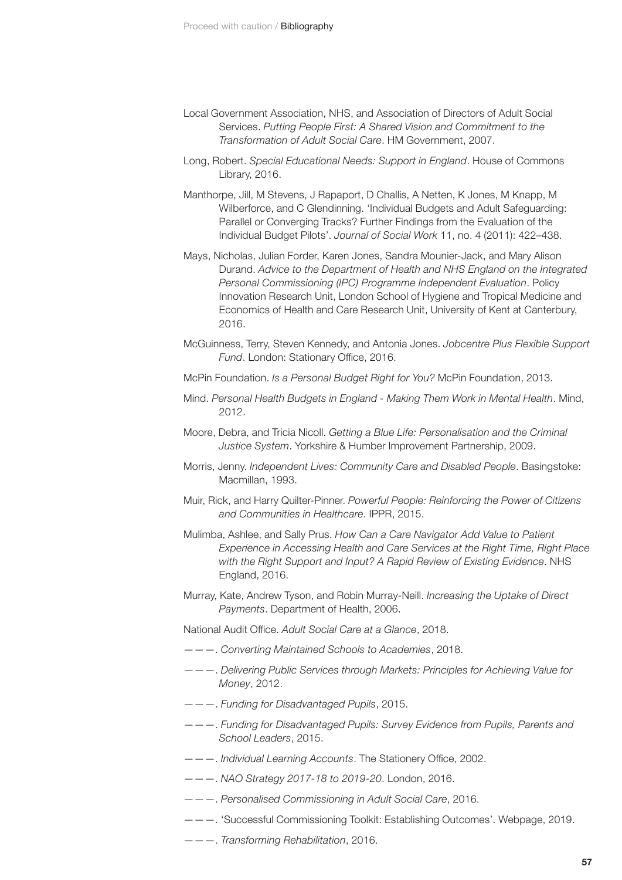Local Government Association, NHS, and Association of Directors of Adult Social Services. *Putting People First: A Shared Vision and Commitment to the Transformation of Adult Social Care*. HM Government, 2007.

Long, Robert. *Special Educational Needs: Support in England*. House of Commons Library, 2016.

Manthorpe, Jill, M Stevens, J Rapaport, D Challis, A Netten, K Jones, M Knapp, M Wilberforce, and C Glendinning. 'Individual Budgets and Adult Safeguarding: Parallel or Converging Tracks? Further Findings from the Evaluation of the Individual Budget Pilots'. *Journal of Social Work* 11, no. 4 (2011): 422–438.

Mays, Nicholas, Julian Forder, Karen Jones, Sandra Mounier-Jack, and Mary Alison Durand. *Advice to the Department of Health and NHS England on the Integrated Personal Commissioning (IPC) Programme Independent Evaluation*. Policy Innovation Research Unit, London School of Hygiene and Tropical Medicine and Economics of Health and Care Research Unit, University of Kent at Canterbury, 2016.

McGuinness, Terry, Steven Kennedy, and Antonia Jones. *Jobcentre Plus Flexible Support Fund*. London: Stationary Office, 2016.

McPin Foundation. *Is a Personal Budget Right for You?* McPin Foundation, 2013.

Mind. *Personal Health Budgets in England - Making Them Work in Mental Health*. Mind, 2012.

Moore, Debra, and Tricia Nicoll. *Getting a Blue Life: Personalisation and the Criminal Justice System*. Yorkshire & Humber Improvement Partnership, 2009.

Morris, Jenny. *Independent Lives: Community Care and Disabled People*. Basingstoke: Macmillan, 1993.

Muir, Rick, and Harry Quilter-Pinner. *Powerful People: Reinforcing the Power of Citizens and Communities in Healthcare*. IPPR, 2015.

Mulimba, Ashlee, and Sally Prus. *How Can a Care Navigator Add Value to Patient Experience in Accessing Health and Care Services at the Right Time, Right Place with the Right Support and Input? A Rapid Review of Existing Evidence*. NHS England, 2016.

Murray, Kate, Andrew Tyson, and Robin Murray-Neill. *Increasing the Uptake of Direct Payments*. Department of Health, 2006.

National Audit Office. *Adult Social Care at a Glance*, 2018.

———. *Converting Maintained Schools to Academies*, 2018.

———. *Delivering Public Services through Markets: Principles for Achieving Value for Money*, 2012.

———. *Funding for Disadvantaged Pupils*, 2015.

———. *Funding for Disadvantaged Pupils: Survey Evidence from Pupils, Parents and School Leaders*, 2015.

———. *Individual Learning Accounts*. The Stationery Office, 2002.

———. *NAO Strategy 2017-18 to 2019-20*. London, 2016.

———. *Personalised Commissioning in Adult Social Care*, 2016.

———. 'Successful Commissioning Toolkit: Establishing Outcomes'. Webpage, 2019.

———. *Transforming Rehabilitation*, 2016.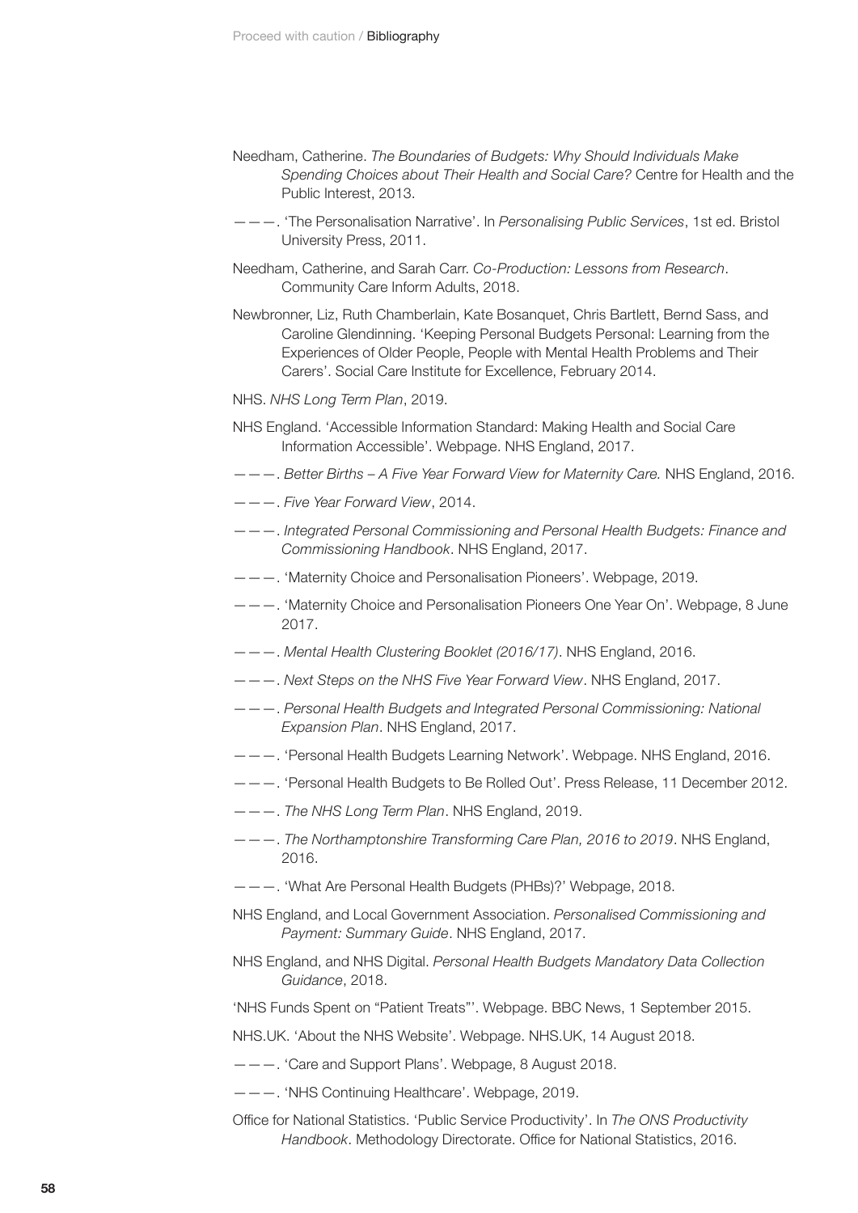Needham, Catherine. *The Boundaries of Budgets: Why Should Individuals Make Spending Choices about Their Health and Social Care?* Centre for Health and the Public Interest, 2013.

———. 'The Personalisation Narrative'. In *Personalising Public Services*, 1st ed. Bristol University Press, 2011.

Needham, Catherine, and Sarah Carr. *Co-Production: Lessons from Research*. Community Care Inform Adults, 2018.

Newbronner, Liz, Ruth Chamberlain, Kate Bosanquet, Chris Bartlett, Bernd Sass, and Caroline Glendinning. 'Keeping Personal Budgets Personal: Learning from the Experiences of Older People, People with Mental Health Problems and Their Carers'. Social Care Institute for Excellence, February 2014.

NHS. *NHS Long Term Plan*, 2019.

NHS England. 'Accessible Information Standard: Making Health and Social Care Information Accessible'. Webpage. NHS England, 2017.

———. *Better Births – A Five Year Forward View for Maternity Care.* NHS England, 2016.

———. *Five Year Forward View*, 2014.

———. *Integrated Personal Commissioning and Personal Health Budgets: Finance and Commissioning Handbook*. NHS England, 2017.

———. 'Maternity Choice and Personalisation Pioneers'. Webpage, 2019.

———. 'Maternity Choice and Personalisation Pioneers One Year On'. Webpage, 8 June 2017.

———. *Mental Health Clustering Booklet (2016/17)*. NHS England, 2016.

———. *Next Steps on the NHS Five Year Forward View*. NHS England, 2017.

———. *Personal Health Budgets and Integrated Personal Commissioning: National Expansion Plan*. NHS England, 2017.

———. 'Personal Health Budgets Learning Network'. Webpage. NHS England, 2016.

———. 'Personal Health Budgets to Be Rolled Out'. Press Release, 11 December 2012.

———. *The NHS Long Term Plan*. NHS England, 2019.

———. *The Northamptonshire Transforming Care Plan, 2016 to 2019*. NHS England, 2016.

———. 'What Are Personal Health Budgets (PHBs)?' Webpage, 2018.

NHS England, and Local Government Association. *Personalised Commissioning and Payment: Summary Guide*. NHS England, 2017.

NHS England, and NHS Digital. *Personal Health Budgets Mandatory Data Collection Guidance*, 2018.

'NHS Funds Spent on "Patient Treats"'. Webpage. BBC News, 1 September 2015.

NHS.UK. 'About the NHS Website'. Webpage. NHS.UK, 14 August 2018.

———. 'Care and Support Plans'. Webpage, 8 August 2018.

———. 'NHS Continuing Healthcare'. Webpage, 2019.

Office for National Statistics. 'Public Service Productivity'. In *The ONS Productivity Handbook*. Methodology Directorate. Office for National Statistics, 2016.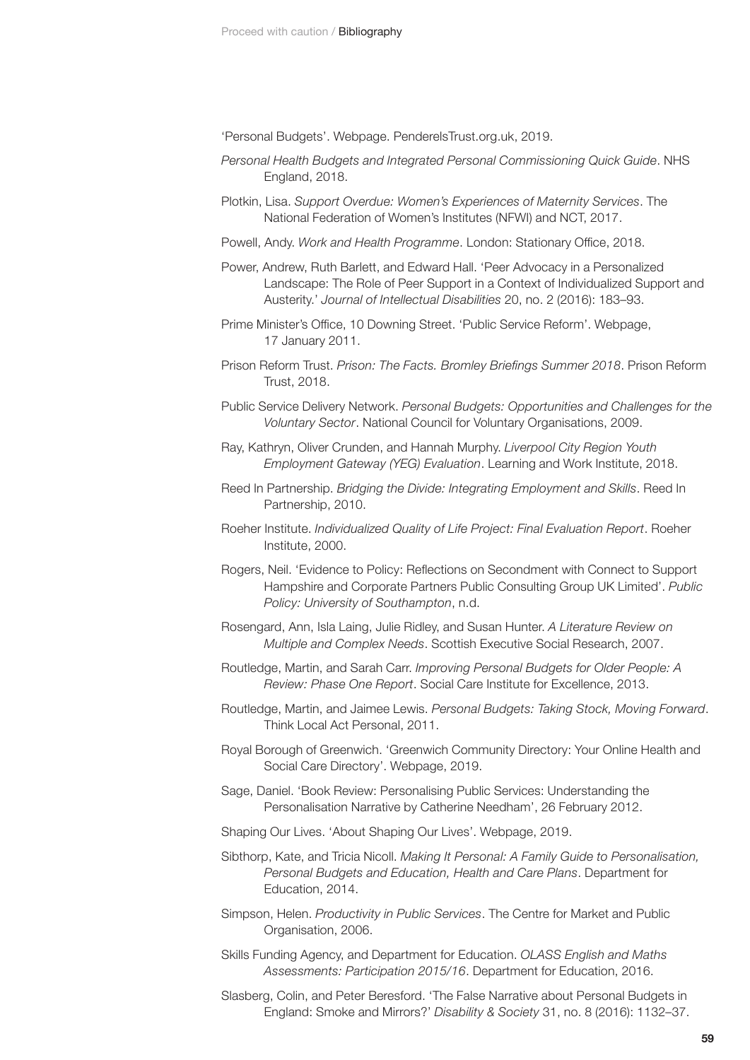'Personal Budgets'. Webpage. PenderelsTrust.org.uk, 2019.

*Personal Health Budgets and Integrated Personal Commissioning Quick Guide*. NHS England, 2018.

Plotkin, Lisa. *Support Overdue: Women's Experiences of Maternity Services*. The National Federation of Women's Institutes (NFWI) and NCT, 2017.

Powell, Andy. *Work and Health Programme*. London: Stationary Office, 2018.

Power, Andrew, Ruth Barlett, and Edward Hall. 'Peer Advocacy in a Personalized Landscape: The Role of Peer Support in a Context of Individualized Support and Austerity.' *Journal of Intellectual Disabilities* 20, no. 2 (2016): 183–93.

Prime Minister's Office, 10 Downing Street. 'Public Service Reform'. Webpage, 17 January 2011.

Prison Reform Trust. *Prison: The Facts. Bromley Briefings Summer 2018*. Prison Reform Trust, 2018.

Public Service Delivery Network. *Personal Budgets: Opportunities and Challenges for the Voluntary Sector*. National Council for Voluntary Organisations, 2009.

Ray, Kathryn, Oliver Crunden, and Hannah Murphy. *Liverpool City Region Youth Employment Gateway (YEG) Evaluation*. Learning and Work Institute, 2018.

Reed In Partnership. *Bridging the Divide: Integrating Employment and Skills*. Reed In Partnership, 2010.

Roeher Institute. *Individualized Quality of Life Project: Final Evaluation Report*. Roeher Institute, 2000.

Rogers, Neil. 'Evidence to Policy: Reflections on Secondment with Connect to Support Hampshire and Corporate Partners Public Consulting Group UK Limited'. *Public Policy: University of Southampton*, n.d.

Rosengard, Ann, Isla Laing, Julie Ridley, and Susan Hunter. *A Literature Review on Multiple and Complex Needs*. Scottish Executive Social Research, 2007.

Routledge, Martin, and Sarah Carr. *Improving Personal Budgets for Older People: A Review: Phase One Report*. Social Care Institute for Excellence, 2013.

Routledge, Martin, and Jaimee Lewis. *Personal Budgets: Taking Stock, Moving Forward*. Think Local Act Personal, 2011.

Royal Borough of Greenwich. 'Greenwich Community Directory: Your Online Health and Social Care Directory'. Webpage, 2019.

Sage, Daniel. 'Book Review: Personalising Public Services: Understanding the Personalisation Narrative by Catherine Needham', 26 February 2012.

Shaping Our Lives. 'About Shaping Our Lives'. Webpage, 2019.

Sibthorp, Kate, and Tricia Nicoll. *Making It Personal: A Family Guide to Personalisation, Personal Budgets and Education, Health and Care Plans*. Department for Education, 2014.

Simpson, Helen. *Productivity in Public Services*. The Centre for Market and Public Organisation, 2006.

Skills Funding Agency, and Department for Education. *OLASS English and Maths Assessments: Participation 2015/16*. Department for Education, 2016.

Slasberg, Colin, and Peter Beresford. 'The False Narrative about Personal Budgets in England: Smoke and Mirrors?' *Disability & Society* 31, no. 8 (2016): 1132–37.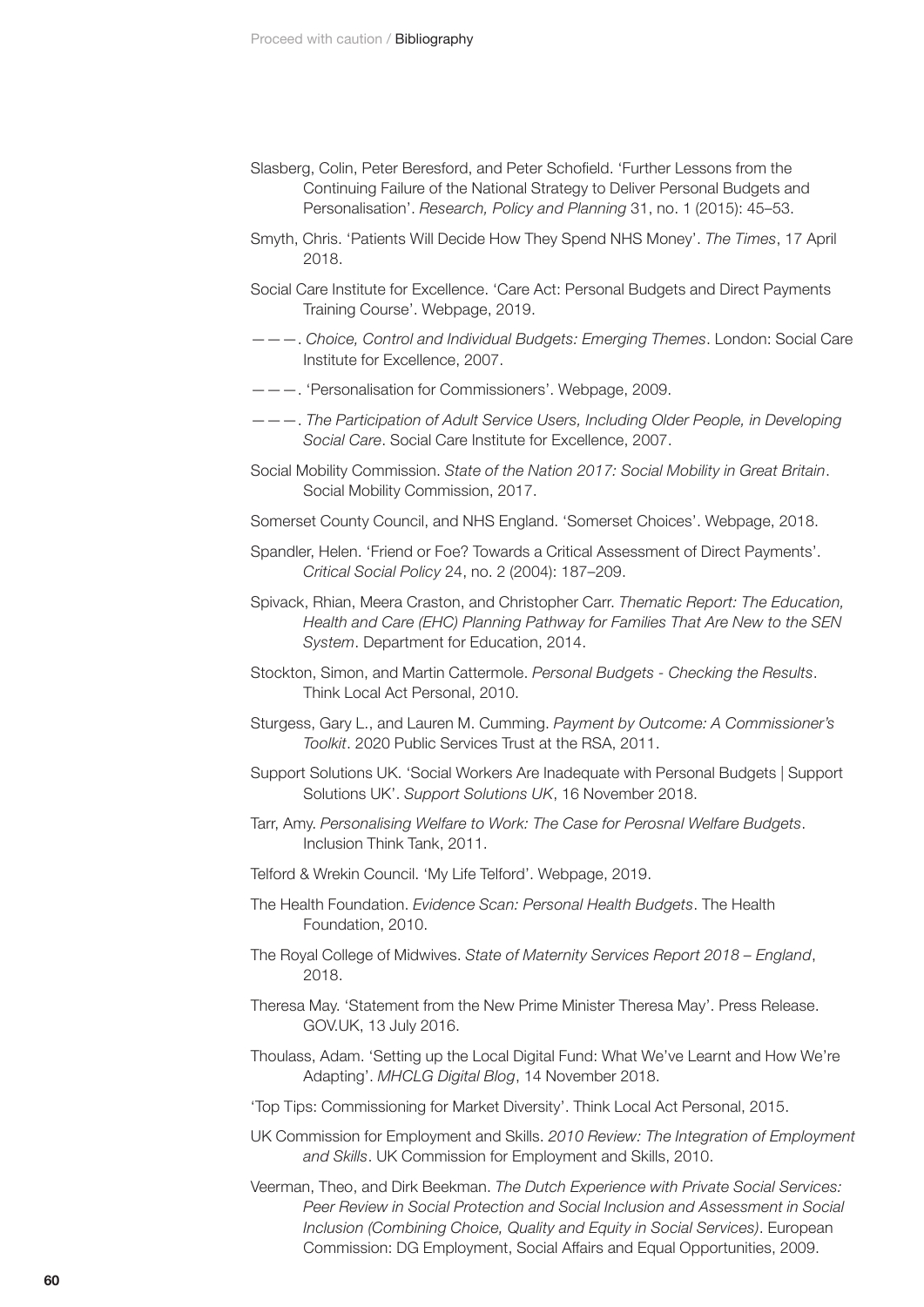Slasberg, Colin, Peter Beresford, and Peter Schofield. 'Further Lessons from the Continuing Failure of the National Strategy to Deliver Personal Budgets and Personalisation'. *Research, Policy and Planning* 31, no. 1 (2015): 45–53.

Smyth, Chris. 'Patients Will Decide How They Spend NHS Money'. *The Times*, 17 April 2018.

Social Care Institute for Excellence. 'Care Act: Personal Budgets and Direct Payments Training Course'. Webpage, 2019.

———. *Choice, Control and Individual Budgets: Emerging Themes*. London: Social Care Institute for Excellence, 2007.

———. 'Personalisation for Commissioners'. Webpage, 2009.

———. *The Participation of Adult Service Users, Including Older People, in Developing Social Care*. Social Care Institute for Excellence, 2007.

Social Mobility Commission. *State of the Nation 2017: Social Mobility in Great Britain*. Social Mobility Commission, 2017.

Somerset County Council, and NHS England. 'Somerset Choices'. Webpage, 2018.

Spandler, Helen. 'Friend or Foe? Towards a Critical Assessment of Direct Payments'. *Critical Social Policy* 24, no. 2 (2004): 187–209.

Spivack, Rhian, Meera Craston, and Christopher Carr. *Thematic Report: The Education, Health and Care (EHC) Planning Pathway for Families That Are New to the SEN System*. Department for Education, 2014.

Stockton, Simon, and Martin Cattermole. *Personal Budgets - Checking the Results*. Think Local Act Personal, 2010.

Sturgess, Gary L., and Lauren M. Cumming. *Payment by Outcome: A Commissioner's Toolkit*. 2020 Public Services Trust at the RSA, 2011.

Support Solutions UK. 'Social Workers Are Inadequate with Personal Budgets | Support Solutions UK'. *Support Solutions UK*, 16 November 2018.

Tarr, Amy. *Personalising Welfare to Work: The Case for Perosnal Welfare Budgets*. Inclusion Think Tank, 2011.

Telford & Wrekin Council. 'My Life Telford'. Webpage, 2019.

The Health Foundation. *Evidence Scan: Personal Health Budgets*. The Health Foundation, 2010.

The Royal College of Midwives. *State of Maternity Services Report 2018 – England*, 2018.

Theresa May. 'Statement from the New Prime Minister Theresa May'. Press Release. GOV.UK, 13 July 2016.

Thoulass, Adam. 'Setting up the Local Digital Fund: What We've Learnt and How We're Adapting'. *MHCLG Digital Blog*, 14 November 2018.

'Top Tips: Commissioning for Market Diversity'. Think Local Act Personal, 2015.

UK Commission for Employment and Skills. *2010 Review: The Integration of Employment and Skills*. UK Commission for Employment and Skills, 2010.

Veerman, Theo, and Dirk Beekman. *The Dutch Experience with Private Social Services: Peer Review in Social Protection and Social Inclusion and Assessment in Social Inclusion (Combining Choice, Quality and Equity in Social Services)*. European Commission: DG Employment, Social Affairs and Equal Opportunities, 2009.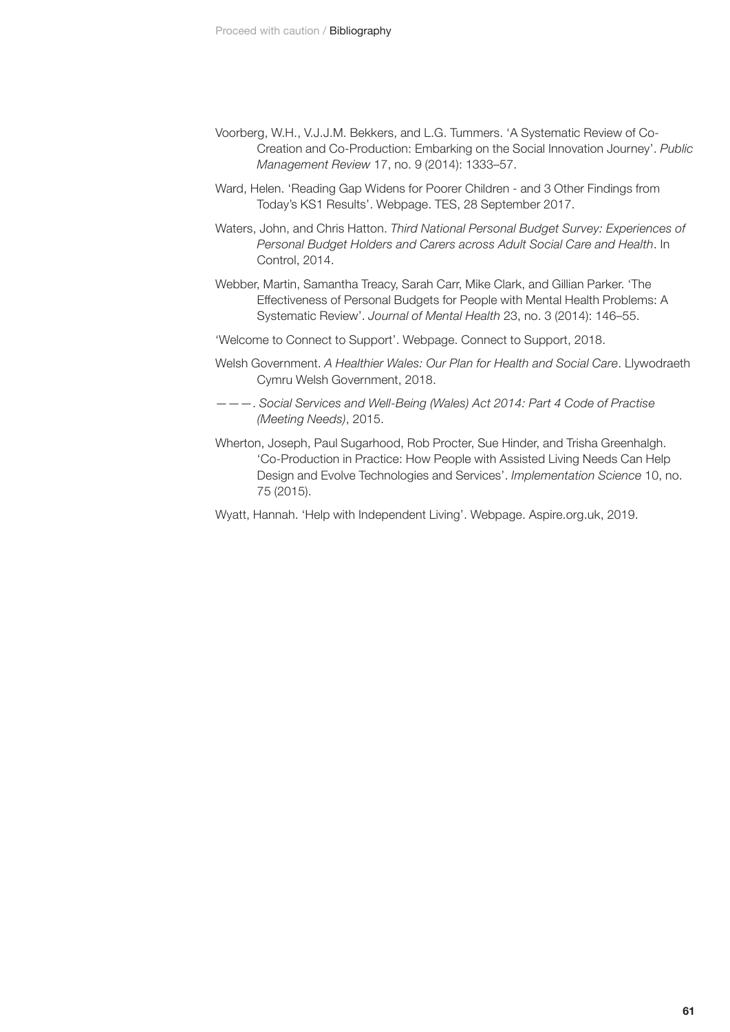Voorberg, W.H., V.J.J.M. Bekkers, and L.G. Tummers. 'A Systematic Review of Co-Creation and Co-Production: Embarking on the Social Innovation Journey'. *Public Management Review* 17, no. 9 (2014): 1333–57.

Ward, Helen. 'Reading Gap Widens for Poorer Children - and 3 Other Findings from Today's KS1 Results'. Webpage. TES, 28 September 2017.

Waters, John, and Chris Hatton. *Third National Personal Budget Survey: Experiences of Personal Budget Holders and Carers across Adult Social Care and Health*. In Control, 2014.

Webber, Martin, Samantha Treacy, Sarah Carr, Mike Clark, and Gillian Parker. 'The Effectiveness of Personal Budgets for People with Mental Health Problems: A Systematic Review'. *Journal of Mental Health* 23, no. 3 (2014): 146–55.

'Welcome to Connect to Support'. Webpage. Connect to Support, 2018.

Welsh Government. *A Healthier Wales: Our Plan for Health and Social Care*. Llywodraeth Cymru Welsh Government, 2018.

———. *Social Services and Well-Being (Wales) Act 2014: Part 4 Code of Practise (Meeting Needs)*, 2015.

Wherton, Joseph, Paul Sugarhood, Rob Procter, Sue Hinder, and Trisha Greenhalgh. 'Co-Production in Practice: How People with Assisted Living Needs Can Help Design and Evolve Technologies and Services'. *Implementation Science* 10, no. 75 (2015).

Wyatt, Hannah. 'Help with Independent Living'. Webpage. Aspire.org.uk, 2019.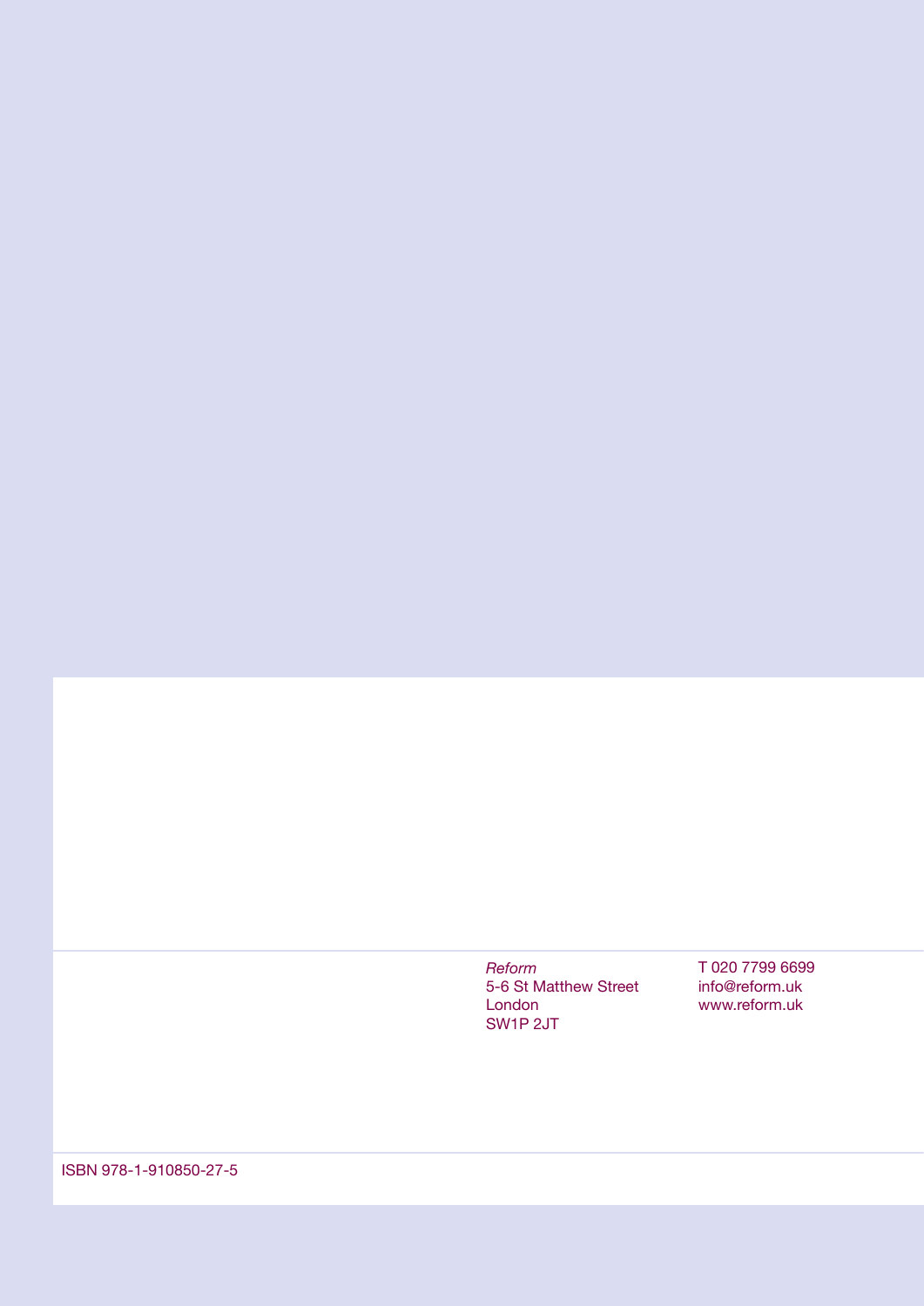*Reform*
5-6 St Matthew Street
London
SW1P 2JT

T 020 7799 6699
info@reform.uk
www.reform.uk

ISBN 978-1-910850-27-5